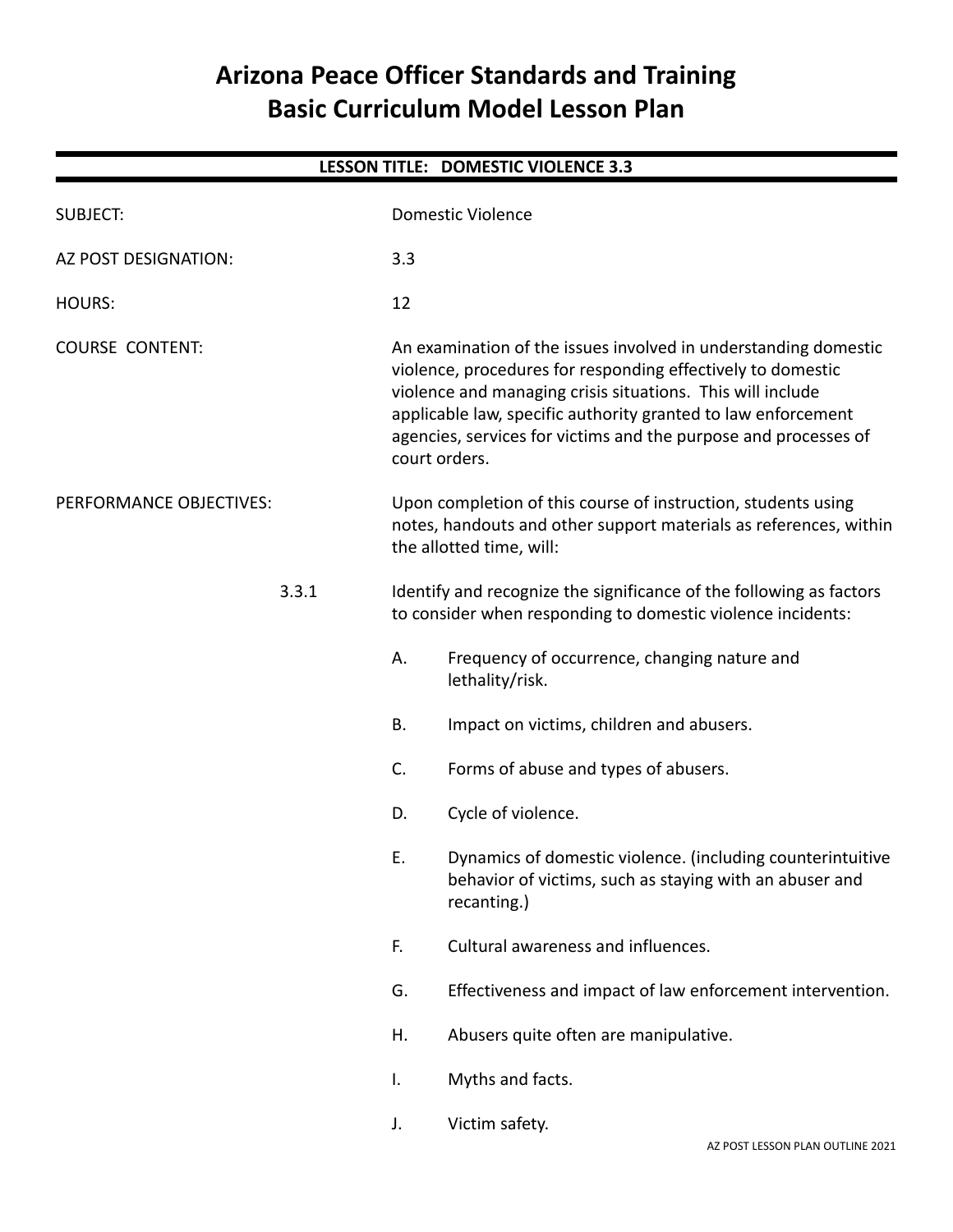# Arizona Peace Officer Standards and Training
# Basic Curriculum Model Lesson Plan

**LESSON TITLE: DOMESTIC VIOLENCE 3.3**

SUBJECT: Domestic Violence

AZ POST DESIGNATION: 3.3

HOURS: 12

COURSE CONTENT: An examination of the issues involved in understanding domestic violence, procedures for responding effectively to domestic violence and managing crisis situations. This will include applicable law, specific authority granted to law enforcement agencies, services for victims and the purpose and processes of court orders.

PERFORMANCE OBJECTIVES: Upon completion of this course of instruction, students using notes, handouts and other support materials as references, within the allotted time, will:

3.3.1 Identify and recognize the significance of the following as factors to consider when responding to domestic violence incidents:

A. Frequency of occurrence, changing nature and lethality/risk.

B. Impact on victims, children and abusers.

C. Forms of abuse and types of abusers.

D. Cycle of violence.

E. Dynamics of domestic violence. (including counterintuitive behavior of victims, such as staying with an abuser and recanting.)

F. Cultural awareness and influences.

G. Effectiveness and impact of law enforcement intervention.

H. Abusers quite often are manipulative.

I. Myths and facts.

J. Victim safety.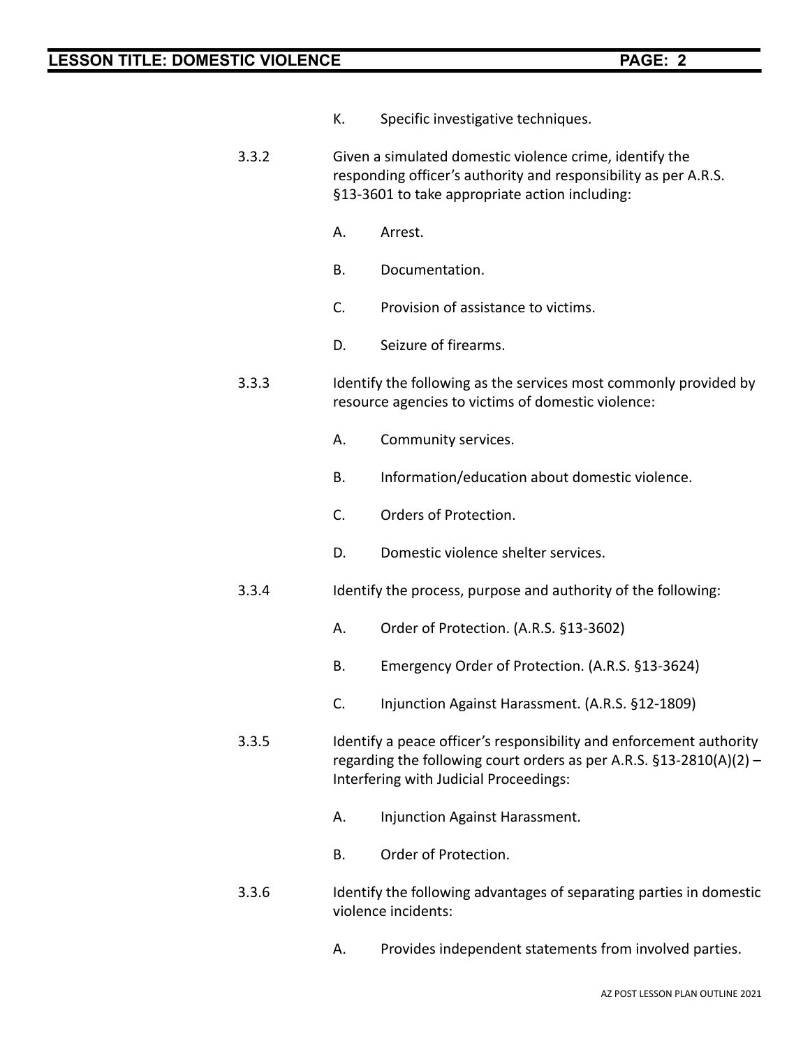K. Specific investigative techniques.

3.3.2 Given a simulated domestic violence crime, identify the responding officer's authority and responsibility as per A.R.S. §13-3601 to take appropriate action including:

A. Arrest.

B. Documentation.

C. Provision of assistance to victims.

D. Seizure of firearms.

3.3.3 Identify the following as the services most commonly provided by resource agencies to victims of domestic violence:

A. Community services.

B. Information/education about domestic violence.

C. Orders of Protection.

D. Domestic violence shelter services.

3.3.4 Identify the process, purpose and authority of the following:

A. Order of Protection. (A.R.S. §13-3602)

B. Emergency Order of Protection. (A.R.S. §13-3624)

C. Injunction Against Harassment. (A.R.S. §12-1809)

3.3.5 Identify a peace officer's responsibility and enforcement authority regarding the following court orders as per A.R.S. §13-2810(A)(2) – Interfering with Judicial Proceedings:

A. Injunction Against Harassment.

B. Order of Protection.

3.3.6 Identify the following advantages of separating parties in domestic violence incidents:

A. Provides independent statements from involved parties.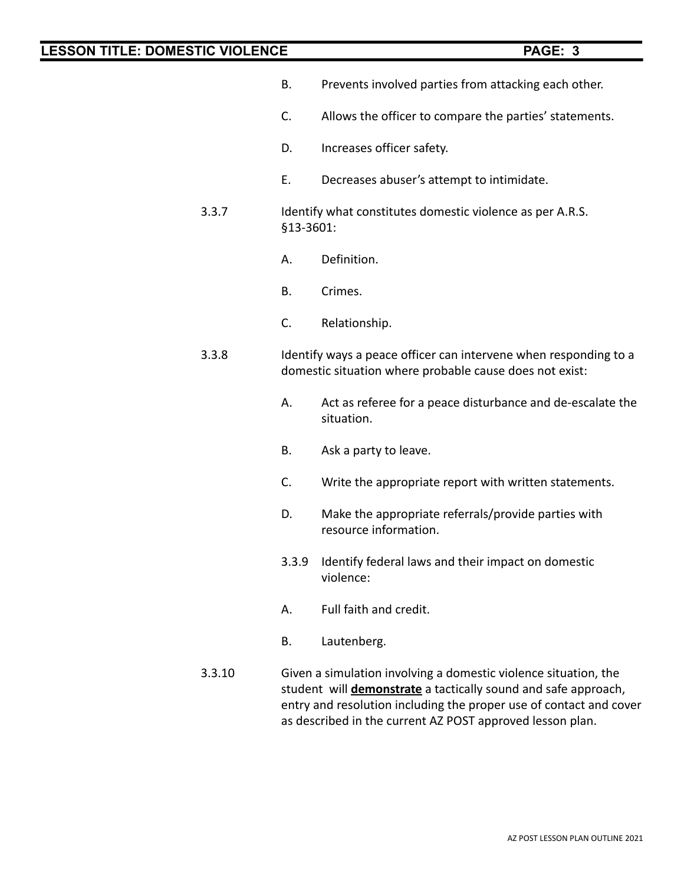B. Prevents involved parties from attacking each other.

C. Allows the officer to compare the parties' statements.

D. Increases officer safety.

E. Decreases abuser's attempt to intimidate.

3.3.7 Identify what constitutes domestic violence as per A.R.S. §13-3601:

A. Definition.

B. Crimes.

C. Relationship.

3.3.8 Identify ways a peace officer can intervene when responding to a domestic situation where probable cause does not exist:

A. Act as referee for a peace disturbance and de-escalate the situation.

B. Ask a party to leave.

C. Write the appropriate report with written statements.

D. Make the appropriate referrals/provide parties with resource information.

3.3.9 Identify federal laws and their impact on domestic violence:

A. Full faith and credit.

B. Lautenberg.

3.3.10 Given a simulation involving a domestic violence situation, the student will **demonstrate** a tactically sound and safe approach, entry and resolution including the proper use of contact and cover as described in the current AZ POST approved lesson plan.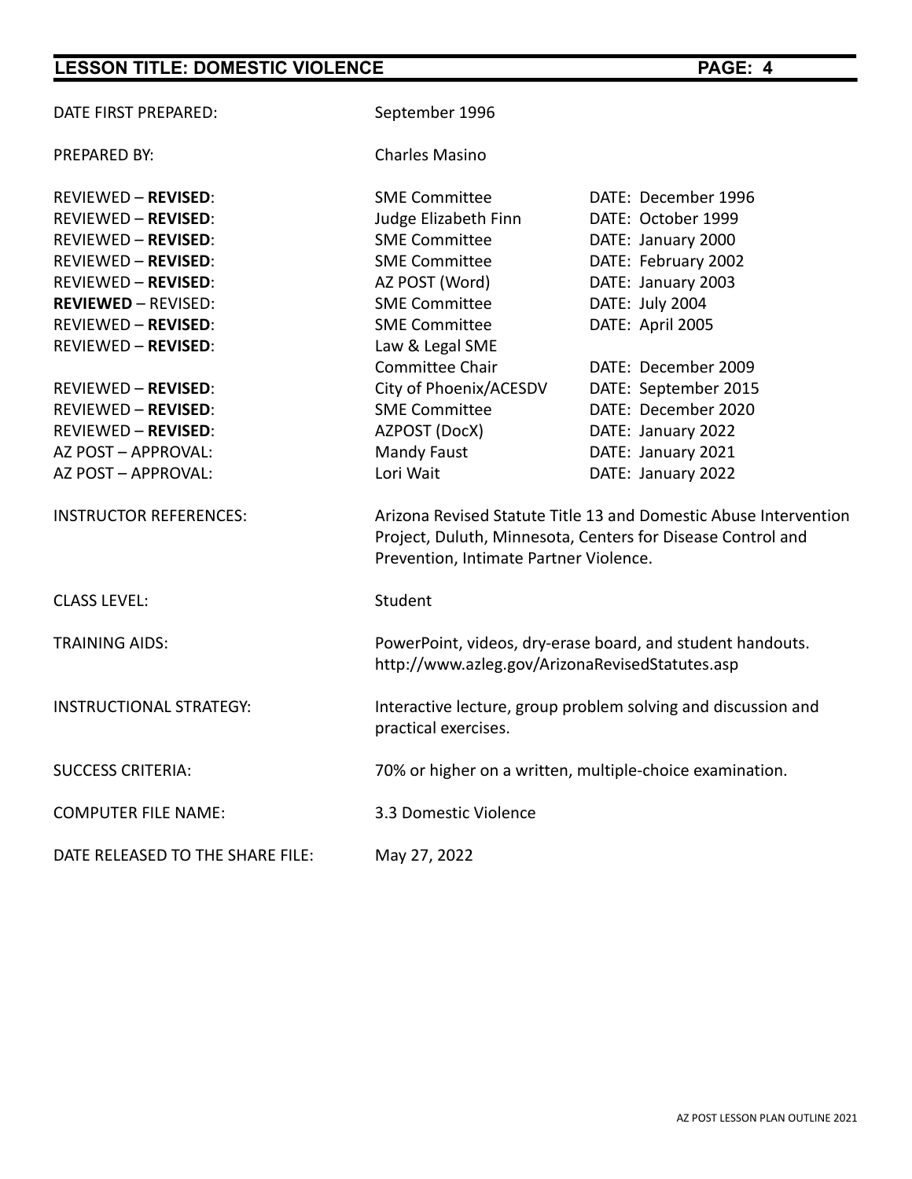DATE FIRST PREPARED: September 1996

PREPARED BY: Charles Masino

| | | |
|---|---|---|
| REVIEWED – **REVISED**: | SME Committee | DATE: December 1996 |
| REVIEWED – **REVISED**: | Judge Elizabeth Finn | DATE: October 1999 |
| REVIEWED – **REVISED**: | SME Committee | DATE: January 2000 |
| REVIEWED – **REVISED**: | SME Committee | DATE: February 2002 |
| REVIEWED – **REVISED**: | AZ POST (Word) | DATE: January 2003 |
| **REVIEWED** – REVISED: | SME Committee | DATE: July 2004 |
| REVIEWED – **REVISED**: | SME Committee | DATE: April 2005 |
| REVIEWED – **REVISED**: | Law & Legal SME Committee Chair | DATE: December 2009 |
| REVIEWED – **REVISED**: | City of Phoenix/ACESDV | DATE: September 2015 |
| REVIEWED – **REVISED**: | SME Committee | DATE: December 2020 |
| REVIEWED – **REVISED**: | AZPOST (DocX) | DATE: January 2022 |
| AZ POST – APPROVAL: | Mandy Faust | DATE: January 2021 |
| AZ POST – APPROVAL: | Lori Wait | DATE: January 2022 |

INSTRUCTOR REFERENCES: Arizona Revised Statute Title 13 and Domestic Abuse Intervention Project, Duluth, Minnesota, Centers for Disease Control and Prevention, Intimate Partner Violence.

CLASS LEVEL: Student

TRAINING AIDS: PowerPoint, videos, dry-erase board, and student handouts. http://www.azleg.gov/ArizonaRevisedStatutes.asp

INSTRUCTIONAL STRATEGY: Interactive lecture, group problem solving and discussion and practical exercises.

SUCCESS CRITERIA: 70% or higher on a written, multiple-choice examination.

COMPUTER FILE NAME: 3.3 Domestic Violence

DATE RELEASED TO THE SHARE FILE: May 27, 2022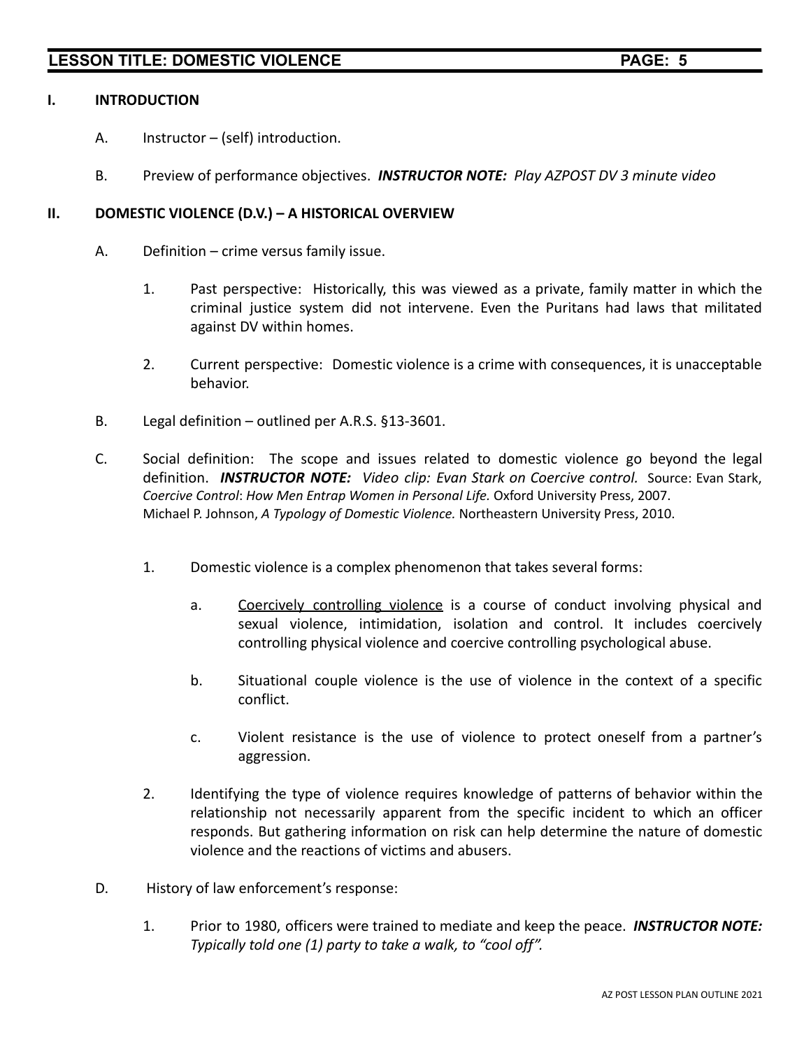## I. INTRODUCTION

A. Instructor – (self) introduction.

B. Preview of performance objectives. ***INSTRUCTOR NOTE:*** *Play AZPOST DV 3 minute video*

## II. DOMESTIC VIOLENCE (D.V.) – A HISTORICAL OVERVIEW

A. Definition – crime versus family issue.

1. Past perspective: Historically, this was viewed as a private, family matter in which the criminal justice system did not intervene. Even the Puritans had laws that militated against DV within homes.

2. Current perspective: Domestic violence is a crime with consequences, it is unacceptable behavior.

B. Legal definition – outlined per A.R.S. §13-3601.

C. Social definition: The scope and issues related to domestic violence go beyond the legal definition. ***INSTRUCTOR NOTE:*** *Video clip: Evan Stark on Coercive control.* Source: Evan Stark, *Coercive Control*: *How Men Entrap Women in Personal Life.* Oxford University Press, 2007. Michael P. Johnson, *A Typology of Domestic Violence.* Northeastern University Press, 2010.

1. Domestic violence is a complex phenomenon that takes several forms:

   a. Coercively controlling violence is a course of conduct involving physical and sexual violence, intimidation, isolation and control. It includes coercively controlling physical violence and coercive controlling psychological abuse.

   b. Situational couple violence is the use of violence in the context of a specific conflict.

   c. Violent resistance is the use of violence to protect oneself from a partner's aggression.

2. Identifying the type of violence requires knowledge of patterns of behavior within the relationship not necessarily apparent from the specific incident to which an officer responds. But gathering information on risk can help determine the nature of domestic violence and the reactions of victims and abusers.

D. History of law enforcement's response:

1. Prior to 1980, officers were trained to mediate and keep the peace. ***INSTRUCTOR NOTE:*** *Typically told one (1) party to take a walk, to "cool off".*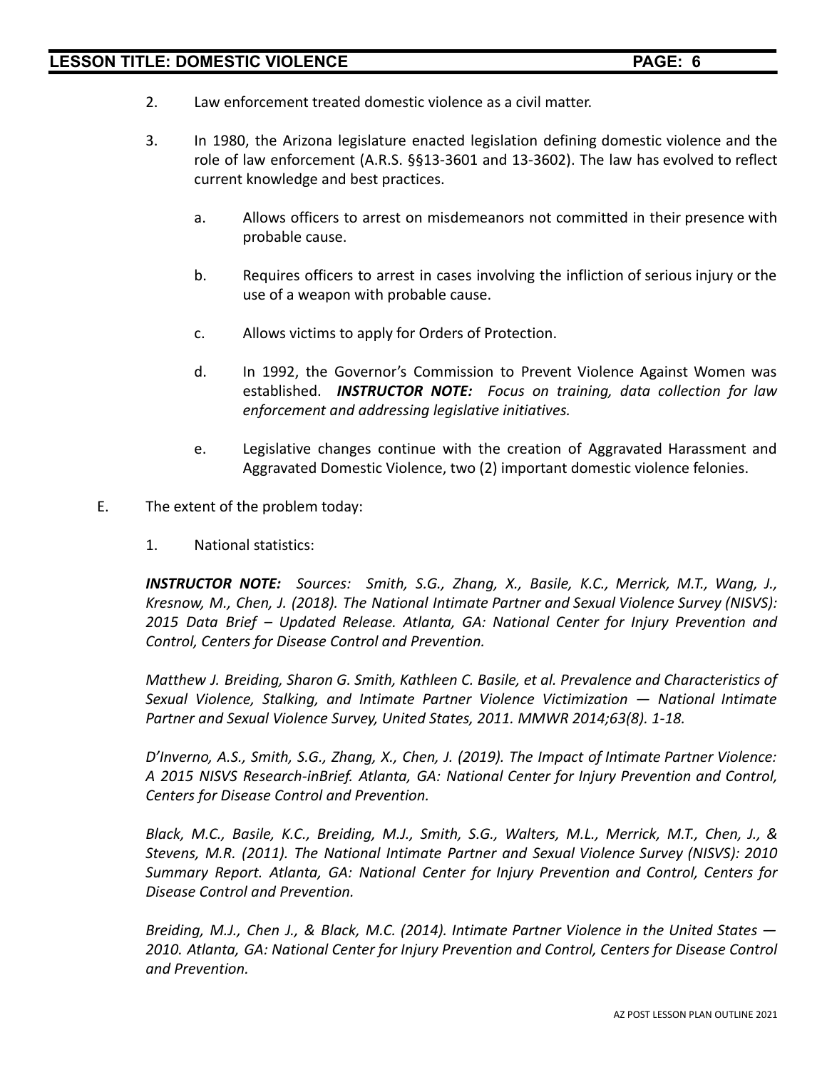2. Law enforcement treated domestic violence as a civil matter.

3. In 1980, the Arizona legislature enacted legislation defining domestic violence and the role of law enforcement (A.R.S. §§13-3601 and 13-3602). The law has evolved to reflect current knowledge and best practices.

   a. Allows officers to arrest on misdemeanors not committed in their presence with probable cause.

   b. Requires officers to arrest in cases involving the infliction of serious injury or the use of a weapon with probable cause.

   c. Allows victims to apply for Orders of Protection.

   d. In 1992, the Governor's Commission to Prevent Violence Against Women was established. ***INSTRUCTOR NOTE:*** *Focus on training, data collection for law enforcement and addressing legislative initiatives.*

   e. Legislative changes continue with the creation of Aggravated Harassment and Aggravated Domestic Violence, two (2) important domestic violence felonies.

E. The extent of the problem today:

1. National statistics:

***INSTRUCTOR NOTE:*** *Sources: Smith, S.G., Zhang, X., Basile, K.C., Merrick, M.T., Wang, J., Kresnow, M., Chen, J. (2018). The National Intimate Partner and Sexual Violence Survey (NISVS): 2015 Data Brief – Updated Release. Atlanta, GA: National Center for Injury Prevention and Control, Centers for Disease Control and Prevention.*

*Matthew J. Breiding, Sharon G. Smith, Kathleen C. Basile, et al. Prevalence and Characteristics of Sexual Violence, Stalking, and Intimate Partner Violence Victimization — National Intimate Partner and Sexual Violence Survey, United States, 2011. MMWR 2014;63(8). 1-18.*

*D'Inverno, A.S., Smith, S.G., Zhang, X., Chen, J. (2019). The Impact of Intimate Partner Violence: A 2015 NISVS Research-inBrief. Atlanta, GA: National Center for Injury Prevention and Control, Centers for Disease Control and Prevention.*

*Black, M.C., Basile, K.C., Breiding, M.J., Smith, S.G., Walters, M.L., Merrick, M.T., Chen, J., & Stevens, M.R. (2011). The National Intimate Partner and Sexual Violence Survey (NISVS): 2010 Summary Report. Atlanta, GA: National Center for Injury Prevention and Control, Centers for Disease Control and Prevention.*

*Breiding, M.J., Chen J., & Black, M.C. (2014). Intimate Partner Violence in the United States — 2010. Atlanta, GA: National Center for Injury Prevention and Control, Centers for Disease Control and Prevention.*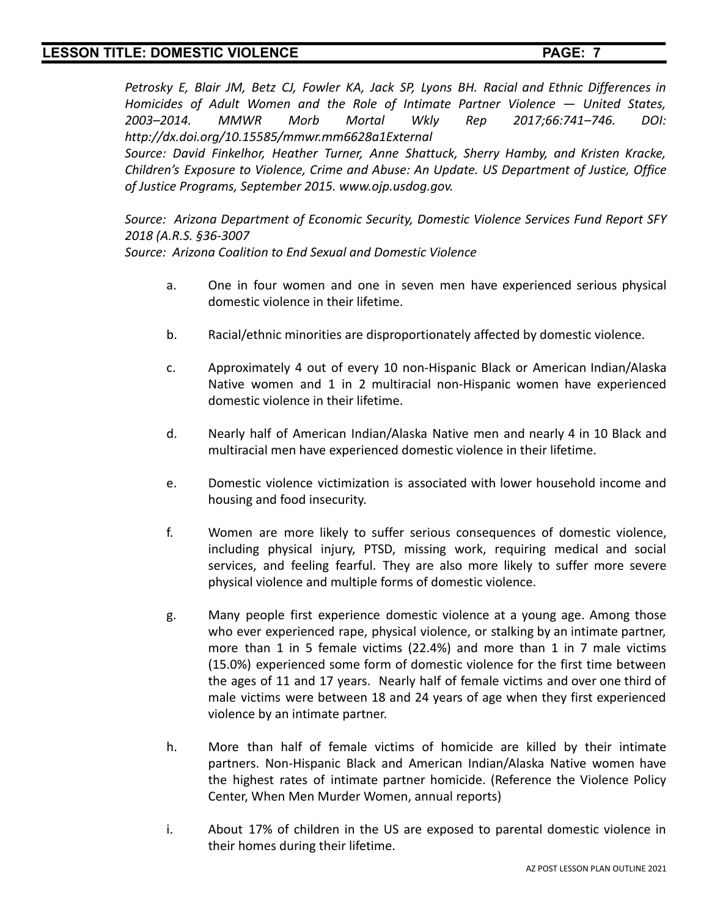*Petrosky E, Blair JM, Betz CJ, Fowler KA, Jack SP, Lyons BH. Racial and Ethnic Differences in Homicides of Adult Women and the Role of Intimate Partner Violence — United States, 2003–2014. MMWR Morb Mortal Wkly Rep 2017;66:741–746. DOI: http://dx.doi.org/10.15585/mmwr.mm6628a1External*
*Source: David Finkelhor, Heather Turner, Anne Shattuck, Sherry Hamby, and Kristen Kracke, Children's Exposure to Violence, Crime and Abuse: An Update. US Department of Justice, Office of Justice Programs, September 2015. www.ojp.usdog.gov.*

*Source: Arizona Department of Economic Security, Domestic Violence Services Fund Report SFY 2018 (A.R.S. §36-3007*
*Source: Arizona Coalition to End Sexual and Domestic Violence*

a. One in four women and one in seven men have experienced serious physical domestic violence in their lifetime.

b. Racial/ethnic minorities are disproportionately affected by domestic violence.

c. Approximately 4 out of every 10 non-Hispanic Black or American Indian/Alaska Native women and 1 in 2 multiracial non-Hispanic women have experienced domestic violence in their lifetime.

d. Nearly half of American Indian/Alaska Native men and nearly 4 in 10 Black and multiracial men have experienced domestic violence in their lifetime.

e. Domestic violence victimization is associated with lower household income and housing and food insecurity.

f. Women are more likely to suffer serious consequences of domestic violence, including physical injury, PTSD, missing work, requiring medical and social services, and feeling fearful. They are also more likely to suffer more severe physical violence and multiple forms of domestic violence.

g. Many people first experience domestic violence at a young age. Among those who ever experienced rape, physical violence, or stalking by an intimate partner, more than 1 in 5 female victims (22.4%) and more than 1 in 7 male victims (15.0%) experienced some form of domestic violence for the first time between the ages of 11 and 17 years. Nearly half of female victims and over one third of male victims were between 18 and 24 years of age when they first experienced violence by an intimate partner.

h. More than half of female victims of homicide are killed by their intimate partners. Non-Hispanic Black and American Indian/Alaska Native women have the highest rates of intimate partner homicide. (Reference the Violence Policy Center, When Men Murder Women, annual reports)

i. About 17% of children in the US are exposed to parental domestic violence in their homes during their lifetime.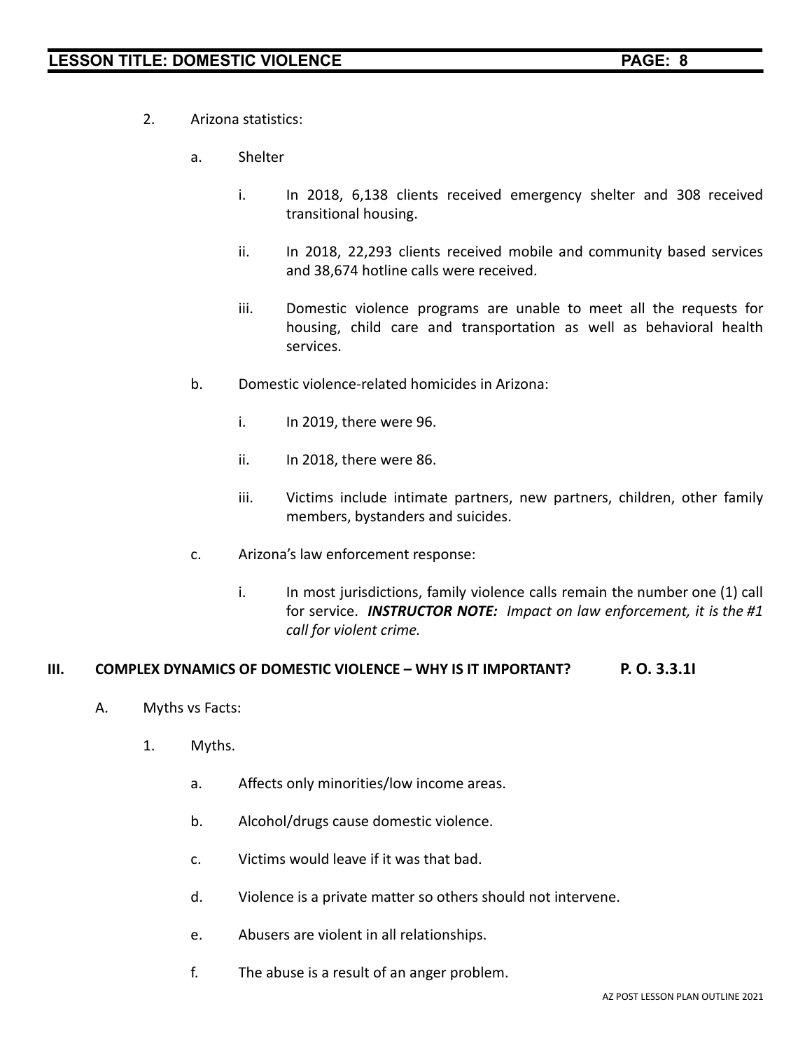2. Arizona statistics:

   a. Shelter

      i. In 2018, 6,138 clients received emergency shelter and 308 received transitional housing.

      ii. In 2018, 22,293 clients received mobile and community based services and 38,674 hotline calls were received.

      iii. Domestic violence programs are unable to meet all the requests for housing, child care and transportation as well as behavioral health services.

   b. Domestic violence-related homicides in Arizona:

      i. In 2019, there were 96.

      ii. In 2018, there were 86.

      iii. Victims include intimate partners, new partners, children, other family members, bystanders and suicides.

   c. Arizona's law enforcement response:

      i. In most jurisdictions, family violence calls remain the number one (1) call for service. ***INSTRUCTOR NOTE:*** *Impact on law enforcement, it is the #1 call for violent crime.*

## III. COMPLEX DYNAMICS OF DOMESTIC VIOLENCE – WHY IS IT IMPORTANT? P. O. 3.3.1I

A. Myths vs Facts:

1. Myths.

   a. Affects only minorities/low income areas.

   b. Alcohol/drugs cause domestic violence.

   c. Victims would leave if it was that bad.

   d. Violence is a private matter so others should not intervene.

   e. Abusers are violent in all relationships.

   f. The abuse is a result of an anger problem.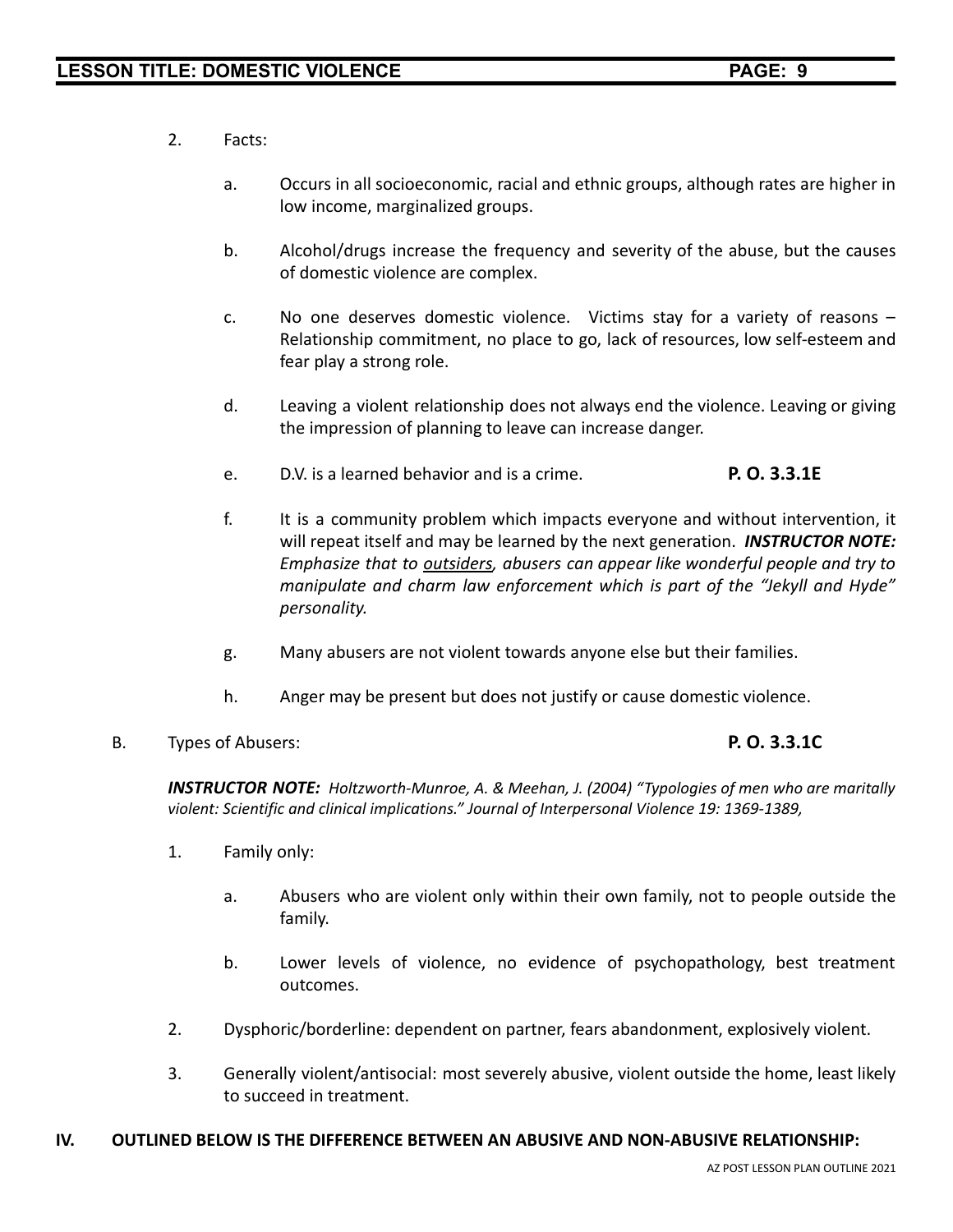2. Facts:

   a. Occurs in all socioeconomic, racial and ethnic groups, although rates are higher in low income, marginalized groups.

   b. Alcohol/drugs increase the frequency and severity of the abuse, but the causes of domestic violence are complex.

   c. No one deserves domestic violence. Victims stay for a variety of reasons – Relationship commitment, no place to go, lack of resources, low self-esteem and fear play a strong role.

   d. Leaving a violent relationship does not always end the violence. Leaving or giving the impression of planning to leave can increase danger.

   e. D.V. is a learned behavior and is a crime. **P. O. 3.3.1E**

   f. It is a community problem which impacts everyone and without intervention, it will repeat itself and may be learned by the next generation. ***INSTRUCTOR NOTE:*** *Emphasize that to <u>outsiders</u>, abusers can appear like wonderful people and try to manipulate and charm law enforcement which is part of the "Jekyll and Hyde" personality.*

   g. Many abusers are not violent towards anyone else but their families.

   h. Anger may be present but does not justify or cause domestic violence.

B. Types of Abusers: **P. O. 3.3.1C**

***INSTRUCTOR NOTE:*** *Holtzworth-Munroe, A. & Meehan, J. (2004) "Typologies of men who are maritally violent: Scientific and clinical implications." Journal of Interpersonal Violence 19: 1369-1389,*

1. Family only:

   a. Abusers who are violent only within their own family, not to people outside the family.

   b. Lower levels of violence, no evidence of psychopathology, best treatment outcomes.

2. Dysphoric/borderline: dependent on partner, fears abandonment, explosively violent.

3. Generally violent/antisocial: most severely abusive, violent outside the home, least likely to succeed in treatment.

## IV. OUTLINED BELOW IS THE DIFFERENCE BETWEEN AN ABUSIVE AND NON-ABUSIVE RELATIONSHIP: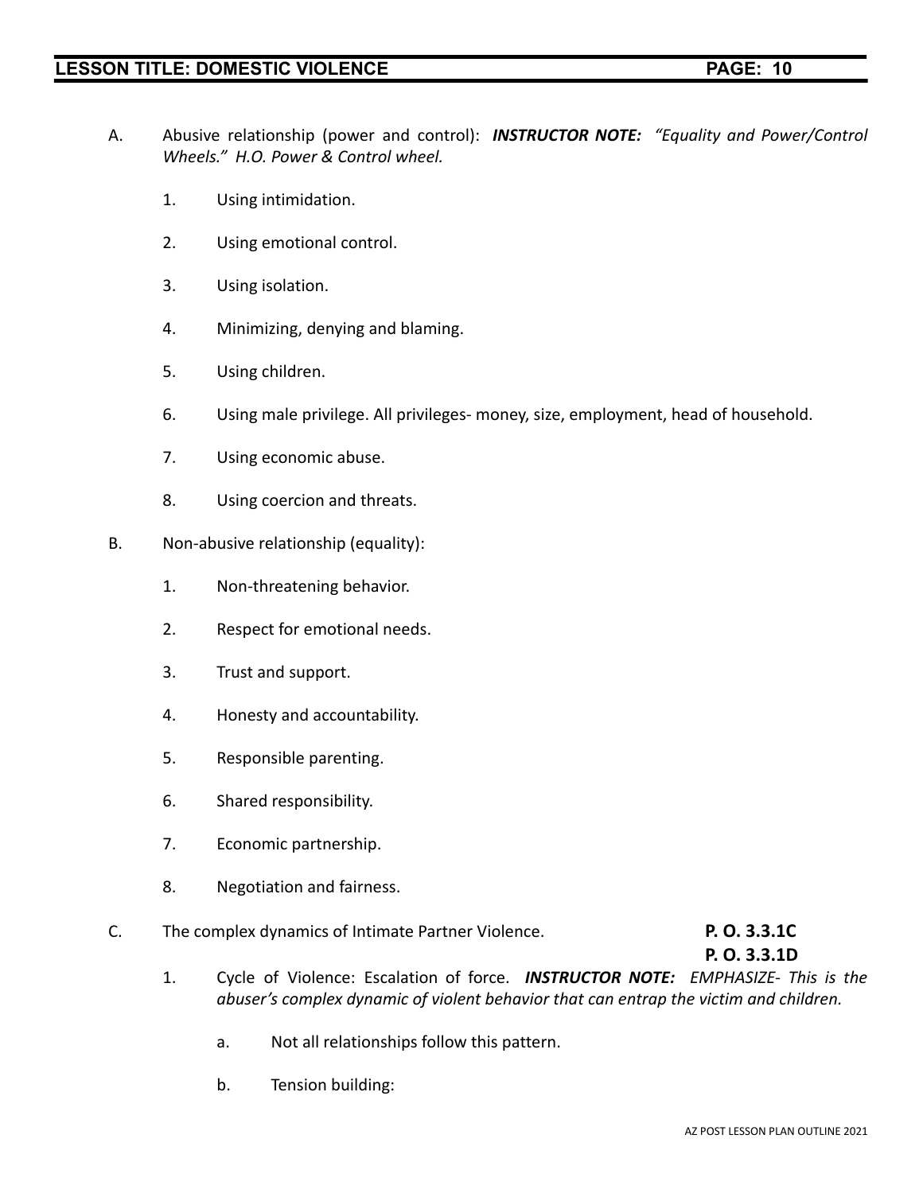A. Abusive relationship (power and control): ***INSTRUCTOR NOTE:*** *"Equality and Power/Control Wheels." H.O. Power & Control wheel.*

1. Using intimidation.

2. Using emotional control.

3. Using isolation.

4. Minimizing, denying and blaming.

5. Using children.

6. Using male privilege. All privileges- money, size, employment, head of household.

7. Using economic abuse.

8. Using coercion and threats.

B. Non-abusive relationship (equality):

1. Non-threatening behavior.

2. Respect for emotional needs.

3. Trust and support.

4. Honesty and accountability.

5. Responsible parenting.

6. Shared responsibility.

7. Economic partnership.

8. Negotiation and fairness.

C. The complex dynamics of Intimate Partner Violence. **P. O. 3.3.1C** **P. O. 3.3.1D**

1. Cycle of Violence: Escalation of force. ***INSTRUCTOR NOTE:*** *EMPHASIZE- This is the abuser's complex dynamic of violent behavior that can entrap the victim and children.*

   a. Not all relationships follow this pattern.

   b. Tension building: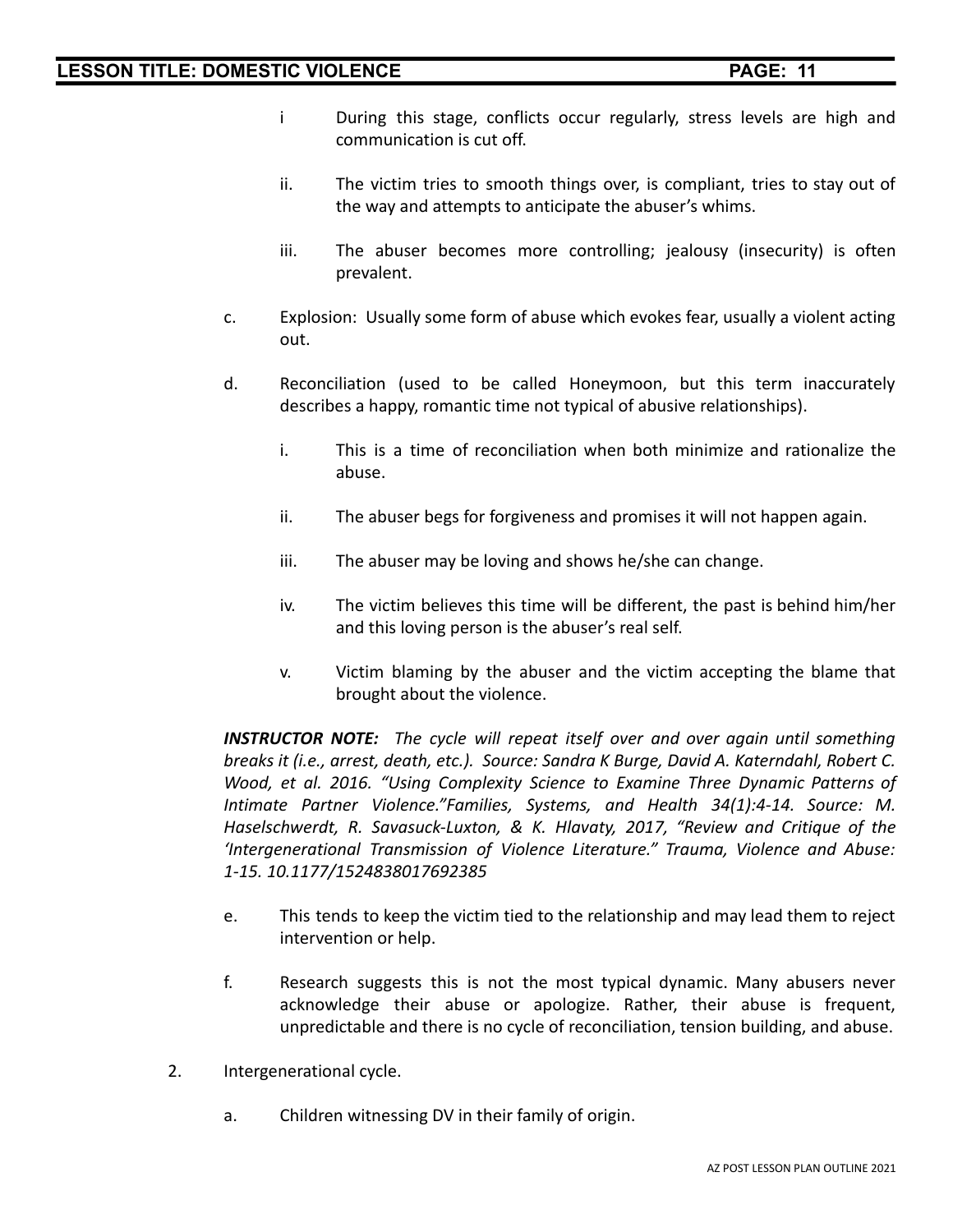i. During this stage, conflicts occur regularly, stress levels are high and communication is cut off.

ii. The victim tries to smooth things over, is compliant, tries to stay out of the way and attempts to anticipate the abuser's whims.

iii. The abuser becomes more controlling; jealousy (insecurity) is often prevalent.

c. Explosion: Usually some form of abuse which evokes fear, usually a violent acting out.

d. Reconciliation (used to be called Honeymoon, but this term inaccurately describes a happy, romantic time not typical of abusive relationships).

i. This is a time of reconciliation when both minimize and rationalize the abuse.

ii. The abuser begs for forgiveness and promises it will not happen again.

iii. The abuser may be loving and shows he/she can change.

iv. The victim believes this time will be different, the past is behind him/her and this loving person is the abuser's real self.

v. Victim blaming by the abuser and the victim accepting the blame that brought about the violence.

***INSTRUCTOR NOTE:*** *The cycle will repeat itself over and over again until something breaks it (i.e., arrest, death, etc.). Source: Sandra K Burge, David A. Katerndahl, Robert C. Wood, et al. 2016. "Using Complexity Science to Examine Three Dynamic Patterns of Intimate Partner Violence."Families, Systems, and Health 34(1):4-14. Source: M. Haselschwerdt, R. Savasuck-Luxton, & K. Hlavaty, 2017, "Review and Critique of the 'Intergenerational Transmission of Violence Literature." Trauma, Violence and Abuse: 1-15. 10.1177/1524838017692385*

e. This tends to keep the victim tied to the relationship and may lead them to reject intervention or help.

f. Research suggests this is not the most typical dynamic. Many abusers never acknowledge their abuse or apologize. Rather, their abuse is frequent, unpredictable and there is no cycle of reconciliation, tension building, and abuse.

2. Intergenerational cycle.

a. Children witnessing DV in their family of origin.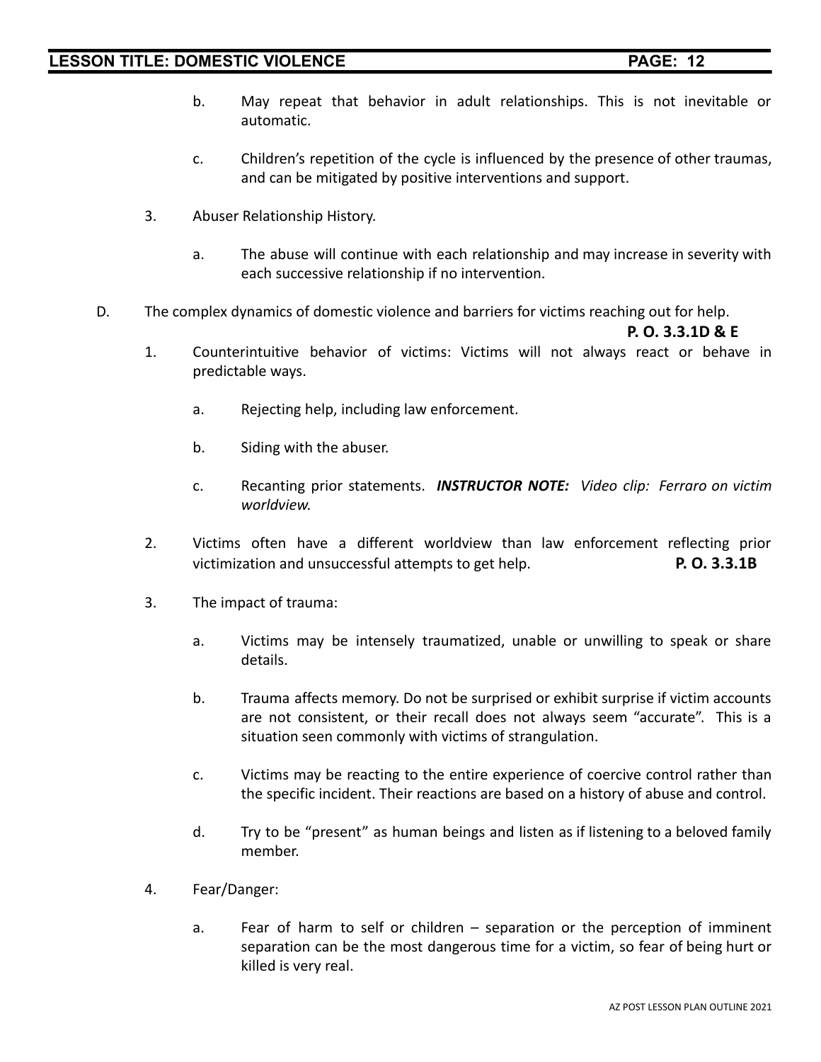b. May repeat that behavior in adult relationships. This is not inevitable or automatic.

c. Children's repetition of the cycle is influenced by the presence of other traumas, and can be mitigated by positive interventions and support.

3. Abuser Relationship History.

a. The abuse will continue with each relationship and may increase in severity with each successive relationship if no intervention.

D. The complex dynamics of domestic violence and barriers for victims reaching out for help. **P. O. 3.3.1D & E**

1. Counterintuitive behavior of victims: Victims will not always react or behave in predictable ways.

a. Rejecting help, including law enforcement.

b. Siding with the abuser.

c. Recanting prior statements. ***INSTRUCTOR NOTE:*** *Video clip: Ferraro on victim worldview.*

2. Victims often have a different worldview than law enforcement reflecting prior victimization and unsuccessful attempts to get help. **P. O. 3.3.1B**

3. The impact of trauma:

a. Victims may be intensely traumatized, unable or unwilling to speak or share details.

b. Trauma affects memory. Do not be surprised or exhibit surprise if victim accounts are not consistent, or their recall does not always seem "accurate". This is a situation seen commonly with victims of strangulation.

c. Victims may be reacting to the entire experience of coercive control rather than the specific incident. Their reactions are based on a history of abuse and control.

d. Try to be "present" as human beings and listen as if listening to a beloved family member.

4. Fear/Danger:

a. Fear of harm to self or children – separation or the perception of imminent separation can be the most dangerous time for a victim, so fear of being hurt or killed is very real.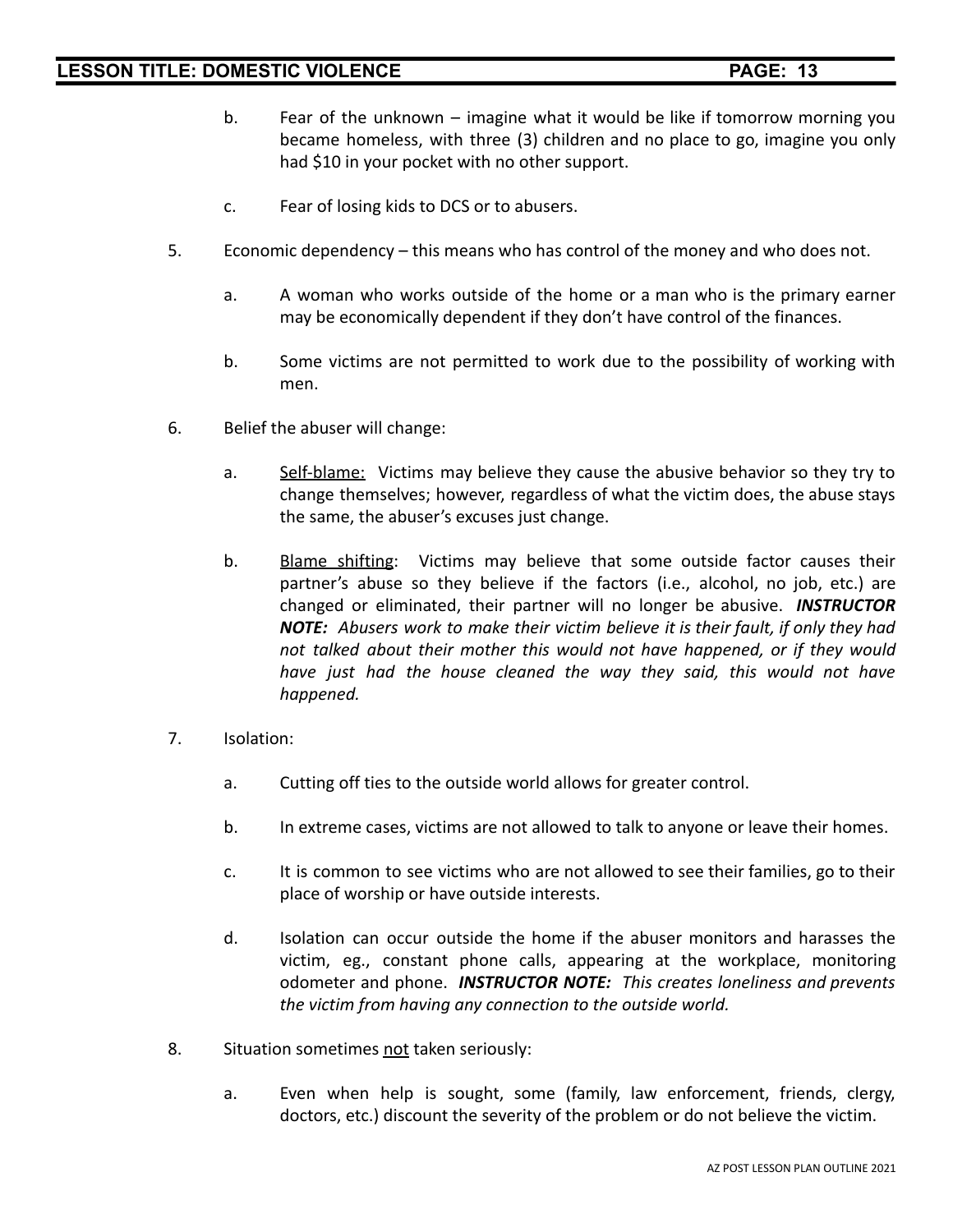b. Fear of the unknown – imagine what it would be like if tomorrow morning you became homeless, with three (3) children and no place to go, imagine you only had $10 in your pocket with no other support.

c. Fear of losing kids to DCS or to abusers.

5. Economic dependency – this means who has control of the money and who does not.

   a. A woman who works outside of the home or a man who is the primary earner may be economically dependent if they don't have control of the finances.

   b. Some victims are not permitted to work due to the possibility of working with men.

6. Belief the abuser will change:

   a. Self-blame: Victims may believe they cause the abusive behavior so they try to change themselves; however, regardless of what the victim does, the abuse stays the same, the abuser's excuses just change.

   b. Blame shifting: Victims may believe that some outside factor causes their partner's abuse so they believe if the factors (i.e., alcohol, no job, etc.) are changed or eliminated, their partner will no longer be abusive. ***INSTRUCTOR NOTE:*** *Abusers work to make their victim believe it is their fault, if only they had not talked about their mother this would not have happened, or if they would have just had the house cleaned the way they said, this would not have happened.*

7. Isolation:

   a. Cutting off ties to the outside world allows for greater control.

   b. In extreme cases, victims are not allowed to talk to anyone or leave their homes.

   c. It is common to see victims who are not allowed to see their families, go to their place of worship or have outside interests.

   d. Isolation can occur outside the home if the abuser monitors and harasses the victim, eg., constant phone calls, appearing at the workplace, monitoring odometer and phone. ***INSTRUCTOR NOTE:*** *This creates loneliness and prevents the victim from having any connection to the outside world.*

8. Situation sometimes not taken seriously:

   a. Even when help is sought, some (family, law enforcement, friends, clergy, doctors, etc.) discount the severity of the problem or do not believe the victim.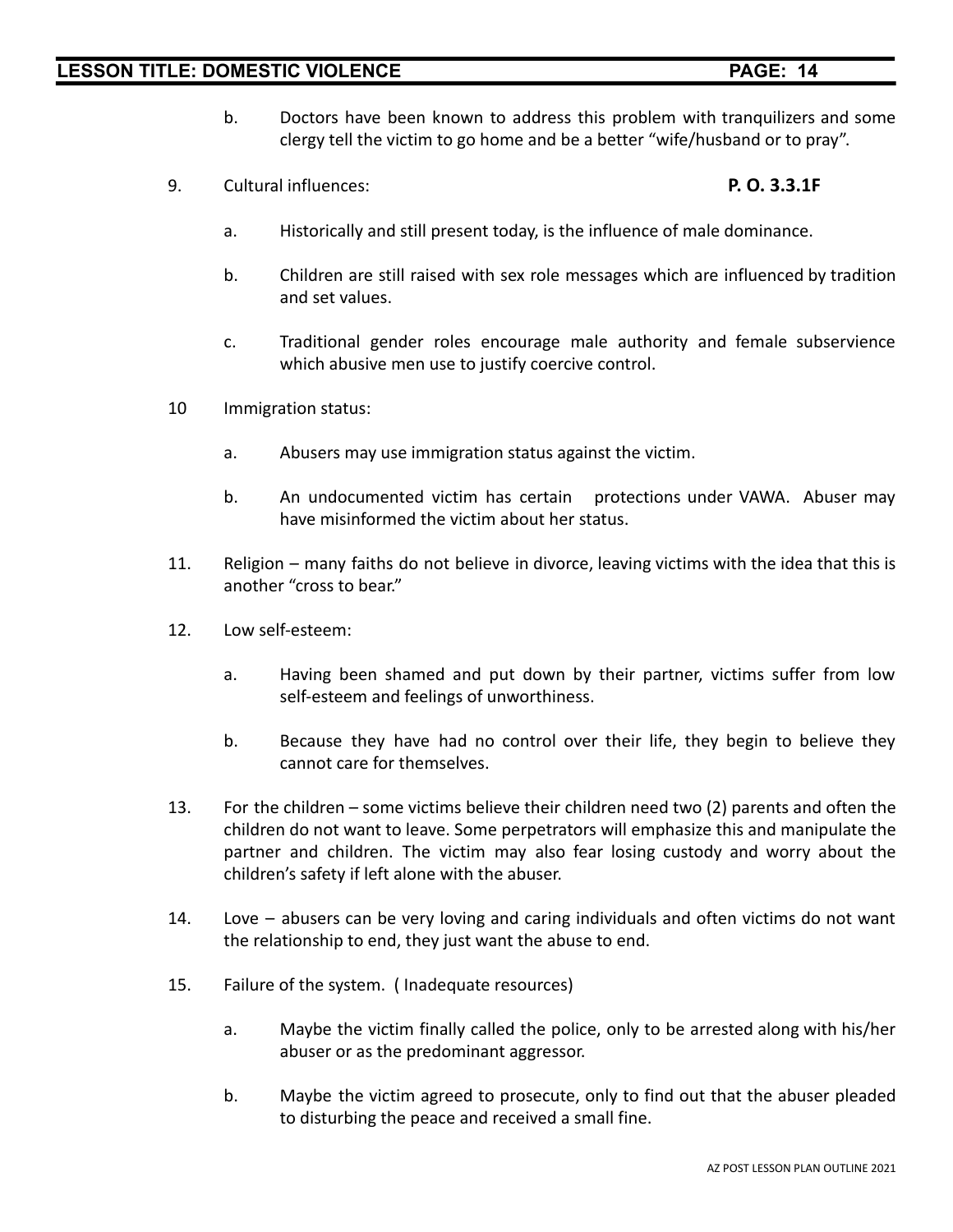b. Doctors have been known to address this problem with tranquilizers and some clergy tell the victim to go home and be a better "wife/husband or to pray".

9. Cultural influences: **P. O. 3.3.1F**

   a. Historically and still present today, is the influence of male dominance.

   b. Children are still raised with sex role messages which are influenced by tradition and set values.

   c. Traditional gender roles encourage male authority and female subservience which abusive men use to justify coercive control.

10 Immigration status:

   a. Abusers may use immigration status against the victim.

   b. An undocumented victim has certain protections under VAWA. Abuser may have misinformed the victim about her status.

11. Religion – many faiths do not believe in divorce, leaving victims with the idea that this is another "cross to bear."

12. Low self-esteem:

   a. Having been shamed and put down by their partner, victims suffer from low self-esteem and feelings of unworthiness.

   b. Because they have had no control over their life, they begin to believe they cannot care for themselves.

13. For the children – some victims believe their children need two (2) parents and often the children do not want to leave. Some perpetrators will emphasize this and manipulate the partner and children. The victim may also fear losing custody and worry about the children's safety if left alone with the abuser.

14. Love – abusers can be very loving and caring individuals and often victims do not want the relationship to end, they just want the abuse to end.

15. Failure of the system. ( Inadequate resources)

   a. Maybe the victim finally called the police, only to be arrested along with his/her abuser or as the predominant aggressor.

   b. Maybe the victim agreed to prosecute, only to find out that the abuser pleaded to disturbing the peace and received a small fine.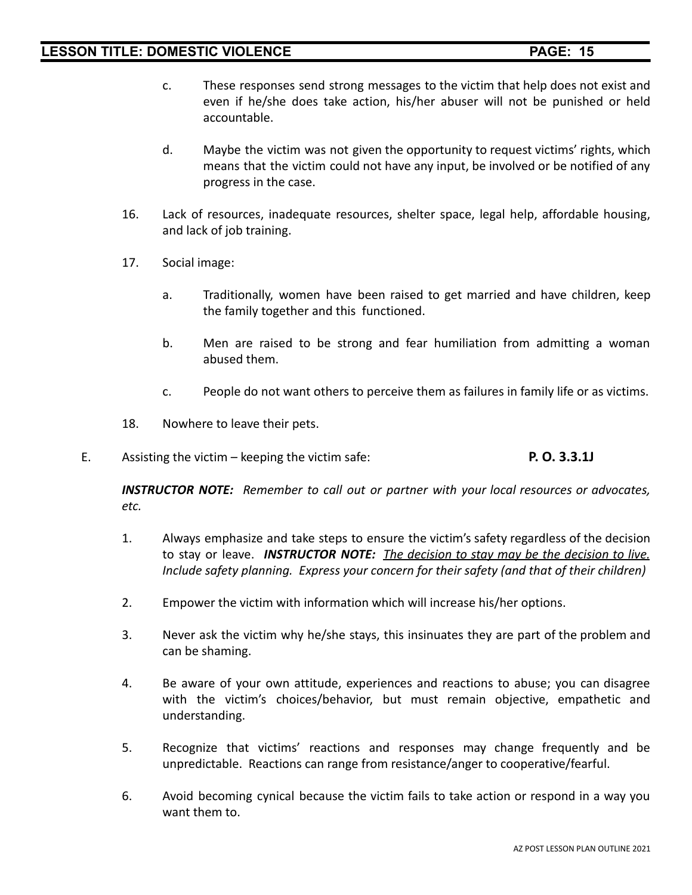c. These responses send strong messages to the victim that help does not exist and even if he/she does take action, his/her abuser will not be punished or held accountable.

d. Maybe the victim was not given the opportunity to request victims' rights, which means that the victim could not have any input, be involved or be notified of any progress in the case.

16. Lack of resources, inadequate resources, shelter space, legal help, affordable housing, and lack of job training.

17. Social image:

a. Traditionally, women have been raised to get married and have children, keep the family together and this functioned.

b. Men are raised to be strong and fear humiliation from admitting a woman abused them.

c. People do not want others to perceive them as failures in family life or as victims.

18. Nowhere to leave their pets.

E. Assisting the victim – keeping the victim safe: **P. O. 3.3.1J**

***INSTRUCTOR NOTE:*** *Remember to call out or partner with your local resources or advocates, etc.*

1. Always emphasize and take steps to ensure the victim's safety regardless of the decision to stay or leave. ***INSTRUCTOR NOTE:*** *The decision to stay may be the decision to live. Include safety planning. Express your concern for their safety (and that of their children)*

2. Empower the victim with information which will increase his/her options.

3. Never ask the victim why he/she stays, this insinuates they are part of the problem and can be shaming.

4. Be aware of your own attitude, experiences and reactions to abuse; you can disagree with the victim's choices/behavior, but must remain objective, empathetic and understanding.

5. Recognize that victims' reactions and responses may change frequently and be unpredictable. Reactions can range from resistance/anger to cooperative/fearful.

6. Avoid becoming cynical because the victim fails to take action or respond in a way you want them to.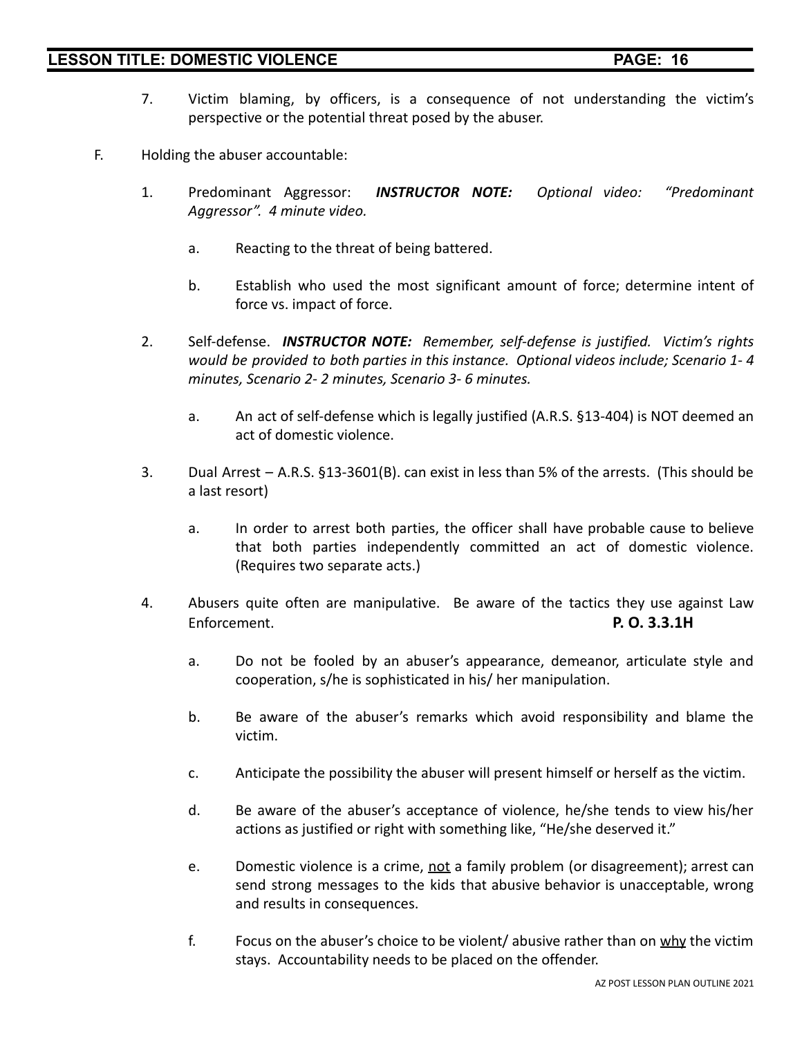7. Victim blaming, by officers, is a consequence of not understanding the victim's perspective or the potential threat posed by the abuser.

F. Holding the abuser accountable:

1. Predominant Aggressor: ***INSTRUCTOR NOTE:*** *Optional video: "Predominant Aggressor". 4 minute video.*

   a. Reacting to the threat of being battered.

   b. Establish who used the most significant amount of force; determine intent of force vs. impact of force.

2. Self-defense. ***INSTRUCTOR NOTE:*** *Remember, self-defense is justified. Victim's rights would be provided to both parties in this instance. Optional videos include; Scenario 1- 4 minutes, Scenario 2- 2 minutes, Scenario 3- 6 minutes.*

   a. An act of self-defense which is legally justified (A.R.S. §13-404) is NOT deemed an act of domestic violence.

3. Dual Arrest – A.R.S. §13-3601(B). can exist in less than 5% of the arrests. (This should be a last resort)

   a. In order to arrest both parties, the officer shall have probable cause to believe that both parties independently committed an act of domestic violence. (Requires two separate acts.)

4. Abusers quite often are manipulative. Be aware of the tactics they use against Law Enforcement. **P. O. 3.3.1H**

   a. Do not be fooled by an abuser's appearance, demeanor, articulate style and cooperation, s/he is sophisticated in his/ her manipulation.

   b. Be aware of the abuser's remarks which avoid responsibility and blame the victim.

   c. Anticipate the possibility the abuser will present himself or herself as the victim.

   d. Be aware of the abuser's acceptance of violence, he/she tends to view his/her actions as justified or right with something like, "He/she deserved it."

   e. Domestic violence is a crime, <u>not</u> a family problem (or disagreement); arrest can send strong messages to the kids that abusive behavior is unacceptable, wrong and results in consequences.

   f. Focus on the abuser's choice to be violent/ abusive rather than on <u>why</u> the victim stays. Accountability needs to be placed on the offender.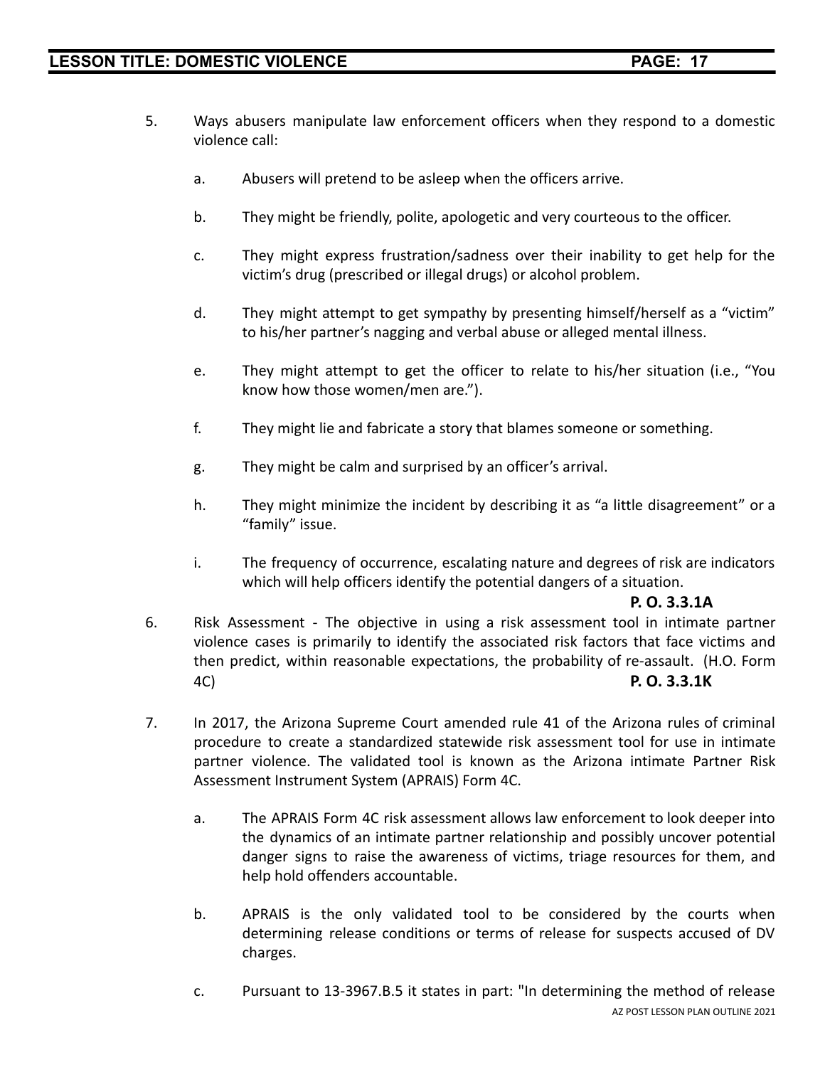5. Ways abusers manipulate law enforcement officers when they respond to a domestic violence call:

   a. Abusers will pretend to be asleep when the officers arrive.

   b. They might be friendly, polite, apologetic and very courteous to the officer.

   c. They might express frustration/sadness over their inability to get help for the victim's drug (prescribed or illegal drugs) or alcohol problem.

   d. They might attempt to get sympathy by presenting himself/herself as a "victim" to his/her partner's nagging and verbal abuse or alleged mental illness.

   e. They might attempt to get the officer to relate to his/her situation (i.e., "You know how those women/men are.").

   f. They might lie and fabricate a story that blames someone or something.

   g. They might be calm and surprised by an officer's arrival.

   h. They might minimize the incident by describing it as "a little disagreement" or a "family" issue.

   i. The frequency of occurrence, escalating nature and degrees of risk are indicators which will help officers identify the potential dangers of a situation.

**P. O. 3.3.1A**

6. Risk Assessment - The objective in using a risk assessment tool in intimate partner violence cases is primarily to identify the associated risk factors that face victims and then predict, within reasonable expectations, the probability of re-assault. (H.O. Form 4C) **P. O. 3.3.1K**

7. In 2017, the Arizona Supreme Court amended rule 41 of the Arizona rules of criminal procedure to create a standardized statewide risk assessment tool for use in intimate partner violence. The validated tool is known as the Arizona intimate Partner Risk Assessment Instrument System (APRAIS) Form 4C.

   a. The APRAIS Form 4C risk assessment allows law enforcement to look deeper into the dynamics of an intimate partner relationship and possibly uncover potential danger signs to raise the awareness of victims, triage resources for them, and help hold offenders accountable.

   b. APRAIS is the only validated tool to be considered by the courts when determining release conditions or terms of release for suspects accused of DV charges.

   c. Pursuant to 13-3967.B.5 it states in part: "In determining the method of release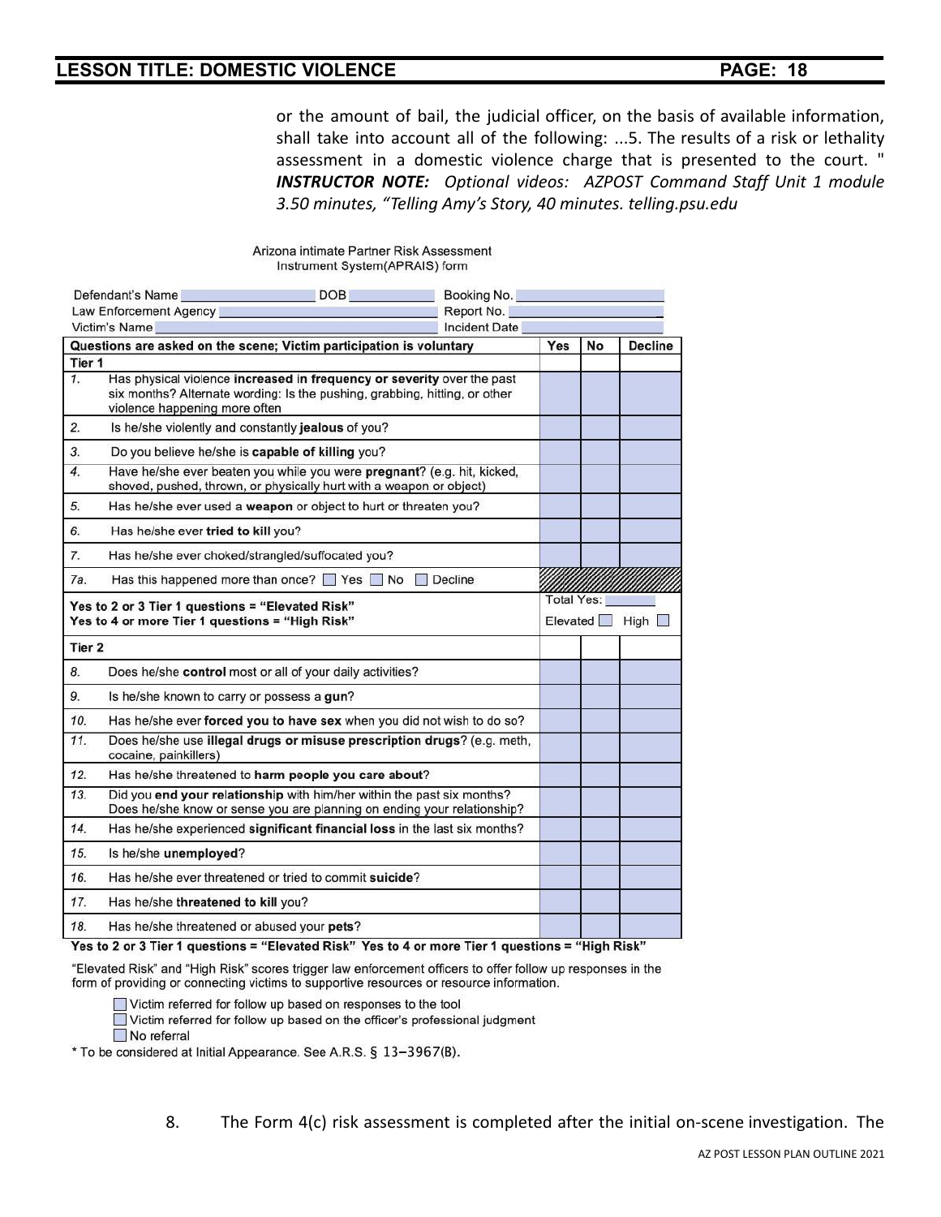or the amount of bail, the judicial officer, on the basis of available information, shall take into account all of the following: ...5. The results of a risk or lethality assessment in a domestic violence charge that is presented to the court. "
***INSTRUCTOR NOTE:*** *Optional videos: AZPOST Command Staff Unit 1 module 3.50 minutes, "Telling Amy's Story, 40 minutes. telling.psu.edu*

Arizona intimate Partner Risk Assessment Instrument System(APRAIS) form

Defendant's Name ______ DOB ______ Booking No. ______
Law Enforcement Agency ______ Report No. ______
Victim's Name ______ Incident Date ______

| Questions are asked on the scene; Victim participation is voluntary | | Yes | No | Decline |
|---|---|---|---|---|
| **Tier 1** | | | | |
| 1. | Has physical violence **increased** in **frequency or severity** over the past six months? Alternate wording: Is the pushing, grabbing, hitting, or other violence happening more often | | | |
| 2. | Is he/she violently and constantly **jealous** of you? | | | |
| 3. | Do you believe he/she is **capable of killing** you? | | | |
| 4. | Have he/she ever beaten you while you were **pregnant**? (e.g. hit, kicked, shoved, pushed, thrown, or physically hurt with a weapon or object) | | | |
| 5. | Has he/she ever used a **weapon** or object to hurt or threaten you? | | | |
| 6. | Has he/she ever **tried to kill** you? | | | |
| 7. | Has he/she ever choked/strangled/suffocated you? | | | |
| 7a. | Has this happened more than once? ☐ Yes ☐ No ☐ Decline | | | |
| **Yes to 2 or 3 Tier 1 questions = "Elevated Risk"** **Yes to 4 or more Tier 1 questions = "High Risk"** | | Total Yes: ______ Elevated ☐ High ☐ | | |
| **Tier 2** | | | | |
| 8. | Does he/she **control** most or all of your daily activities? | | | |
| 9. | Is he/she known to carry or possess a **gun**? | | | |
| 10. | Has he/she ever **forced you to have sex** when you did not wish to do so? | | | |
| 11. | Does he/she use **illegal drugs or misuse prescription drugs**? (e.g. meth, cocaine, painkillers) | | | |
| 12. | Has he/she threatened to **harm people you care about**? | | | |
| 13. | Did you **end your relationship** with him/her within the past six months? Does he/she know or sense you are planning on ending your relationship? | | | |
| 14. | Has he/she experienced **significant financial loss** in the last six months? | | | |
| 15. | Is he/she **unemployed**? | | | |
| 16. | Has he/she ever threatened or tried to commit **suicide**? | | | |
| 17. | Has he/she **threatened to kill** you? | | | |
| 18. | Has he/she threatened or abused your **pets**? | | | |

**Yes to 2 or 3 Tier 1 questions = "Elevated Risk" Yes to 4 or more Tier 1 questions = "High Risk"**

"Elevated Risk" and "High Risk" scores trigger law enforcement officers to offer follow up responses in the form of providing or connecting victims to supportive resources or resource information.

☐ Victim referred for follow up based on responses to the tool
☐ Victim referred for follow up based on the officer's professional judgment
☐ No referral

* To be considered at Initial Appearance. See A.R.S. § 13-3967(B).

8. The Form 4(c) risk assessment is completed after the initial on-scene investigation. The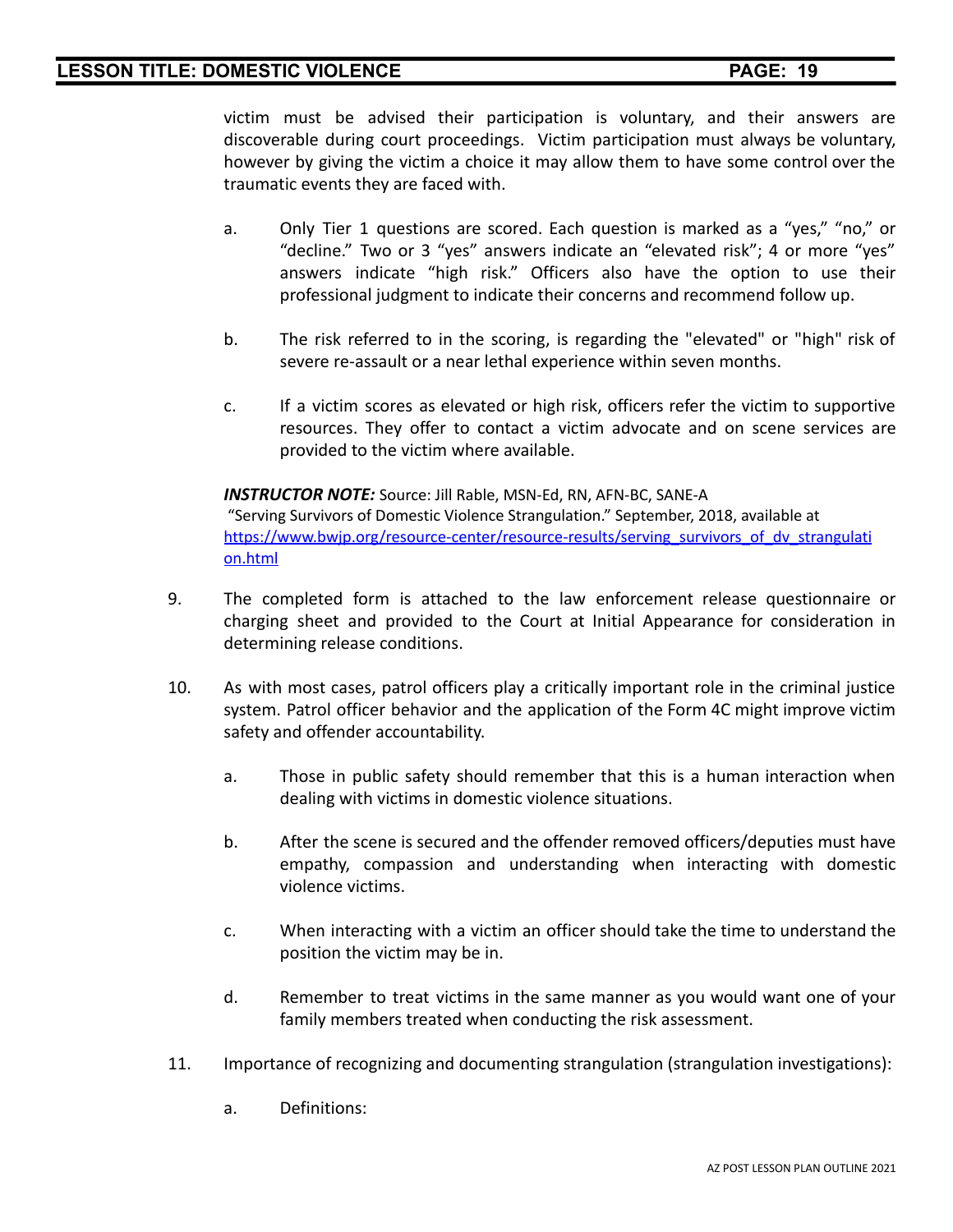victim must be advised their participation is voluntary, and their answers are discoverable during court proceedings. Victim participation must always be voluntary, however by giving the victim a choice it may allow them to have some control over the traumatic events they are faced with.

a. Only Tier 1 questions are scored. Each question is marked as a "yes," "no," or "decline." Two or 3 "yes" answers indicate an "elevated risk"; 4 or more "yes" answers indicate "high risk." Officers also have the option to use their professional judgment to indicate their concerns and recommend follow up.

b. The risk referred to in the scoring, is regarding the "elevated" or "high" risk of severe re-assault or a near lethal experience within seven months.

c. If a victim scores as elevated or high risk, officers refer the victim to supportive resources. They offer to contact a victim advocate and on scene services are provided to the victim where available.

***INSTRUCTOR NOTE:*** Source: Jill Rable, MSN-Ed, RN, AFN-BC, SANE-A
"Serving Survivors of Domestic Violence Strangulation." September, 2018, available at [https://www.bwjp.org/resource-center/resource-results/serving_survivors_of_dv_strangulation.html](https://www.bwjp.org/resource-center/resource-results/serving_survivors_of_dv_strangulation.html)

9. The completed form is attached to the law enforcement release questionnaire or charging sheet and provided to the Court at Initial Appearance for consideration in determining release conditions.

10. As with most cases, patrol officers play a critically important role in the criminal justice system. Patrol officer behavior and the application of the Form 4C might improve victim safety and offender accountability.

    a. Those in public safety should remember that this is a human interaction when dealing with victims in domestic violence situations.

    b. After the scene is secured and the offender removed officers/deputies must have empathy, compassion and understanding when interacting with domestic violence victims.

    c. When interacting with a victim an officer should take the time to understand the position the victim may be in.

    d. Remember to treat victims in the same manner as you would want one of your family members treated when conducting the risk assessment.

11. Importance of recognizing and documenting strangulation (strangulation investigations):

    a. Definitions: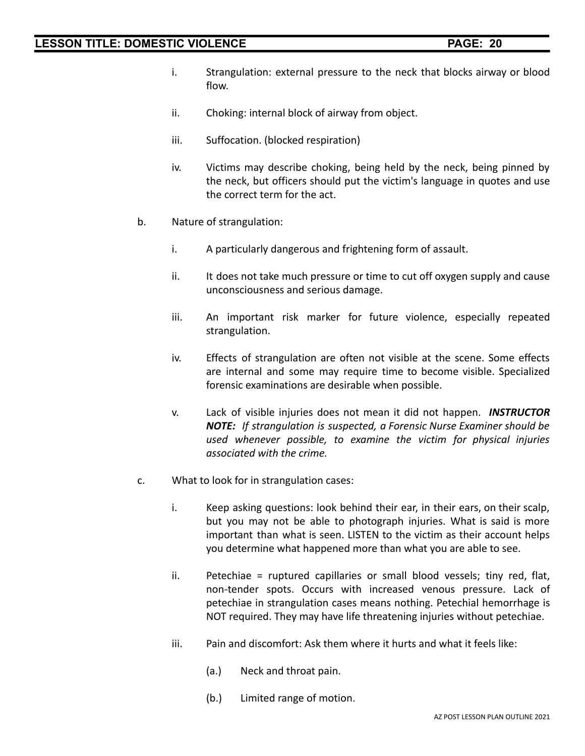i. Strangulation: external pressure to the neck that blocks airway or blood flow.

ii. Choking: internal block of airway from object.

iii. Suffocation. (blocked respiration)

iv. Victims may describe choking, being held by the neck, being pinned by the neck, but officers should put the victim's language in quotes and use the correct term for the act.

b. Nature of strangulation:

i. A particularly dangerous and frightening form of assault.

ii. It does not take much pressure or time to cut off oxygen supply and cause unconsciousness and serious damage.

iii. An important risk marker for future violence, especially repeated strangulation.

iv. Effects of strangulation are often not visible at the scene. Some effects are internal and some may require time to become visible. Specialized forensic examinations are desirable when possible.

v. Lack of visible injuries does not mean it did not happen. ***INSTRUCTOR NOTE:*** *If strangulation is suspected, a Forensic Nurse Examiner should be used whenever possible, to examine the victim for physical injuries associated with the crime.*

c. What to look for in strangulation cases:

i. Keep asking questions: look behind their ear, in their ears, on their scalp, but you may not be able to photograph injuries. What is said is more important than what is seen. LISTEN to the victim as their account helps you determine what happened more than what you are able to see.

ii. Petechiae = ruptured capillaries or small blood vessels; tiny red, flat, non-tender spots. Occurs with increased venous pressure. Lack of petechiae in strangulation cases means nothing. Petechial hemorrhage is NOT required. They may have life threatening injuries without petechiae.

iii. Pain and discomfort: Ask them where it hurts and what it feels like:

(a.) Neck and throat pain.

(b.) Limited range of motion.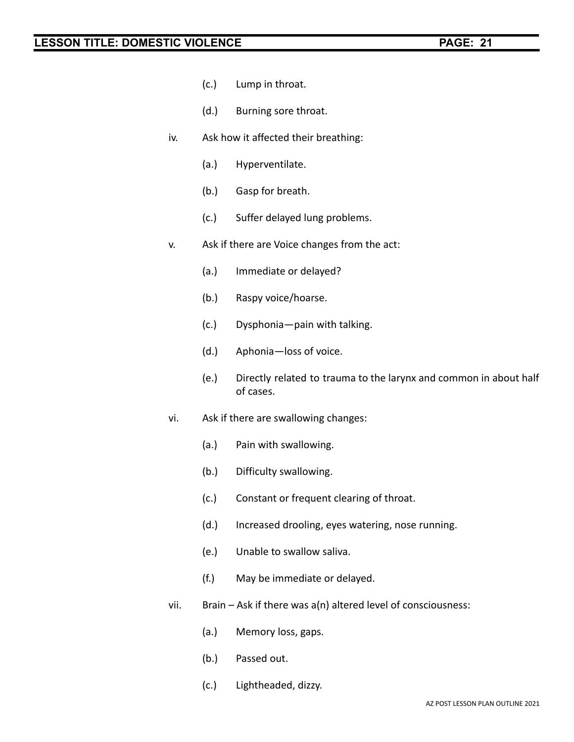(c.) Lump in throat.

(d.) Burning sore throat.

iv. Ask how it affected their breathing:

(a.) Hyperventilate.

(b.) Gasp for breath.

(c.) Suffer delayed lung problems.

v. Ask if there are Voice changes from the act:

(a.) Immediate or delayed?

(b.) Raspy voice/hoarse.

(c.) Dysphonia—pain with talking.

(d.) Aphonia—loss of voice.

(e.) Directly related to trauma to the larynx and common in about half of cases.

vi. Ask if there are swallowing changes:

(a.) Pain with swallowing.

(b.) Difficulty swallowing.

(c.) Constant or frequent clearing of throat.

(d.) Increased drooling, eyes watering, nose running.

(e.) Unable to swallow saliva.

(f.) May be immediate or delayed.

vii. Brain – Ask if there was a(n) altered level of consciousness:

(a.) Memory loss, gaps.

(b.) Passed out.

(c.) Lightheaded, dizzy.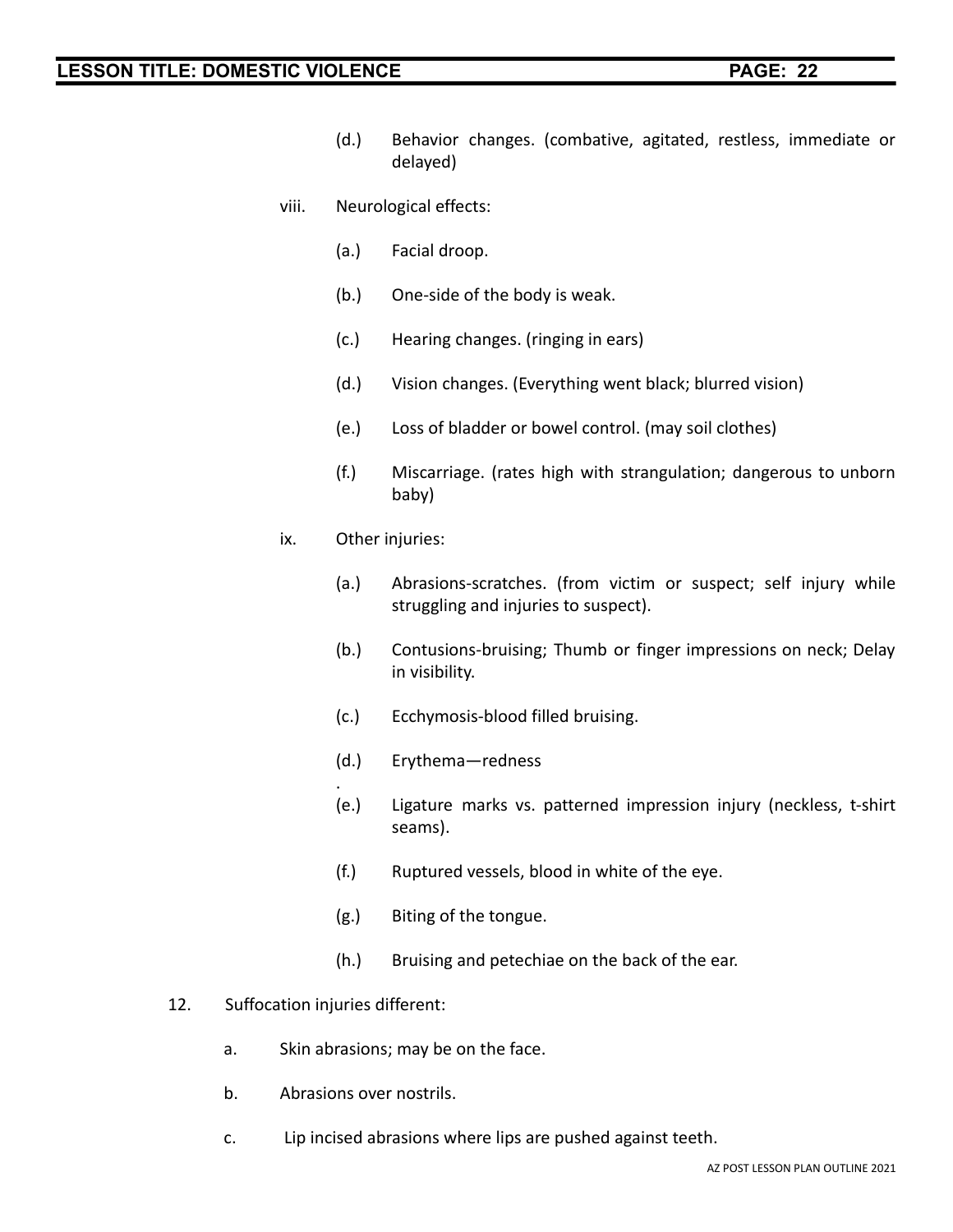(d.) Behavior changes. (combative, agitated, restless, immediate or delayed)

viii. Neurological effects:

(a.) Facial droop.

(b.) One-side of the body is weak.

(c.) Hearing changes. (ringing in ears)

(d.) Vision changes. (Everything went black; blurred vision)

(e.) Loss of bladder or bowel control. (may soil clothes)

(f.) Miscarriage. (rates high with strangulation; dangerous to unborn baby)

ix. Other injuries:

(a.) Abrasions-scratches. (from victim or suspect; self injury while struggling and injuries to suspect).

(b.) Contusions-bruising; Thumb or finger impressions on neck; Delay in visibility.

(c.) Ecchymosis-blood filled bruising.

(d.) Erythema—redness
.

(e.) Ligature marks vs. patterned impression injury (neckless, t-shirt seams).

(f.) Ruptured vessels, blood in white of the eye.

(g.) Biting of the tongue.

(h.) Bruising and petechiae on the back of the ear.

12. Suffocation injuries different:

a. Skin abrasions; may be on the face.

b. Abrasions over nostrils.

c. Lip incised abrasions where lips are pushed against teeth.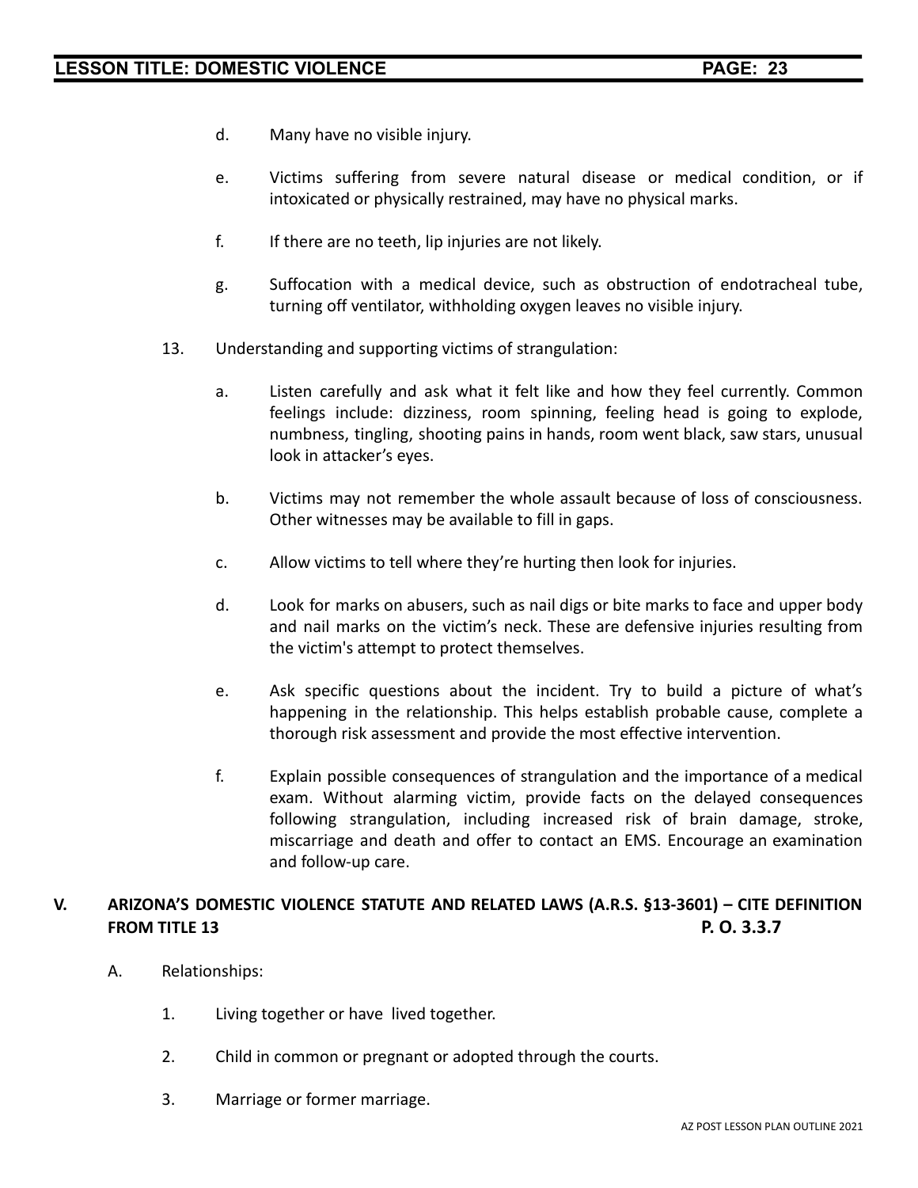d. Many have no visible injury.

e. Victims suffering from severe natural disease or medical condition, or if intoxicated or physically restrained, may have no physical marks.

f. If there are no teeth, lip injuries are not likely.

g. Suffocation with a medical device, such as obstruction of endotracheal tube, turning off ventilator, withholding oxygen leaves no visible injury.

13. Understanding and supporting victims of strangulation:

a. Listen carefully and ask what it felt like and how they feel currently. Common feelings include: dizziness, room spinning, feeling head is going to explode, numbness, tingling, shooting pains in hands, room went black, saw stars, unusual look in attacker's eyes.

b. Victims may not remember the whole assault because of loss of consciousness. Other witnesses may be available to fill in gaps.

c. Allow victims to tell where they're hurting then look for injuries.

d. Look for marks on abusers, such as nail digs or bite marks to face and upper body and nail marks on the victim's neck. These are defensive injuries resulting from the victim's attempt to protect themselves.

e. Ask specific questions about the incident. Try to build a picture of what's happening in the relationship. This helps establish probable cause, complete a thorough risk assessment and provide the most effective intervention.

f. Explain possible consequences of strangulation and the importance of a medical exam. Without alarming victim, provide facts on the delayed consequences following strangulation, including increased risk of brain damage, stroke, miscarriage and death and offer to contact an EMS. Encourage an examination and follow-up care.

## V. ARIZONA'S DOMESTIC VIOLENCE STATUTE AND RELATED LAWS (A.R.S. §13-3601) – CITE DEFINITION FROM TITLE 13 P. O. 3.3.7

A. Relationships:

1. Living together or have lived together.

2. Child in common or pregnant or adopted through the courts.

3. Marriage or former marriage.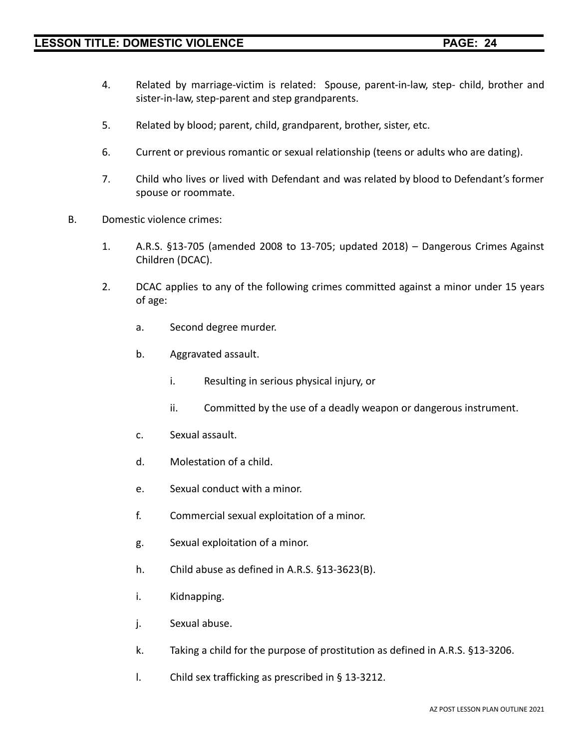4. Related by marriage-victim is related: Spouse, parent-in-law, step- child, brother and sister-in-law, step-parent and step grandparents.

5. Related by blood; parent, child, grandparent, brother, sister, etc.

6. Current or previous romantic or sexual relationship (teens or adults who are dating).

7. Child who lives or lived with Defendant and was related by blood to Defendant's former spouse or roommate.

B. Domestic violence crimes:

   1. A.R.S. §13-705 (amended 2008 to 13-705; updated 2018) – Dangerous Crimes Against Children (DCAC).

   2. DCAC applies to any of the following crimes committed against a minor under 15 years of age:

      a. Second degree murder.

      b. Aggravated assault.

         i. Resulting in serious physical injury, or

         ii. Committed by the use of a deadly weapon or dangerous instrument.

      c. Sexual assault.

      d. Molestation of a child.

      e. Sexual conduct with a minor.

      f. Commercial sexual exploitation of a minor.

      g. Sexual exploitation of a minor.

      h. Child abuse as defined in A.R.S. §13-3623(B).

      i. Kidnapping.

      j. Sexual abuse.

      k. Taking a child for the purpose of prostitution as defined in A.R.S. §13-3206.

      l. Child sex trafficking as prescribed in § 13-3212.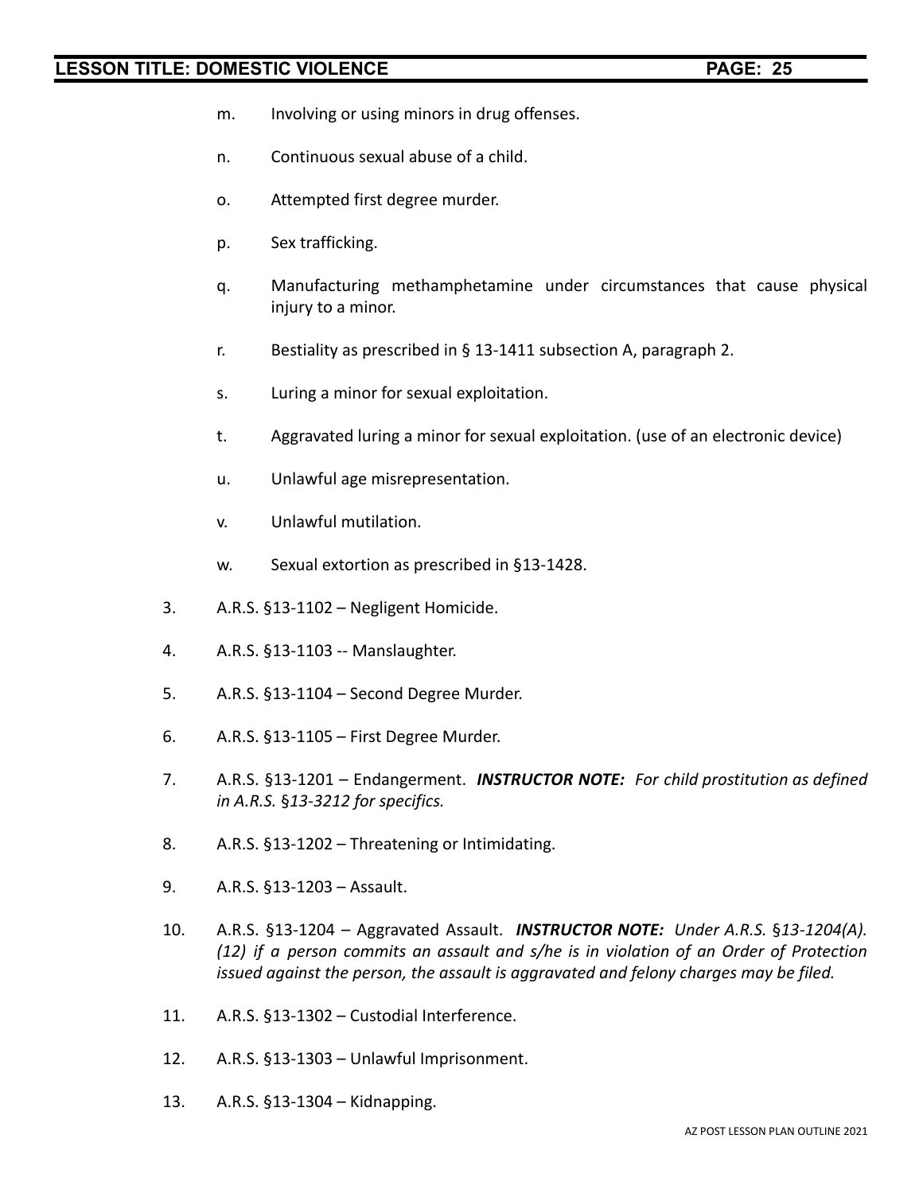m. Involving or using minors in drug offenses.

n. Continuous sexual abuse of a child.

o. Attempted first degree murder.

p. Sex trafficking.

q. Manufacturing methamphetamine under circumstances that cause physical injury to a minor.

r. Bestiality as prescribed in § 13-1411 subsection A, paragraph 2.

s. Luring a minor for sexual exploitation.

t. Aggravated luring a minor for sexual exploitation. (use of an electronic device)

u. Unlawful age misrepresentation.

v. Unlawful mutilation.

w. Sexual extortion as prescribed in §13-1428.

3. A.R.S. §13-1102 – Negligent Homicide.

4. A.R.S. §13-1103 -- Manslaughter.

5. A.R.S. §13-1104 – Second Degree Murder.

6. A.R.S. §13-1105 – First Degree Murder.

7. A.R.S. §13-1201 – Endangerment. ***INSTRUCTOR NOTE:*** *For child prostitution as defined in A.R.S. §13-3212 for specifics.*

8. A.R.S. §13-1202 – Threatening or Intimidating.

9. A.R.S. §13-1203 – Assault.

10. A.R.S. §13-1204 – Aggravated Assault. ***INSTRUCTOR NOTE:*** *Under A.R.S. §13-1204(A).(12) if a person commits an assault and s/he is in violation of an Order of Protection issued against the person, the assault is aggravated and felony charges may be filed.*

11. A.R.S. §13-1302 – Custodial Interference.

12. A.R.S. §13-1303 – Unlawful Imprisonment.

13. A.R.S. §13-1304 – Kidnapping.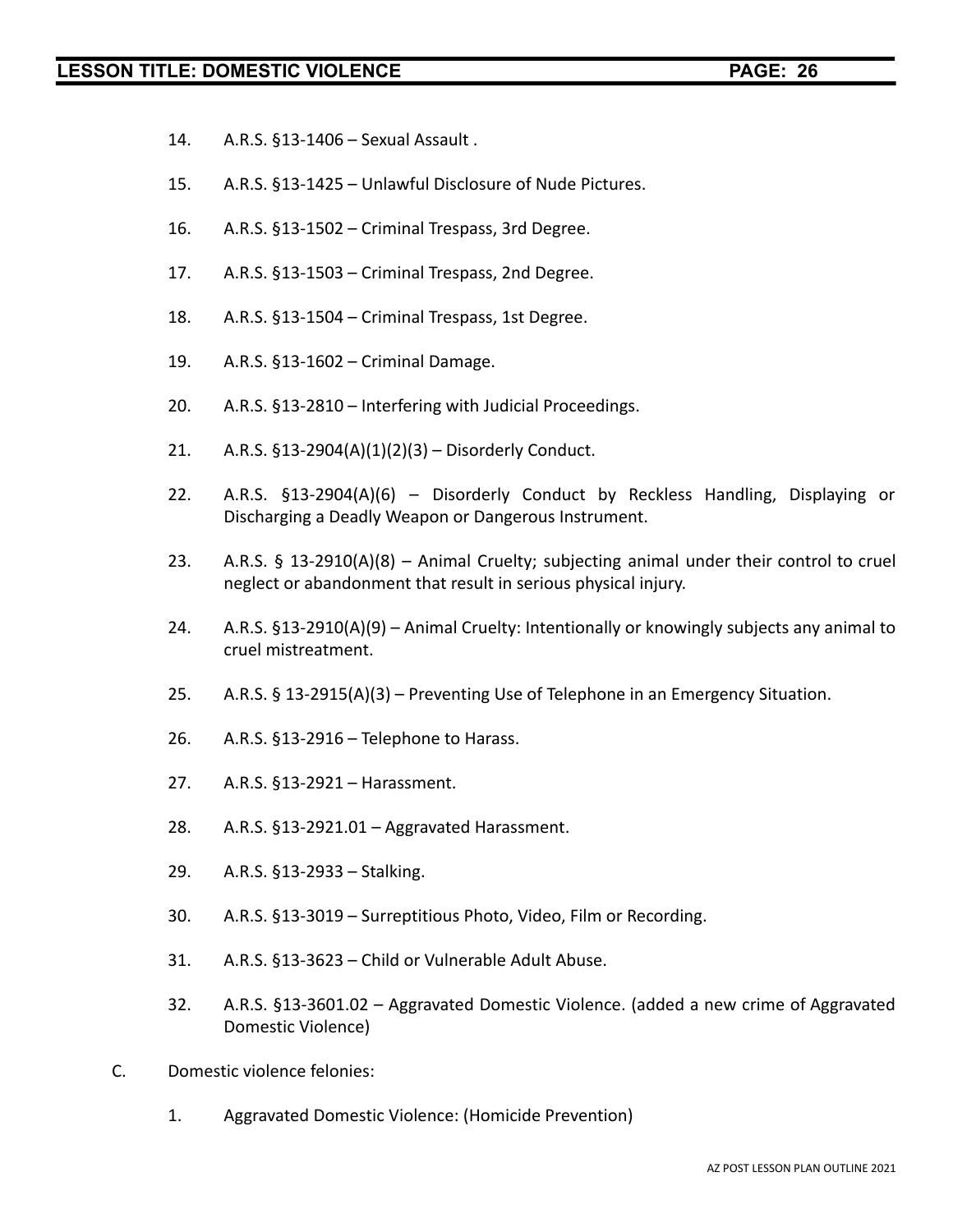14. A.R.S. §13-1406 – Sexual Assault .

15. A.R.S. §13-1425 – Unlawful Disclosure of Nude Pictures.

16. A.R.S. §13-1502 – Criminal Trespass, 3rd Degree.

17. A.R.S. §13-1503 – Criminal Trespass, 2nd Degree.

18. A.R.S. §13-1504 – Criminal Trespass, 1st Degree.

19. A.R.S. §13-1602 – Criminal Damage.

20. A.R.S. §13-2810 – Interfering with Judicial Proceedings.

21. A.R.S. §13-2904(A)(1)(2)(3) – Disorderly Conduct.

22. A.R.S. §13-2904(A)(6) – Disorderly Conduct by Reckless Handling, Displaying or Discharging a Deadly Weapon or Dangerous Instrument.

23. A.R.S. § 13-2910(A)(8) – Animal Cruelty; subjecting animal under their control to cruel neglect or abandonment that result in serious physical injury.

24. A.R.S. §13-2910(A)(9) – Animal Cruelty: Intentionally or knowingly subjects any animal to cruel mistreatment.

25. A.R.S. § 13-2915(A)(3) – Preventing Use of Telephone in an Emergency Situation.

26. A.R.S. §13-2916 – Telephone to Harass.

27. A.R.S. §13-2921 – Harassment.

28. A.R.S. §13-2921.01 – Aggravated Harassment.

29. A.R.S. §13-2933 – Stalking.

30. A.R.S. §13-3019 – Surreptitious Photo, Video, Film or Recording.

31. A.R.S. §13-3623 – Child or Vulnerable Adult Abuse.

32. A.R.S. §13-3601.02 – Aggravated Domestic Violence. (added a new crime of Aggravated Domestic Violence)

C. Domestic violence felonies:

1. Aggravated Domestic Violence: (Homicide Prevention)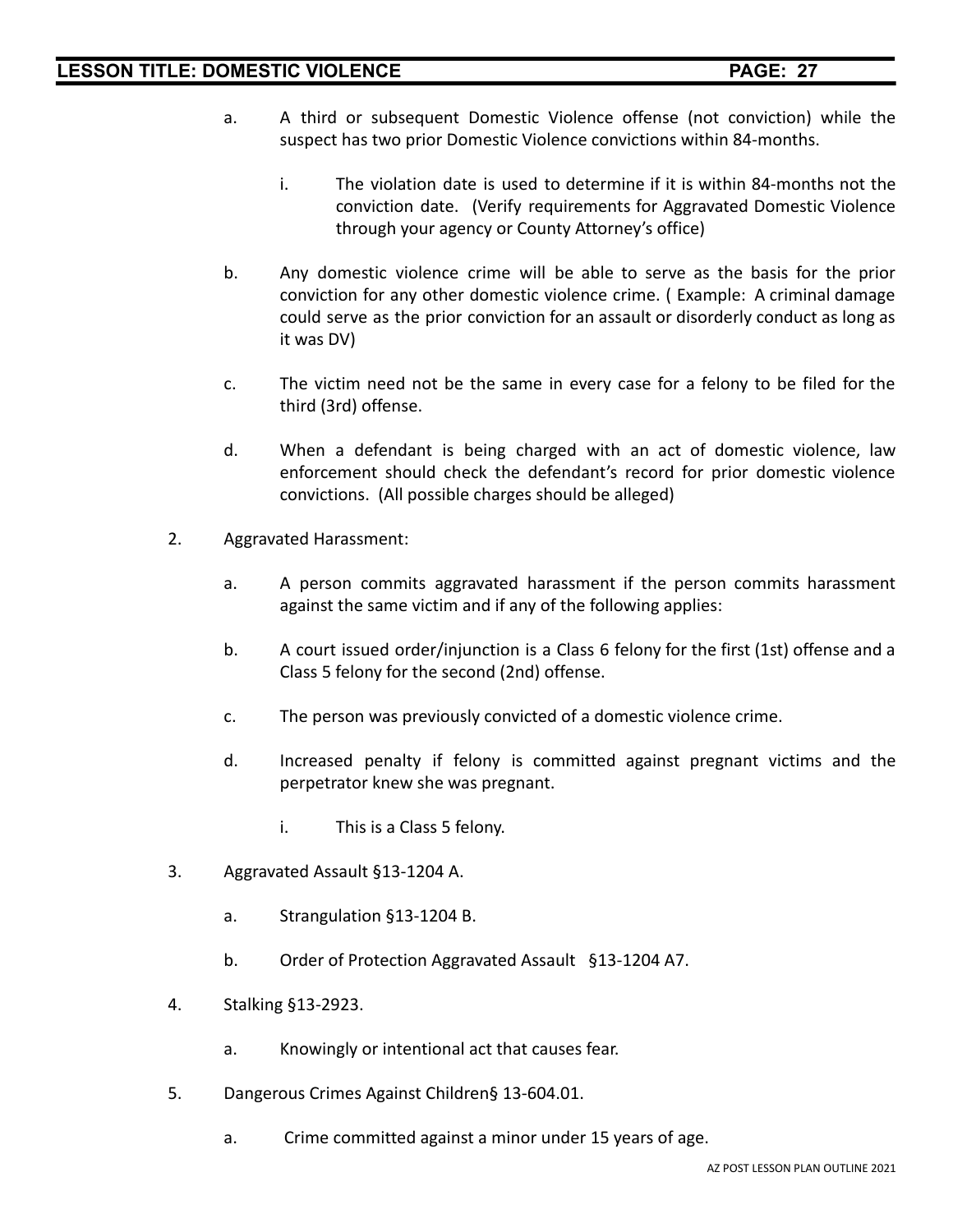a. A third or subsequent Domestic Violence offense (not conviction) while the suspect has two prior Domestic Violence convictions within 84-months.

   i. The violation date is used to determine if it is within 84-months not the conviction date. (Verify requirements for Aggravated Domestic Violence through your agency or County Attorney's office)

b. Any domestic violence crime will be able to serve as the basis for the prior conviction for any other domestic violence crime. ( Example: A criminal damage could serve as the prior conviction for an assault or disorderly conduct as long as it was DV)

c. The victim need not be the same in every case for a felony to be filed for the third (3rd) offense.

d. When a defendant is being charged with an act of domestic violence, law enforcement should check the defendant's record for prior domestic violence convictions. (All possible charges should be alleged)

2. Aggravated Harassment:

   a. A person commits aggravated harassment if the person commits harassment against the same victim and if any of the following applies:

   b. A court issued order/injunction is a Class 6 felony for the first (1st) offense and a Class 5 felony for the second (2nd) offense.

   c. The person was previously convicted of a domestic violence crime.

   d. Increased penalty if felony is committed against pregnant victims and the perpetrator knew she was pregnant.

      i. This is a Class 5 felony.

3. Aggravated Assault §13-1204 A.

   a. Strangulation §13-1204 B.

   b. Order of Protection Aggravated Assault §13-1204 A7.

4. Stalking §13-2923.

   a. Knowingly or intentional act that causes fear.

5. Dangerous Crimes Against Children§ 13-604.01.

   a. Crime committed against a minor under 15 years of age.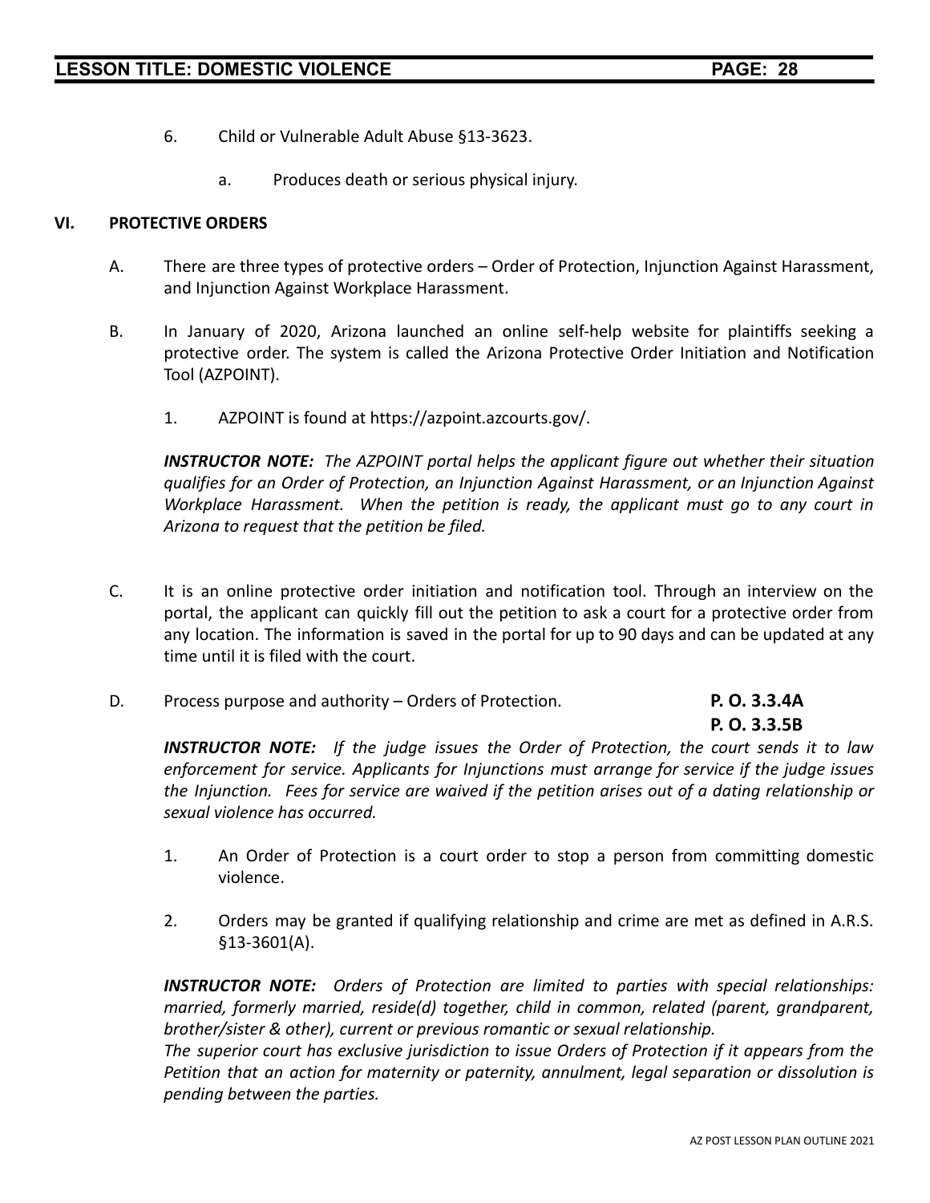6. Child or Vulnerable Adult Abuse §13-3623.

    a. Produces death or serious physical injury.

## VI. PROTECTIVE ORDERS

A. There are three types of protective orders – Order of Protection, Injunction Against Harassment, and Injunction Against Workplace Harassment.

B. In January of 2020, Arizona launched an online self-help website for plaintiffs seeking a protective order. The system is called the Arizona Protective Order Initiation and Notification Tool (AZPOINT).

    1. AZPOINT is found at https://azpoint.azcourts.gov/.

***INSTRUCTOR NOTE:*** *The AZPOINT portal helps the applicant figure out whether their situation qualifies for an Order of Protection, an Injunction Against Harassment, or an Injunction Against Workplace Harassment. When the petition is ready, the applicant must go to any court in Arizona to request that the petition be filed.*

C. It is an online protective order initiation and notification tool. Through an interview on the portal, the applicant can quickly fill out the petition to ask a court for a protective order from any location. The information is saved in the portal for up to 90 days and can be updated at any time until it is filed with the court.

D. Process purpose and authority – Orders of Protection. **P. O. 3.3.4A** **P. O. 3.3.5B**

***INSTRUCTOR NOTE:*** *If the judge issues the Order of Protection, the court sends it to law enforcement for service. Applicants for Injunctions must arrange for service if the judge issues the Injunction. Fees for service are waived if the petition arises out of a dating relationship or sexual violence has occurred.*

    1. An Order of Protection is a court order to stop a person from committing domestic violence.

    2. Orders may be granted if qualifying relationship and crime are met as defined in A.R.S. §13-3601(A).

***INSTRUCTOR NOTE:*** *Orders of Protection are limited to parties with special relationships: married, formerly married, reside(d) together, child in common, related (parent, grandparent, brother/sister & other), current or previous romantic or sexual relationship.*
*The superior court has exclusive jurisdiction to issue Orders of Protection if it appears from the Petition that an action for maternity or paternity, annulment, legal separation or dissolution is pending between the parties.*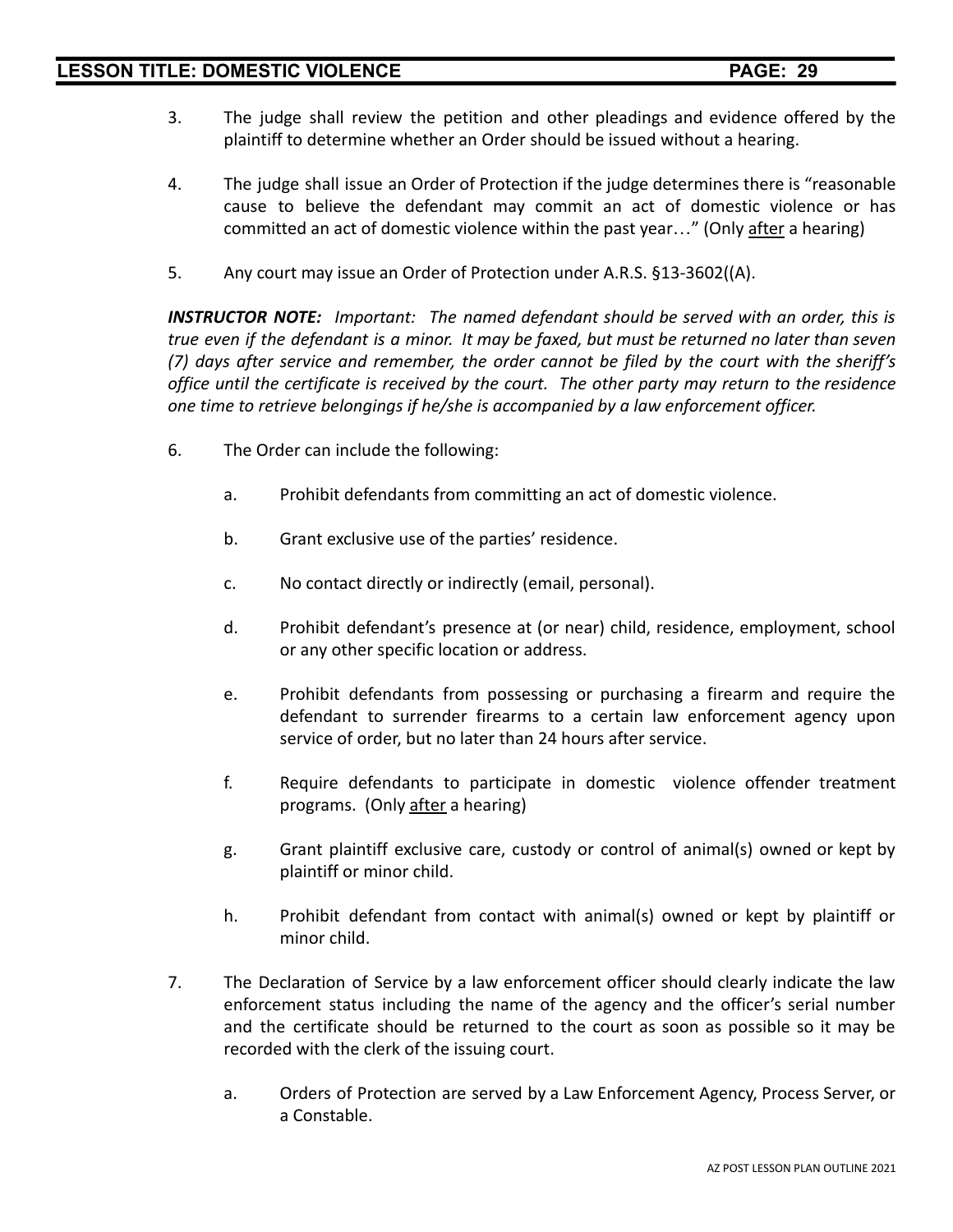3. The judge shall review the petition and other pleadings and evidence offered by the plaintiff to determine whether an Order should be issued without a hearing.

4. The judge shall issue an Order of Protection if the judge determines there is "reasonable cause to believe the defendant may commit an act of domestic violence or has committed an act of domestic violence within the past year…" (Only <u>after</u> a hearing)

5. Any court may issue an Order of Protection under A.R.S. §13-3602((A).

***INSTRUCTOR NOTE:*** *Important: The named defendant should be served with an order, this is true even if the defendant is a minor. It may be faxed, but must be returned no later than seven (7) days after service and remember, the order cannot be filed by the court with the sheriff's office until the certificate is received by the court. The other party may return to the residence one time to retrieve belongings if he/she is accompanied by a law enforcement officer.*

6. The Order can include the following:

   a. Prohibit defendants from committing an act of domestic violence.

   b. Grant exclusive use of the parties' residence.

   c. No contact directly or indirectly (email, personal).

   d. Prohibit defendant's presence at (or near) child, residence, employment, school or any other specific location or address.

   e. Prohibit defendants from possessing or purchasing a firearm and require the defendant to surrender firearms to a certain law enforcement agency upon service of order, but no later than 24 hours after service.

   f. Require defendants to participate in domestic violence offender treatment programs. (Only <u>after</u> a hearing)

   g. Grant plaintiff exclusive care, custody or control of animal(s) owned or kept by plaintiff or minor child.

   h. Prohibit defendant from contact with animal(s) owned or kept by plaintiff or minor child.

7. The Declaration of Service by a law enforcement officer should clearly indicate the law enforcement status including the name of the agency and the officer's serial number and the certificate should be returned to the court as soon as possible so it may be recorded with the clerk of the issuing court.

   a. Orders of Protection are served by a Law Enforcement Agency, Process Server, or a Constable.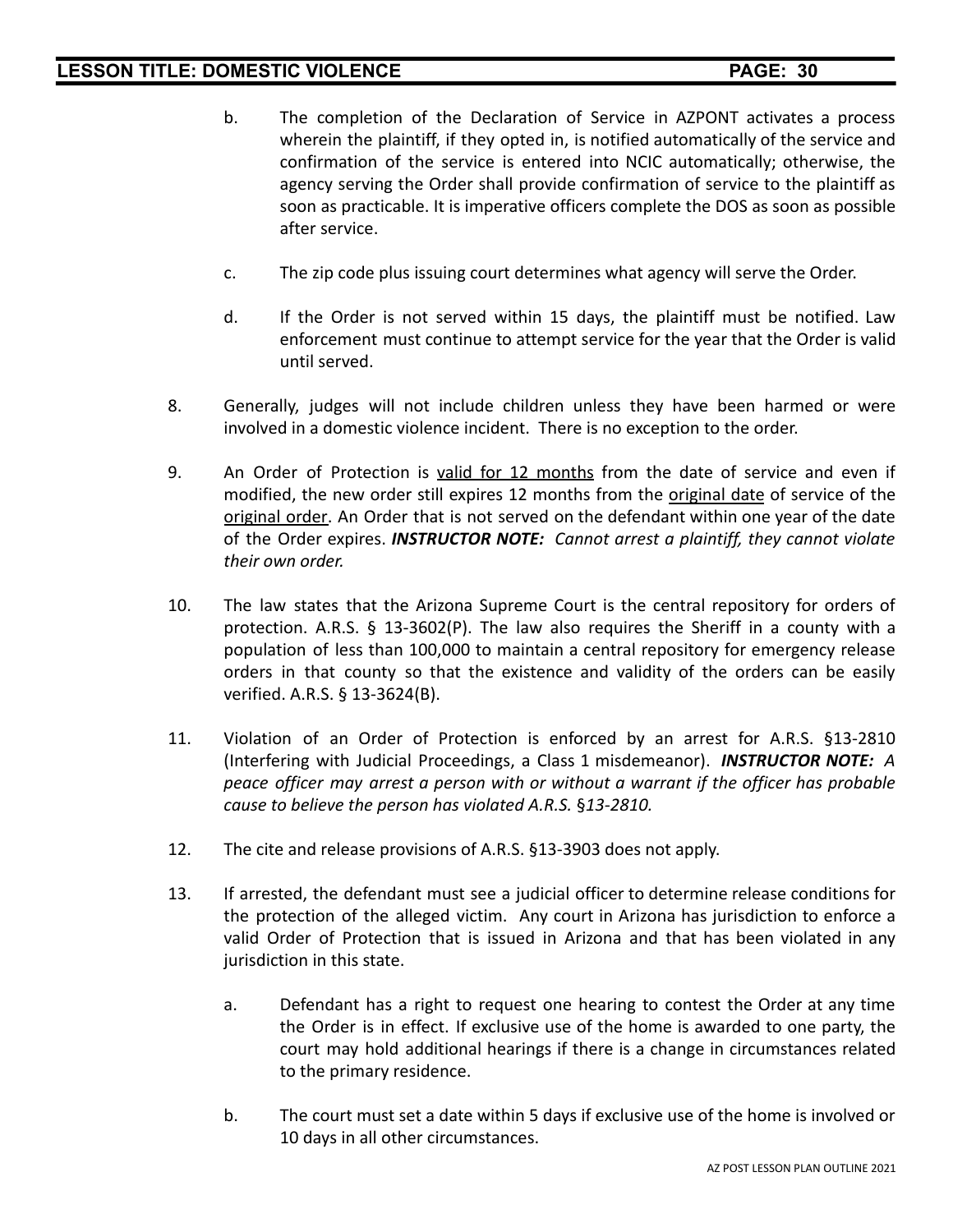b. The completion of the Declaration of Service in AZPONT activates a process wherein the plaintiff, if they opted in, is notified automatically of the service and confirmation of the service is entered into NCIC automatically; otherwise, the agency serving the Order shall provide confirmation of service to the plaintiff as soon as practicable. It is imperative officers complete the DOS as soon as possible after service.

c. The zip code plus issuing court determines what agency will serve the Order.

d. If the Order is not served within 15 days, the plaintiff must be notified. Law enforcement must continue to attempt service for the year that the Order is valid until served.

8. Generally, judges will not include children unless they have been harmed or were involved in a domestic violence incident. There is no exception to the order.

9. An Order of Protection is <u>valid for 12 months</u> from the date of service and even if modified, the new order still expires 12 months from the <u>original date</u> of service of the <u>original order</u>. An Order that is not served on the defendant within one year of the date of the Order expires. ***INSTRUCTOR NOTE:*** *Cannot arrest a plaintiff, they cannot violate their own order.*

10. The law states that the Arizona Supreme Court is the central repository for orders of protection. A.R.S. § 13-3602(P). The law also requires the Sheriff in a county with a population of less than 100,000 to maintain a central repository for emergency release orders in that county so that the existence and validity of the orders can be easily verified. A.R.S. § 13-3624(B).

11. Violation of an Order of Protection is enforced by an arrest for A.R.S. §13-2810 (Interfering with Judicial Proceedings, a Class 1 misdemeanor). ***INSTRUCTOR NOTE:*** *A peace officer may arrest a person with or without a warrant if the officer has probable cause to believe the person has violated A.R.S. §13-2810.*

12. The cite and release provisions of A.R.S. §13-3903 does not apply.

13. If arrested, the defendant must see a judicial officer to determine release conditions for the protection of the alleged victim. Any court in Arizona has jurisdiction to enforce a valid Order of Protection that is issued in Arizona and that has been violated in any jurisdiction in this state.

    a. Defendant has a right to request one hearing to contest the Order at any time the Order is in effect. If exclusive use of the home is awarded to one party, the court may hold additional hearings if there is a change in circumstances related to the primary residence.

    b. The court must set a date within 5 days if exclusive use of the home is involved or 10 days in all other circumstances.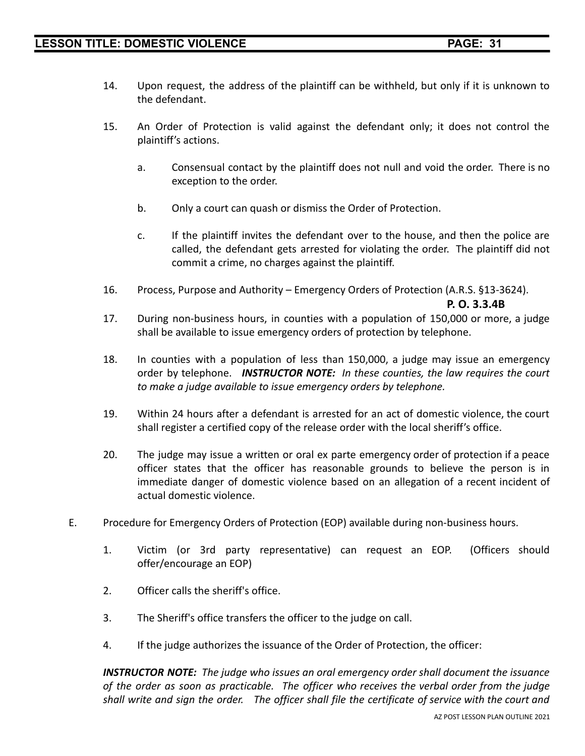14. Upon request, the address of the plaintiff can be withheld, but only if it is unknown to the defendant.

15. An Order of Protection is valid against the defendant only; it does not control the plaintiff's actions.

    a. Consensual contact by the plaintiff does not null and void the order. There is no exception to the order.

    b. Only a court can quash or dismiss the Order of Protection.

    c. If the plaintiff invites the defendant over to the house, and then the police are called, the defendant gets arrested for violating the order. The plaintiff did not commit a crime, no charges against the plaintiff.

16. Process, Purpose and Authority – Emergency Orders of Protection (A.R.S. §13-3624).

    **P. O. 3.3.4B**

17. During non-business hours, in counties with a population of 150,000 or more, a judge shall be available to issue emergency orders of protection by telephone.

18. In counties with a population of less than 150,000, a judge may issue an emergency order by telephone. ***INSTRUCTOR NOTE:*** *In these counties, the law requires the court to make a judge available to issue emergency orders by telephone.*

19. Within 24 hours after a defendant is arrested for an act of domestic violence, the court shall register a certified copy of the release order with the local sheriff's office.

20. The judge may issue a written or oral ex parte emergency order of protection if a peace officer states that the officer has reasonable grounds to believe the person is in immediate danger of domestic violence based on an allegation of a recent incident of actual domestic violence.

E. Procedure for Emergency Orders of Protection (EOP) available during non-business hours.

1. Victim (or 3rd party representative) can request an EOP. (Officers should offer/encourage an EOP)

2. Officer calls the sheriff's office.

3. The Sheriff's office transfers the officer to the judge on call.

4. If the judge authorizes the issuance of the Order of Protection, the officer:

***INSTRUCTOR NOTE:*** *The judge who issues an oral emergency order shall document the issuance of the order as soon as practicable. The officer who receives the verbal order from the judge shall write and sign the order. The officer shall file the certificate of service with the court and*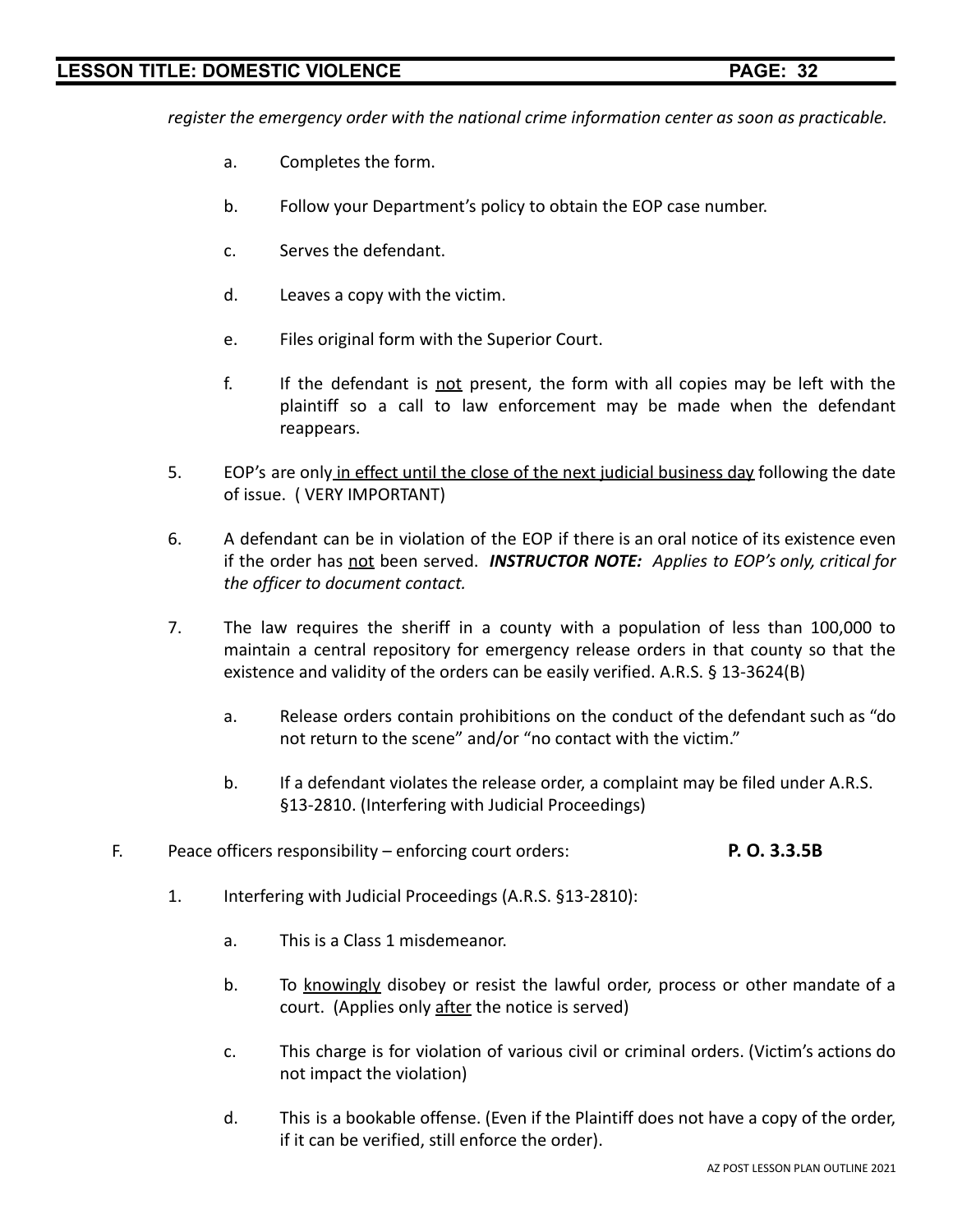*register the emergency order with the national crime information center as soon as practicable.*

a. Completes the form.

b. Follow your Department's policy to obtain the EOP case number.

c. Serves the defendant.

d. Leaves a copy with the victim.

e. Files original form with the Superior Court.

f. If the defendant is <u>not</u> present, the form with all copies may be left with the plaintiff so a call to law enforcement may be made when the defendant reappears.

5. EOP's are only <u>in effect until the close of the next judicial business day</u> following the date of issue. ( VERY IMPORTANT)

6. A defendant can be in violation of the EOP if there is an oral notice of its existence even if the order has <u>not</u> been served. ***INSTRUCTOR NOTE:*** *Applies to EOP's only, critical for the officer to document contact.*

7. The law requires the sheriff in a county with a population of less than 100,000 to maintain a central repository for emergency release orders in that county so that the existence and validity of the orders can be easily verified. A.R.S. § 13-3624(B)

   a. Release orders contain prohibitions on the conduct of the defendant such as "do not return to the scene" and/or "no contact with the victim."

   b. If a defendant violates the release order, a complaint may be filed under A.R.S. §13-2810. (Interfering with Judicial Proceedings)

F. Peace officers responsibility – enforcing court orders: **P. O. 3.3.5B**

1. Interfering with Judicial Proceedings (A.R.S. §13-2810):

   a. This is a Class 1 misdemeanor.

   b. To <u>knowingly</u> disobey or resist the lawful order, process or other mandate of a court. (Applies only <u>after</u> the notice is served)

   c. This charge is for violation of various civil or criminal orders. (Victim's actions do not impact the violation)

   d. This is a bookable offense. (Even if the Plaintiff does not have a copy of the order, if it can be verified, still enforce the order).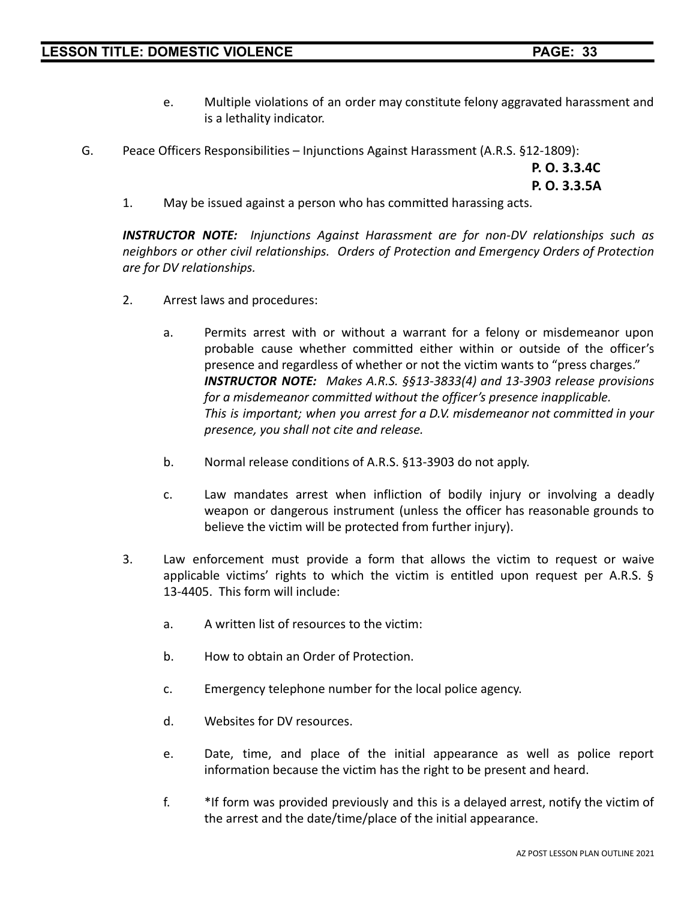e. Multiple violations of an order may constitute felony aggravated harassment and is a lethality indicator.

G. Peace Officers Responsibilities – Injunctions Against Harassment (A.R.S. §12-1809):

**P. O. 3.3.4C**
**P. O. 3.3.5A**

1. May be issued against a person who has committed harassing acts.

***INSTRUCTOR NOTE:*** *Injunctions Against Harassment are for non-DV relationships such as neighbors or other civil relationships. Orders of Protection and Emergency Orders of Protection are for DV relationships.*

2. Arrest laws and procedures:

   a. Permits arrest with or without a warrant for a felony or misdemeanor upon probable cause whether committed either within or outside of the officer's presence and regardless of whether or not the victim wants to "press charges."
   ***INSTRUCTOR NOTE:*** *Makes A.R.S. §§13-3833(4) and 13-3903 release provisions for a misdemeanor committed without the officer's presence inapplicable.*
   *This is important; when you arrest for a D.V. misdemeanor not committed in your presence, you shall not cite and release.*

   b. Normal release conditions of A.R.S. §13-3903 do not apply.

   c. Law mandates arrest when infliction of bodily injury or involving a deadly weapon or dangerous instrument (unless the officer has reasonable grounds to believe the victim will be protected from further injury).

3. Law enforcement must provide a form that allows the victim to request or waive applicable victims' rights to which the victim is entitled upon request per A.R.S. § 13-4405. This form will include:

   a. A written list of resources to the victim:

   b. How to obtain an Order of Protection.

   c. Emergency telephone number for the local police agency.

   d. Websites for DV resources.

   e. Date, time, and place of the initial appearance as well as police report information because the victim has the right to be present and heard.

   f. *If form was provided previously and this is a delayed arrest, notify the victim of the arrest and the date/time/place of the initial appearance.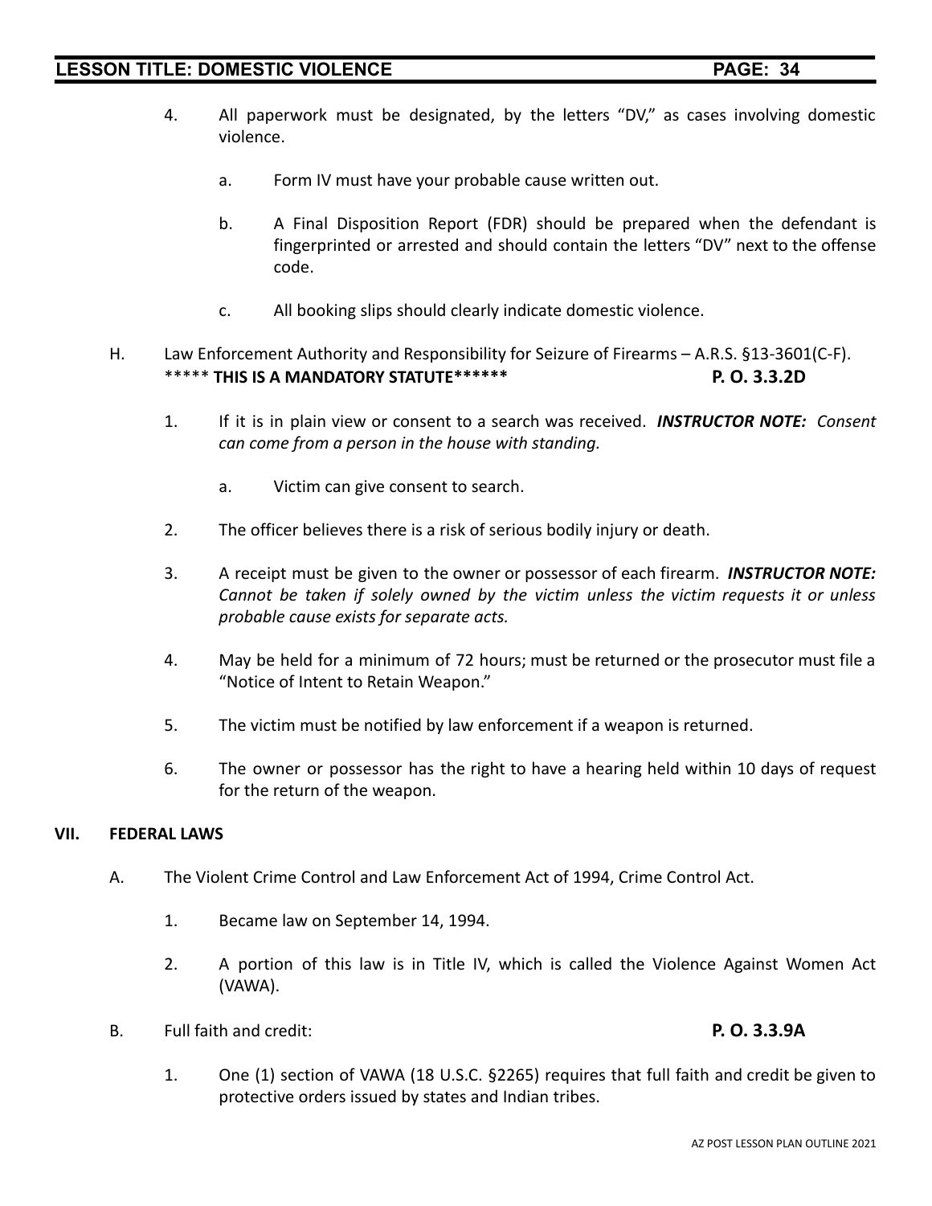4. All paperwork must be designated, by the letters "DV," as cases involving domestic violence.

    a. Form IV must have your probable cause written out.

    b. A Final Disposition Report (FDR) should be prepared when the defendant is fingerprinted or arrested and should contain the letters "DV" next to the offense code.

    c. All booking slips should clearly indicate domestic violence.

H. Law Enforcement Authority and Responsibility for Seizure of Firearms – A.R.S. §13-3601(C-F). ***** **THIS IS A MANDATORY STATUTE****** **P. O. 3.3.2D**

1. If it is in plain view or consent to a search was received. ***INSTRUCTOR NOTE:*** *Consent can come from a person in the house with standing.*

    a. Victim can give consent to search.

2. The officer believes there is a risk of serious bodily injury or death.

3. A receipt must be given to the owner or possessor of each firearm. ***INSTRUCTOR NOTE:*** *Cannot be taken if solely owned by the victim unless the victim requests it or unless probable cause exists for separate acts.*

4. May be held for a minimum of 72 hours; must be returned or the prosecutor must file a "Notice of Intent to Retain Weapon."

5. The victim must be notified by law enforcement if a weapon is returned.

6. The owner or possessor has the right to have a hearing held within 10 days of request for the return of the weapon.

## VII. FEDERAL LAWS

A. The Violent Crime Control and Law Enforcement Act of 1994, Crime Control Act.

1. Became law on September 14, 1994.

2. A portion of this law is in Title IV, which is called the Violence Against Women Act (VAWA).

B. Full faith and credit: **P. O. 3.3.9A**

1. One (1) section of VAWA (18 U.S.C. §2265) requires that full faith and credit be given to protective orders issued by states and Indian tribes.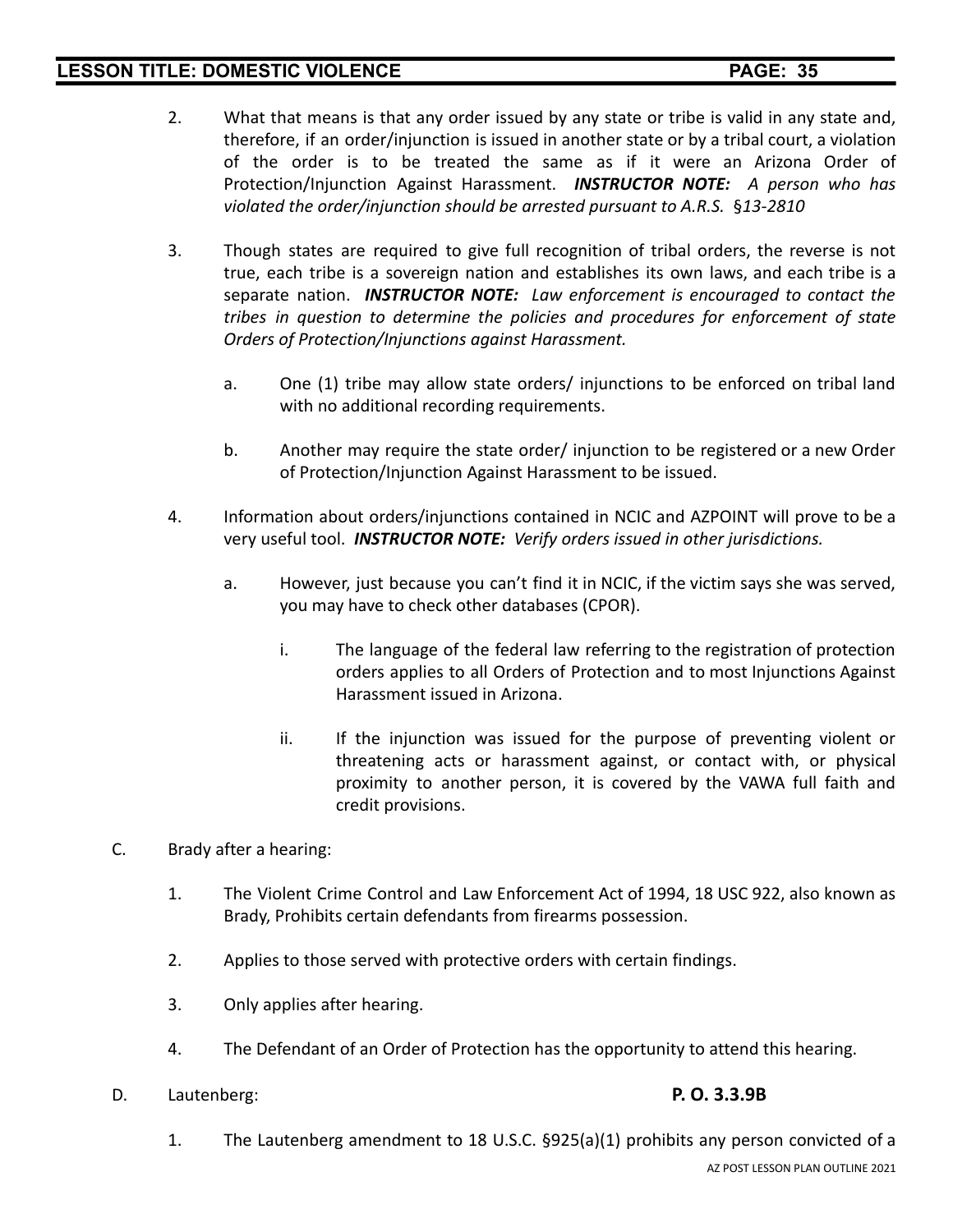2. What that means is that any order issued by any state or tribe is valid in any state and, therefore, if an order/injunction is issued in another state or by a tribal court, a violation of the order is to be treated the same as if it were an Arizona Order of Protection/Injunction Against Harassment. ***INSTRUCTOR NOTE:*** *A person who has violated the order/injunction should be arrested pursuant to A.R.S.* §*13-2810*

3. Though states are required to give full recognition of tribal orders, the reverse is not true, each tribe is a sovereign nation and establishes its own laws, and each tribe is a separate nation. ***INSTRUCTOR NOTE:*** *Law enforcement is encouraged to contact the tribes in question to determine the policies and procedures for enforcement of state Orders of Protection/Injunctions against Harassment.*

   a. One (1) tribe may allow state orders/ injunctions to be enforced on tribal land with no additional recording requirements.

   b. Another may require the state order/ injunction to be registered or a new Order of Protection/Injunction Against Harassment to be issued.

4. Information about orders/injunctions contained in NCIC and AZPOINT will prove to be a very useful tool. ***INSTRUCTOR NOTE:*** *Verify orders issued in other jurisdictions.*

   a. However, just because you can't find it in NCIC, if the victim says she was served, you may have to check other databases (CPOR).

      i. The language of the federal law referring to the registration of protection orders applies to all Orders of Protection and to most Injunctions Against Harassment issued in Arizona.

      ii. If the injunction was issued for the purpose of preventing violent or threatening acts or harassment against, or contact with, or physical proximity to another person, it is covered by the VAWA full faith and credit provisions.

C. Brady after a hearing:

1. The Violent Crime Control and Law Enforcement Act of 1994, 18 USC 922, also known as Brady, Prohibits certain defendants from firearms possession.

2. Applies to those served with protective orders with certain findings.

3. Only applies after hearing.

4. The Defendant of an Order of Protection has the opportunity to attend this hearing.

D. Lautenberg: **P. O. 3.3.9B**

1. The Lautenberg amendment to 18 U.S.C. §925(a)(1) prohibits any person convicted of a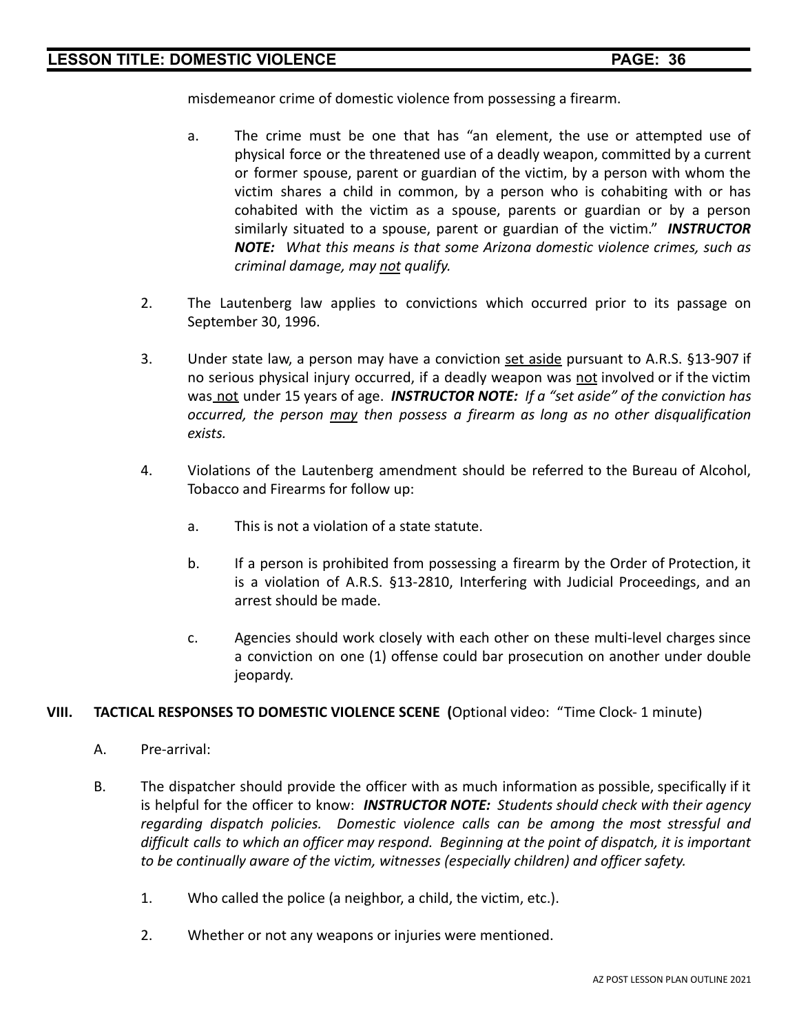misdemeanor crime of domestic violence from possessing a firearm.

a. The crime must be one that has "an element, the use or attempted use of physical force or the threatened use of a deadly weapon, committed by a current or former spouse, parent or guardian of the victim, by a person with whom the victim shares a child in common, by a person who is cohabiting with or has cohabited with the victim as a spouse, parents or guardian or by a person similarly situated to a spouse, parent or guardian of the victim." ***INSTRUCTOR NOTE:*** *What this means is that some Arizona domestic violence crimes, such as criminal damage, may <u>not</u> qualify.*

2. The Lautenberg law applies to convictions which occurred prior to its passage on September 30, 1996.

3. Under state law, a person may have a conviction <u>set aside</u> pursuant to A.R.S. §13-907 if no serious physical injury occurred, if a deadly weapon was <u>not</u> involved or if the victim was <u>not</u> under 15 years of age. ***INSTRUCTOR NOTE:*** *If a "set aside" of the conviction has occurred, the person <u>may</u> then possess a firearm as long as no other disqualification exists.*

4. Violations of the Lautenberg amendment should be referred to the Bureau of Alcohol, Tobacco and Firearms for follow up:

   a. This is not a violation of a state statute.

   b. If a person is prohibited from possessing a firearm by the Order of Protection, it is a violation of A.R.S. §13-2810, Interfering with Judicial Proceedings, and an arrest should be made.

   c. Agencies should work closely with each other on these multi-level charges since a conviction on one (1) offense could bar prosecution on another under double jeopardy.

**VIII. TACTICAL RESPONSES TO DOMESTIC VIOLENCE SCENE (**Optional video: "Time Clock- 1 minute)

A. Pre-arrival:

B. The dispatcher should provide the officer with as much information as possible, specifically if it is helpful for the officer to know: ***INSTRUCTOR NOTE:*** *Students should check with their agency regarding dispatch policies. Domestic violence calls can be among the most stressful and difficult calls to which an officer may respond. Beginning at the point of dispatch, it is important to be continually aware of the victim, witnesses (especially children) and officer safety.*

1. Who called the police (a neighbor, a child, the victim, etc.).

2. Whether or not any weapons or injuries were mentioned.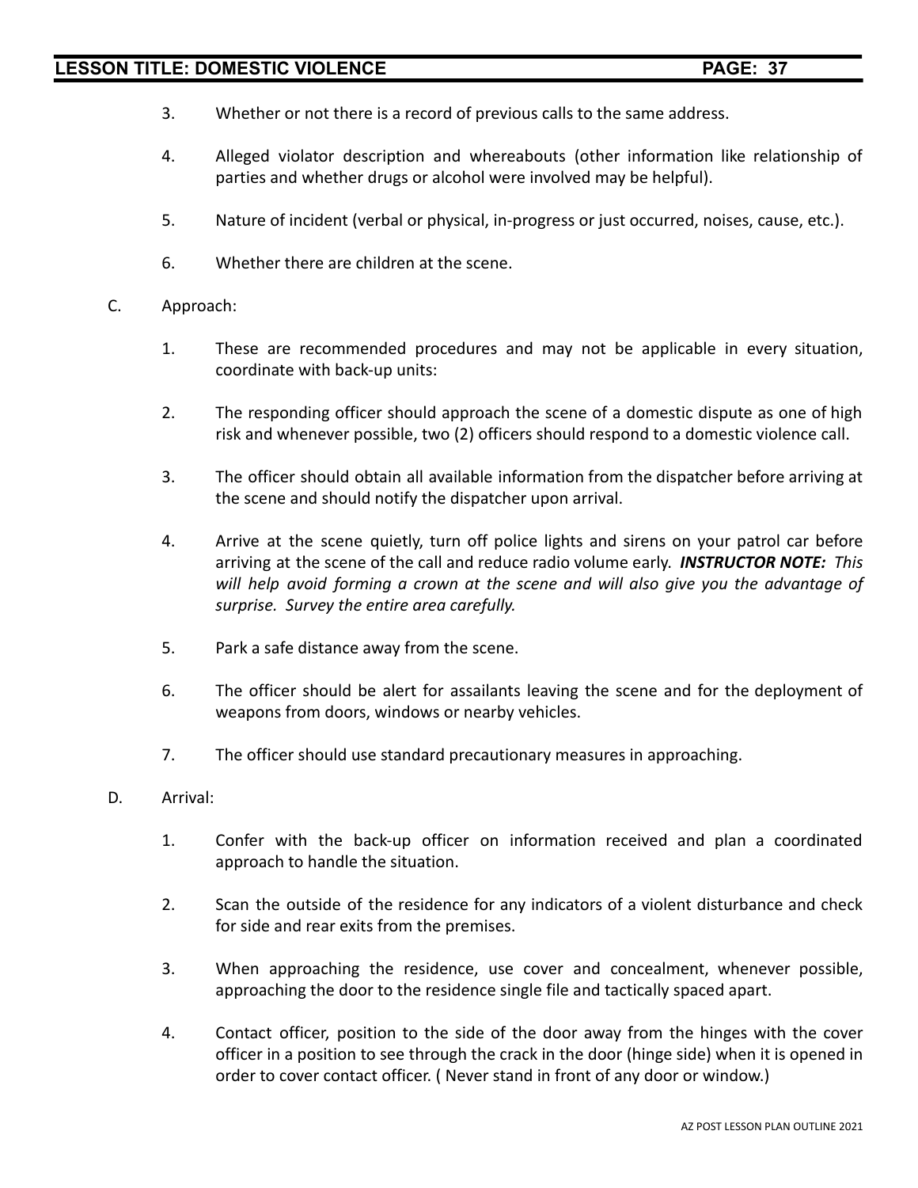3. Whether or not there is a record of previous calls to the same address.

4. Alleged violator description and whereabouts (other information like relationship of parties and whether drugs or alcohol were involved may be helpful).

5. Nature of incident (verbal or physical, in-progress or just occurred, noises, cause, etc.).

6. Whether there are children at the scene.

C. Approach:

1. These are recommended procedures and may not be applicable in every situation, coordinate with back-up units:

2. The responding officer should approach the scene of a domestic dispute as one of high risk and whenever possible, two (2) officers should respond to a domestic violence call.

3. The officer should obtain all available information from the dispatcher before arriving at the scene and should notify the dispatcher upon arrival.

4. Arrive at the scene quietly, turn off police lights and sirens on your patrol car before arriving at the scene of the call and reduce radio volume early. ***INSTRUCTOR NOTE:*** *This will help avoid forming a crown at the scene and will also give you the advantage of surprise. Survey the entire area carefully.*

5. Park a safe distance away from the scene.

6. The officer should be alert for assailants leaving the scene and for the deployment of weapons from doors, windows or nearby vehicles.

7. The officer should use standard precautionary measures in approaching.

D. Arrival:

1. Confer with the back-up officer on information received and plan a coordinated approach to handle the situation.

2. Scan the outside of the residence for any indicators of a violent disturbance and check for side and rear exits from the premises.

3. When approaching the residence, use cover and concealment, whenever possible, approaching the door to the residence single file and tactically spaced apart.

4. Contact officer, position to the side of the door away from the hinges with the cover officer in a position to see through the crack in the door (hinge side) when it is opened in order to cover contact officer. ( Never stand in front of any door or window.)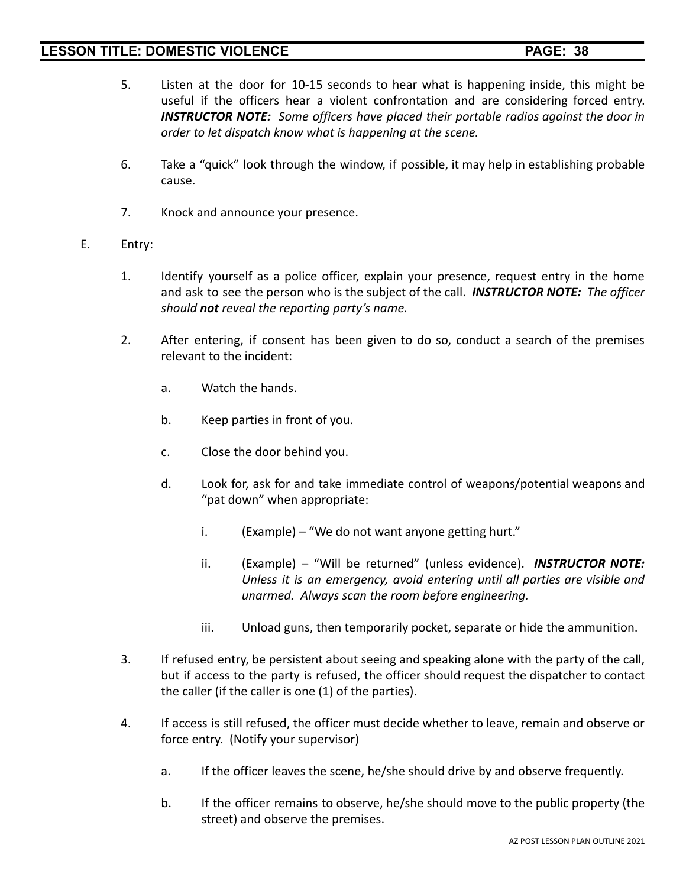5. Listen at the door for 10-15 seconds to hear what is happening inside, this might be useful if the officers hear a violent confrontation and are considering forced entry. ***INSTRUCTOR NOTE:*** *Some officers have placed their portable radios against the door in order to let dispatch know what is happening at the scene.*

6. Take a "quick" look through the window, if possible, it may help in establishing probable cause.

7. Knock and announce your presence.

E. Entry:

1. Identify yourself as a police officer, explain your presence, request entry in the home and ask to see the person who is the subject of the call. ***INSTRUCTOR NOTE:*** *The officer should* ***not*** *reveal the reporting party's name.*

2. After entering, if consent has been given to do so, conduct a search of the premises relevant to the incident:

   a. Watch the hands.

   b. Keep parties in front of you.

   c. Close the door behind you.

   d. Look for, ask for and take immediate control of weapons/potential weapons and "pat down" when appropriate:

      i. (Example) – "We do not want anyone getting hurt."

      ii. (Example) – "Will be returned" (unless evidence). ***INSTRUCTOR NOTE:*** *Unless it is an emergency, avoid entering until all parties are visible and unarmed. Always scan the room before engineering.*

      iii. Unload guns, then temporarily pocket, separate or hide the ammunition.

3. If refused entry, be persistent about seeing and speaking alone with the party of the call, but if access to the party is refused, the officer should request the dispatcher to contact the caller (if the caller is one (1) of the parties).

4. If access is still refused, the officer must decide whether to leave, remain and observe or force entry. (Notify your supervisor)

   a. If the officer leaves the scene, he/she should drive by and observe frequently.

   b. If the officer remains to observe, he/she should move to the public property (the street) and observe the premises.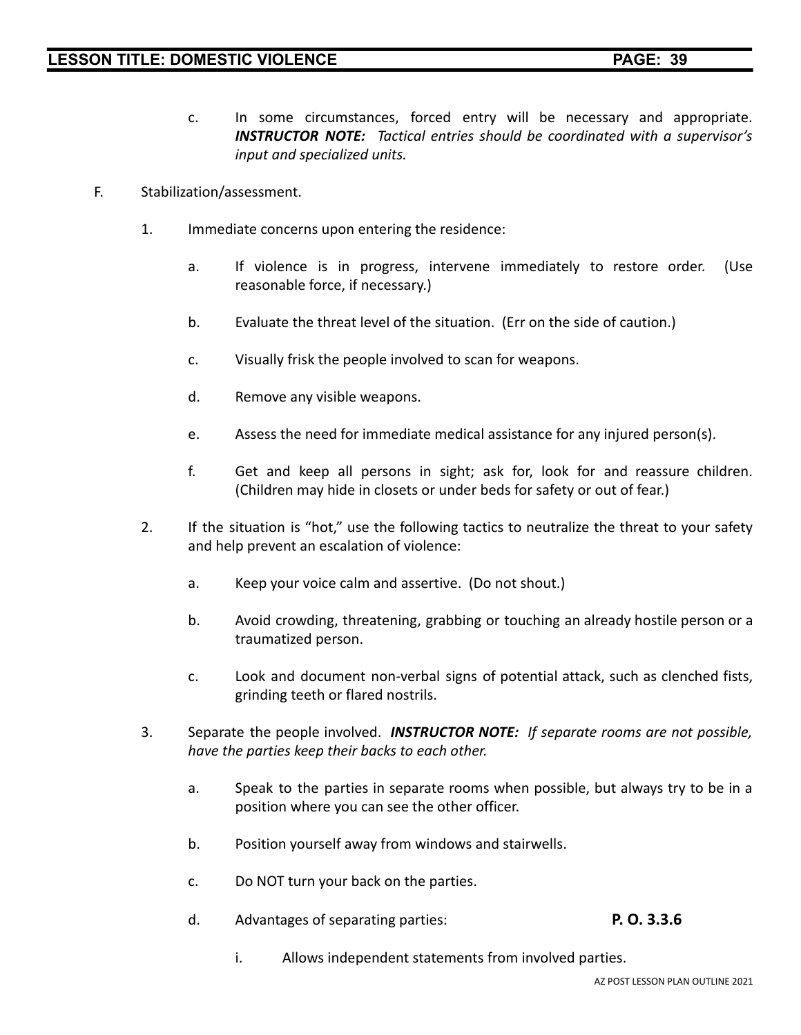c. In some circumstances, forced entry will be necessary and appropriate. ***INSTRUCTOR NOTE:*** *Tactical entries should be coordinated with a supervisor's input and specialized units.*

F. Stabilization/assessment.

1. Immediate concerns upon entering the residence:

   a. If violence is in progress, intervene immediately to restore order. (Use reasonable force, if necessary.)

   b. Evaluate the threat level of the situation. (Err on the side of caution.)

   c. Visually frisk the people involved to scan for weapons.

   d. Remove any visible weapons.

   e. Assess the need for immediate medical assistance for any injured person(s).

   f. Get and keep all persons in sight; ask for, look for and reassure children. (Children may hide in closets or under beds for safety or out of fear.)

2. If the situation is "hot," use the following tactics to neutralize the threat to your safety and help prevent an escalation of violence:

   a. Keep your voice calm and assertive. (Do not shout.)

   b. Avoid crowding, threatening, grabbing or touching an already hostile person or a traumatized person.

   c. Look and document non-verbal signs of potential attack, such as clenched fists, grinding teeth or flared nostrils.

3. Separate the people involved. ***INSTRUCTOR NOTE:*** *If separate rooms are not possible, have the parties keep their backs to each other.*

   a. Speak to the parties in separate rooms when possible, but always try to be in a position where you can see the other officer.

   b. Position yourself away from windows and stairwells.

   c. Do NOT turn your back on the parties.

   d. Advantages of separating parties: **P. O. 3.3.6**

      i. Allows independent statements from involved parties.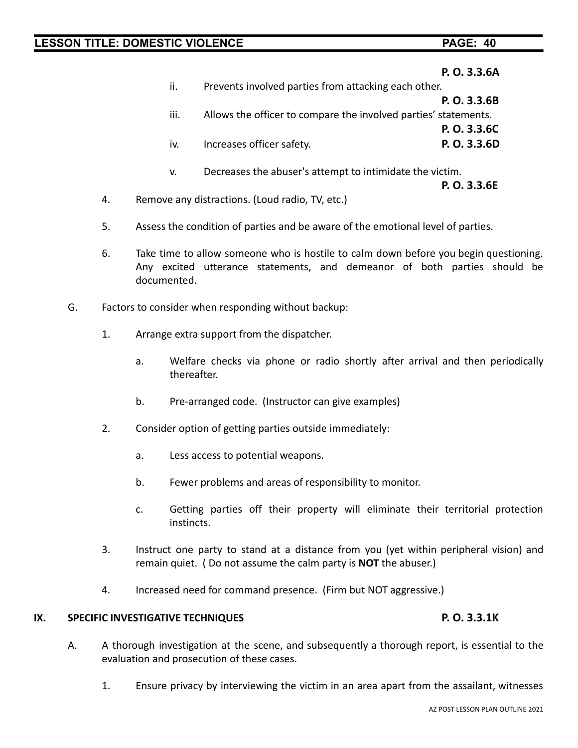**P. O. 3.3.6A**

ii. Prevents involved parties from attacking each other. **P. O. 3.3.6B**

iii. Allows the officer to compare the involved parties' statements. **P. O. 3.3.6C**

iv. Increases officer safety. **P. O. 3.3.6D**

v. Decreases the abuser's attempt to intimidate the victim. **P. O. 3.3.6E**

4. Remove any distractions. (Loud radio, TV, etc.)

5. Assess the condition of parties and be aware of the emotional level of parties.

6. Take time to allow someone who is hostile to calm down before you begin questioning. Any excited utterance statements, and demeanor of both parties should be documented.

G. Factors to consider when responding without backup:

1. Arrange extra support from the dispatcher.

   a. Welfare checks via phone or radio shortly after arrival and then periodically thereafter.

   b. Pre-arranged code. (Instructor can give examples)

2. Consider option of getting parties outside immediately:

   a. Less access to potential weapons.

   b. Fewer problems and areas of responsibility to monitor.

   c. Getting parties off their property will eliminate their territorial protection instincts.

3. Instruct one party to stand at a distance from you (yet within peripheral vision) and remain quiet. ( Do not assume the calm party is **NOT** the abuser.)

4. Increased need for command presence. (Firm but NOT aggressive.)

## IX. SPECIFIC INVESTIGATIVE TECHNIQUES **P. O. 3.3.1K**

A. A thorough investigation at the scene, and subsequently a thorough report, is essential to the evaluation and prosecution of these cases.

1. Ensure privacy by interviewing the victim in an area apart from the assailant, witnesses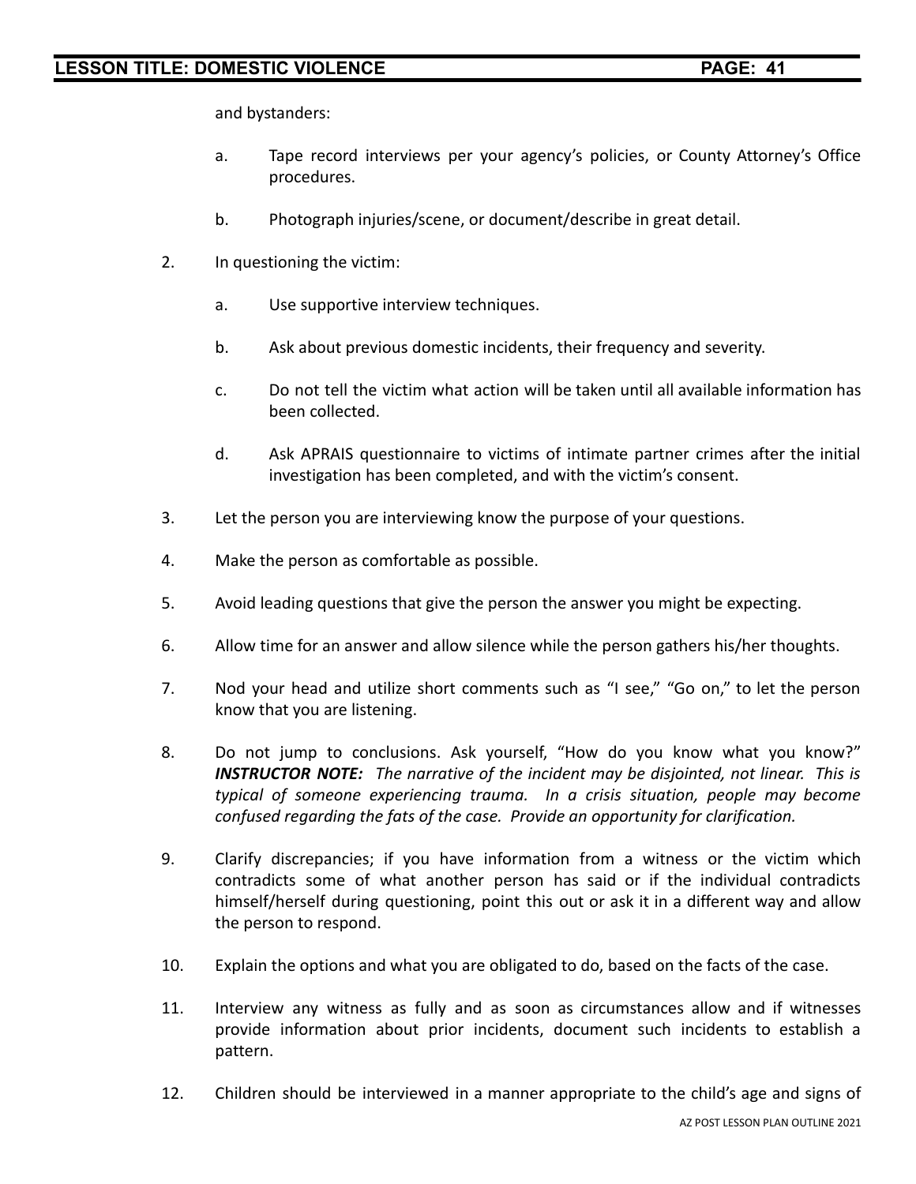and bystanders:

a. Tape record interviews per your agency's policies, or County Attorney's Office procedures.

b. Photograph injuries/scene, or document/describe in great detail.

2. In questioning the victim:

   a. Use supportive interview techniques.

   b. Ask about previous domestic incidents, their frequency and severity.

   c. Do not tell the victim what action will be taken until all available information has been collected.

   d. Ask APRAIS questionnaire to victims of intimate partner crimes after the initial investigation has been completed, and with the victim's consent.

3. Let the person you are interviewing know the purpose of your questions.

4. Make the person as comfortable as possible.

5. Avoid leading questions that give the person the answer you might be expecting.

6. Allow time for an answer and allow silence while the person gathers his/her thoughts.

7. Nod your head and utilize short comments such as "I see," "Go on," to let the person know that you are listening.

8. Do not jump to conclusions. Ask yourself, "How do you know what you know?" ***INSTRUCTOR NOTE:*** *The narrative of the incident may be disjointed, not linear. This is typical of someone experiencing trauma. In a crisis situation, people may become confused regarding the fats of the case. Provide an opportunity for clarification.*

9. Clarify discrepancies; if you have information from a witness or the victim which contradicts some of what another person has said or if the individual contradicts himself/herself during questioning, point this out or ask it in a different way and allow the person to respond.

10. Explain the options and what you are obligated to do, based on the facts of the case.

11. Interview any witness as fully and as soon as circumstances allow and if witnesses provide information about prior incidents, document such incidents to establish a pattern.

12. Children should be interviewed in a manner appropriate to the child's age and signs of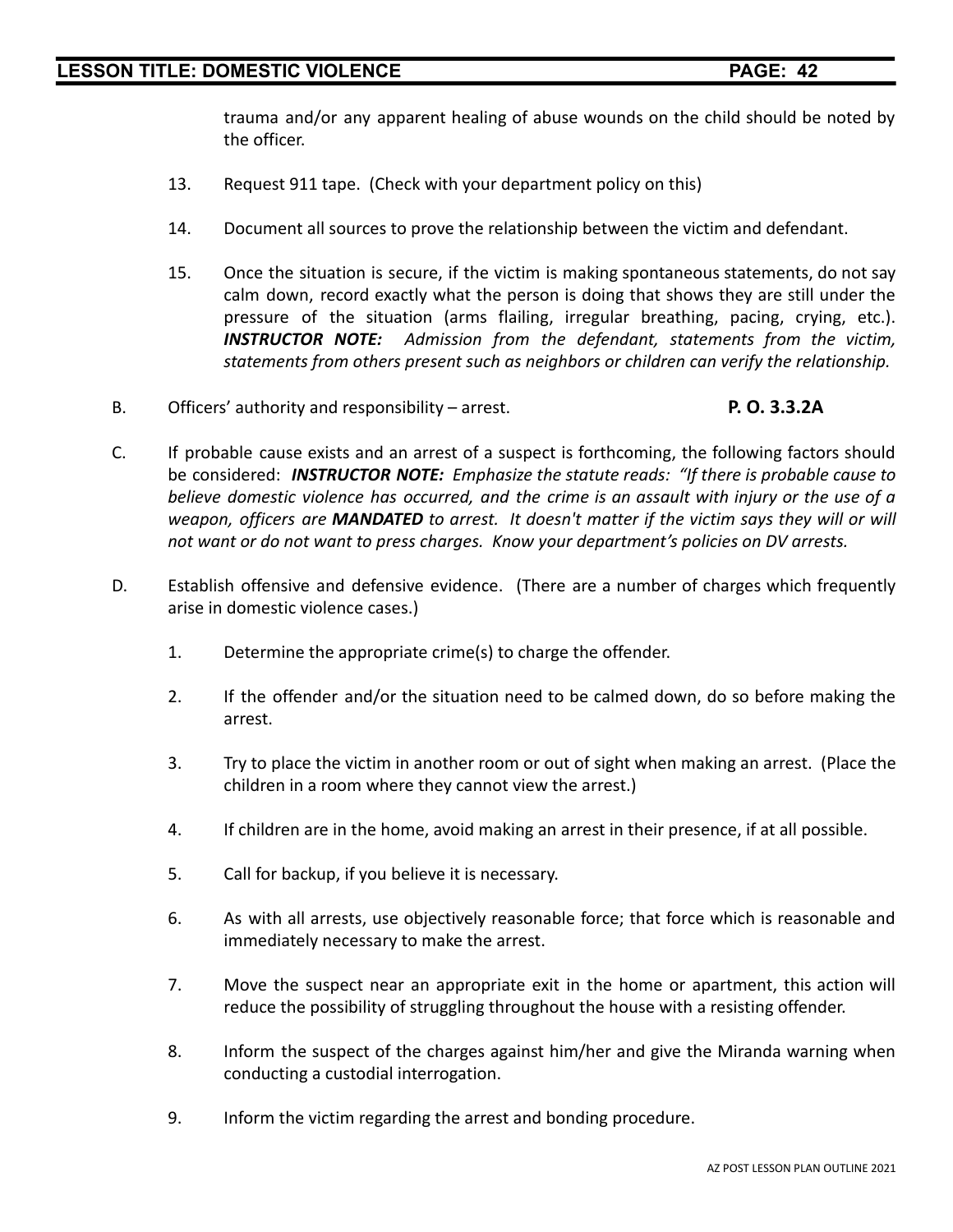trauma and/or any apparent healing of abuse wounds on the child should be noted by the officer.

13. Request 911 tape. (Check with your department policy on this)

14. Document all sources to prove the relationship between the victim and defendant.

15. Once the situation is secure, if the victim is making spontaneous statements, do not say calm down, record exactly what the person is doing that shows they are still under the pressure of the situation (arms flailing, irregular breathing, pacing, crying, etc.). ***INSTRUCTOR NOTE:*** *Admission from the defendant, statements from the victim, statements from others present such as neighbors or children can verify the relationship.*

B. Officers' authority and responsibility – arrest. **P. O. 3.3.2A**

C. If probable cause exists and an arrest of a suspect is forthcoming, the following factors should be considered: ***INSTRUCTOR NOTE:*** *Emphasize the statute reads: "If there is probable cause to believe domestic violence has occurred, and the crime is an assault with injury or the use of a weapon, officers are* ***MANDATED*** *to arrest. It doesn't matter if the victim says they will or will not want or do not want to press charges. Know your department's policies on DV arrests.*

D. Establish offensive and defensive evidence. (There are a number of charges which frequently arise in domestic violence cases.)

1. Determine the appropriate crime(s) to charge the offender.

2. If the offender and/or the situation need to be calmed down, do so before making the arrest.

3. Try to place the victim in another room or out of sight when making an arrest. (Place the children in a room where they cannot view the arrest.)

4. If children are in the home, avoid making an arrest in their presence, if at all possible.

5. Call for backup, if you believe it is necessary.

6. As with all arrests, use objectively reasonable force; that force which is reasonable and immediately necessary to make the arrest.

7. Move the suspect near an appropriate exit in the home or apartment, this action will reduce the possibility of struggling throughout the house with a resisting offender.

8. Inform the suspect of the charges against him/her and give the Miranda warning when conducting a custodial interrogation.

9. Inform the victim regarding the arrest and bonding procedure.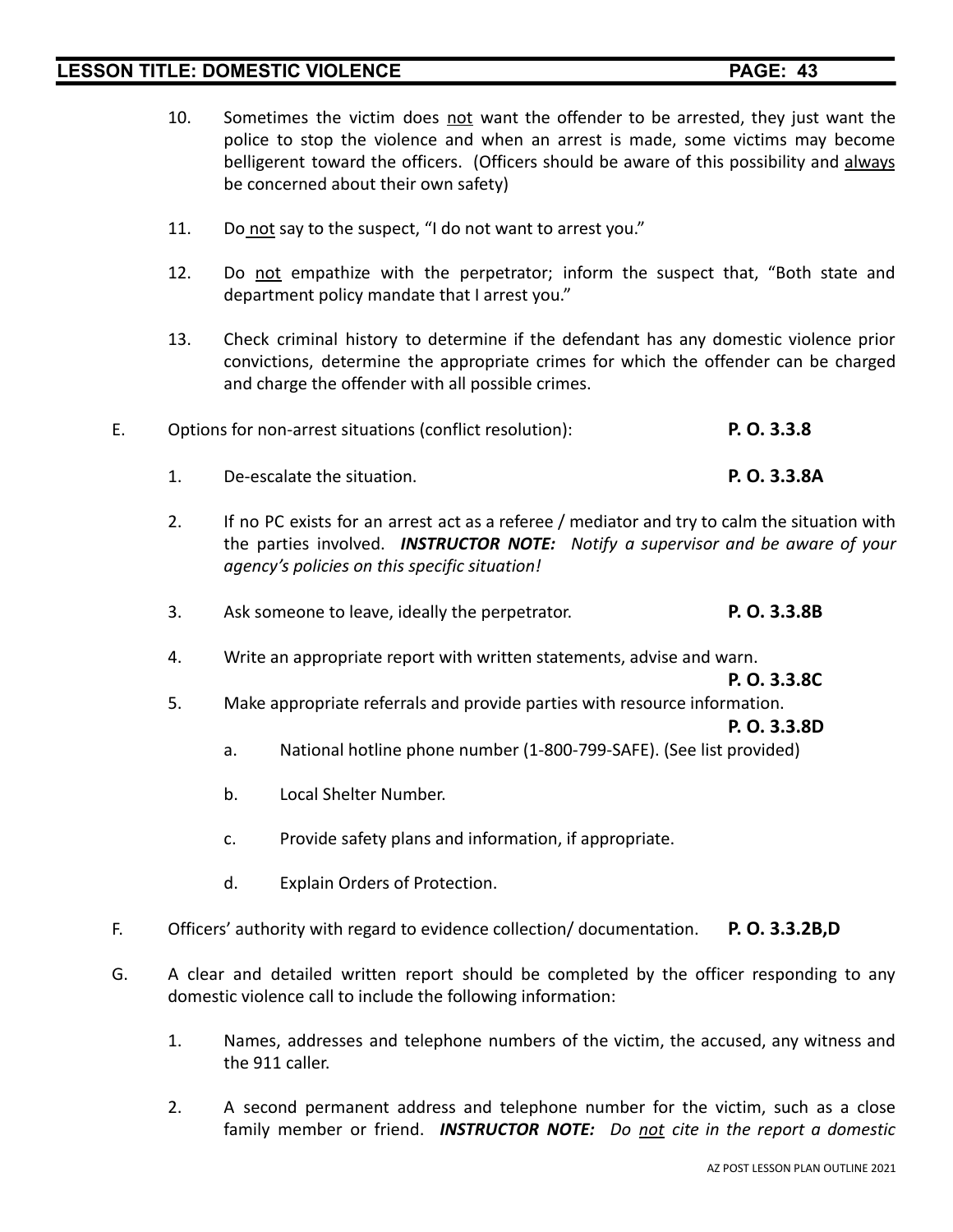10. Sometimes the victim does not want the offender to be arrested, they just want the police to stop the violence and when an arrest is made, some victims may become belligerent toward the officers. (Officers should be aware of this possibility and always be concerned about their own safety)

11. Do not say to the suspect, "I do not want to arrest you."

12. Do not empathize with the perpetrator; inform the suspect that, "Both state and department policy mandate that I arrest you."

13. Check criminal history to determine if the defendant has any domestic violence prior convictions, determine the appropriate crimes for which the offender can be charged and charge the offender with all possible crimes.

E. Options for non-arrest situations (conflict resolution): **P. O. 3.3.8**

1. De-escalate the situation. **P. O. 3.3.8A**

2. If no PC exists for an arrest act as a referee / mediator and try to calm the situation with the parties involved. ***INSTRUCTOR NOTE:*** *Notify a supervisor and be aware of your agency's policies on this specific situation!*

3. Ask someone to leave, ideally the perpetrator. **P. O. 3.3.8B**

4. Write an appropriate report with written statements, advise and warn. **P. O. 3.3.8C**

5. Make appropriate referrals and provide parties with resource information. **P. O. 3.3.8D**

   a. National hotline phone number (1-800-799-SAFE). (See list provided)

   b. Local Shelter Number.

   c. Provide safety plans and information, if appropriate.

   d. Explain Orders of Protection.

F. Officers' authority with regard to evidence collection/ documentation. **P. O. 3.3.2B,D**

G. A clear and detailed written report should be completed by the officer responding to any domestic violence call to include the following information:

1. Names, addresses and telephone numbers of the victim, the accused, any witness and the 911 caller.

2. A second permanent address and telephone number for the victim, such as a close family member or friend. ***INSTRUCTOR NOTE:*** *Do not cite in the report a domestic*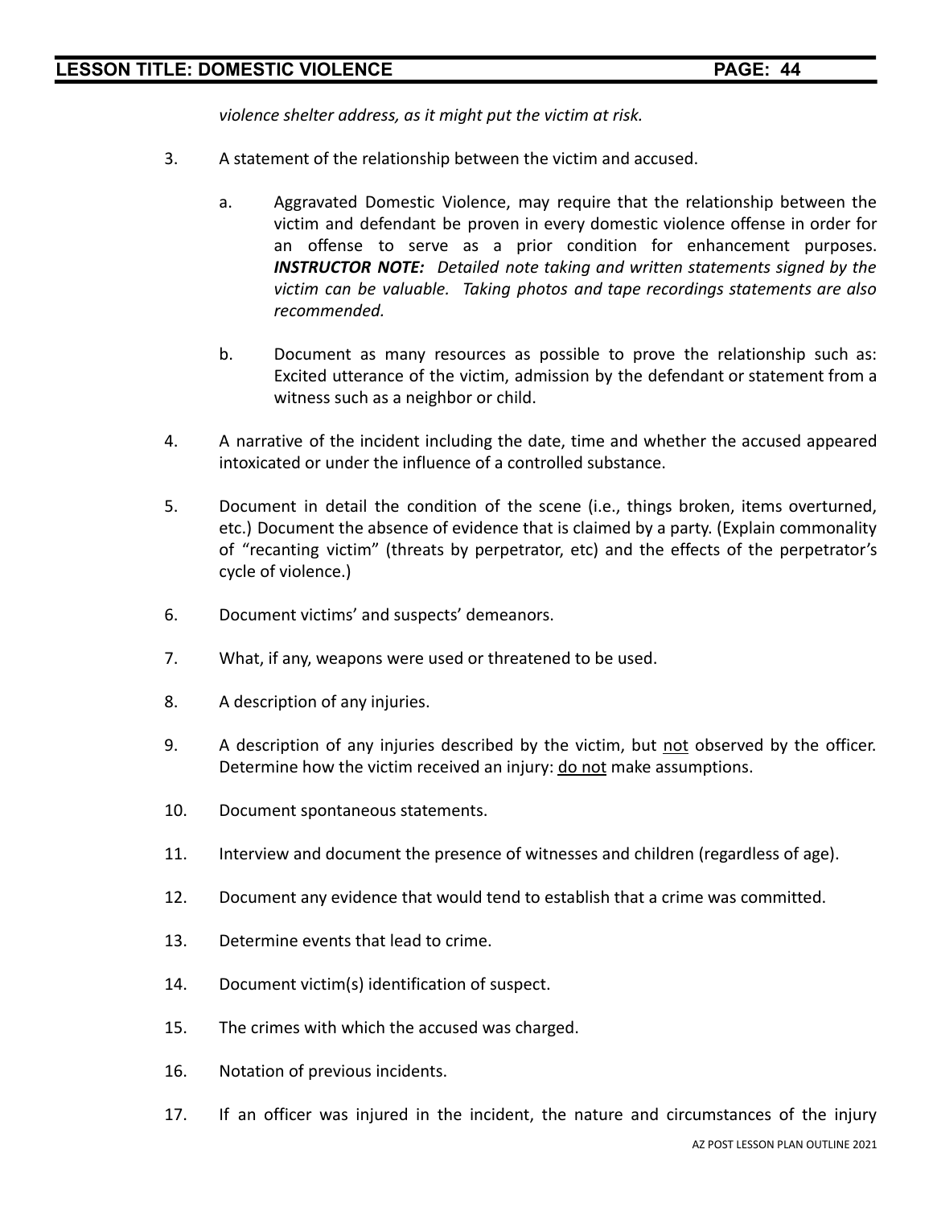*violence shelter address, as it might put the victim at risk.*

3. A statement of the relationship between the victim and accused.

   a. Aggravated Domestic Violence, may require that the relationship between the victim and defendant be proven in every domestic violence offense in order for an offense to serve as a prior condition for enhancement purposes. ***INSTRUCTOR NOTE:*** *Detailed note taking and written statements signed by the victim can be valuable. Taking photos and tape recordings statements are also recommended.*

   b. Document as many resources as possible to prove the relationship such as: Excited utterance of the victim, admission by the defendant or statement from a witness such as a neighbor or child.

4. A narrative of the incident including the date, time and whether the accused appeared intoxicated or under the influence of a controlled substance.

5. Document in detail the condition of the scene (i.e., things broken, items overturned, etc.) Document the absence of evidence that is claimed by a party. (Explain commonality of "recanting victim" (threats by perpetrator, etc) and the effects of the perpetrator's cycle of violence.)

6. Document victims' and suspects' demeanors.

7. What, if any, weapons were used or threatened to be used.

8. A description of any injuries.

9. A description of any injuries described by the victim, but <u>not</u> observed by the officer. Determine how the victim received an injury: <u>do not</u> make assumptions.

10. Document spontaneous statements.

11. Interview and document the presence of witnesses and children (regardless of age).

12. Document any evidence that would tend to establish that a crime was committed.

13. Determine events that lead to crime.

14. Document victim(s) identification of suspect.

15. The crimes with which the accused was charged.

16. Notation of previous incidents.

17. If an officer was injured in the incident, the nature and circumstances of the injury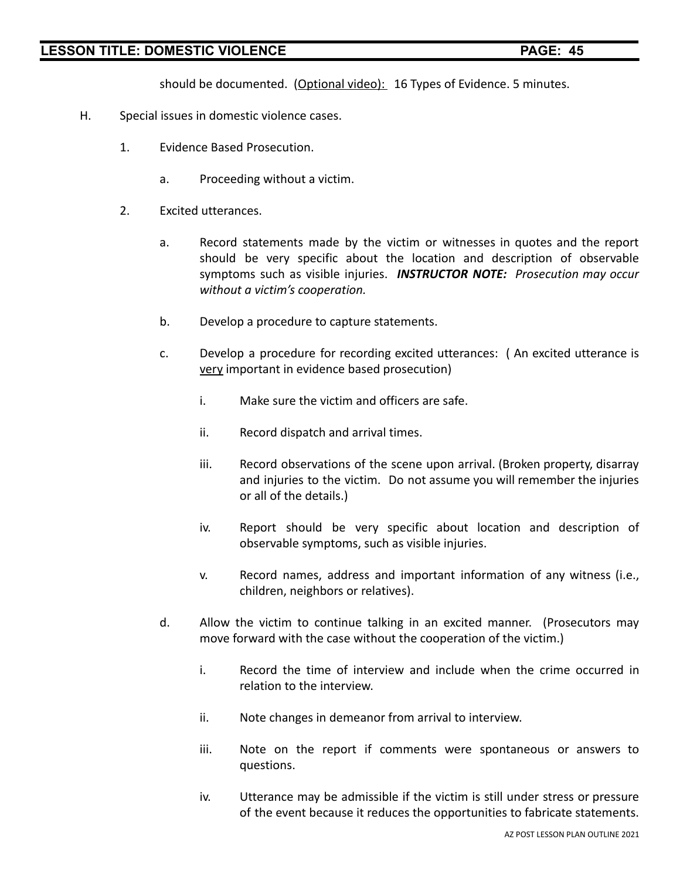should be documented. (<u>Optional video):</u> 16 Types of Evidence. 5 minutes.

H. Special issues in domestic violence cases.

1. Evidence Based Prosecution.

   a. Proceeding without a victim.

2. Excited utterances.

   a. Record statements made by the victim or witnesses in quotes and the report should be very specific about the location and description of observable symptoms such as visible injuries. ***INSTRUCTOR NOTE:*** *Prosecution may occur without a victim's cooperation.*

   b. Develop a procedure to capture statements.

   c. Develop a procedure for recording excited utterances: ( An excited utterance is <u>very</u> important in evidence based prosecution)

      i. Make sure the victim and officers are safe.

      ii. Record dispatch and arrival times.

      iii. Record observations of the scene upon arrival. (Broken property, disarray and injuries to the victim. Do not assume you will remember the injuries or all of the details.)

      iv. Report should be very specific about location and description of observable symptoms, such as visible injuries.

      v. Record names, address and important information of any witness (i.e., children, neighbors or relatives).

   d. Allow the victim to continue talking in an excited manner. (Prosecutors may move forward with the case without the cooperation of the victim.)

      i. Record the time of interview and include when the crime occurred in relation to the interview.

      ii. Note changes in demeanor from arrival to interview.

      iii. Note on the report if comments were spontaneous or answers to questions.

      iv. Utterance may be admissible if the victim is still under stress or pressure of the event because it reduces the opportunities to fabricate statements.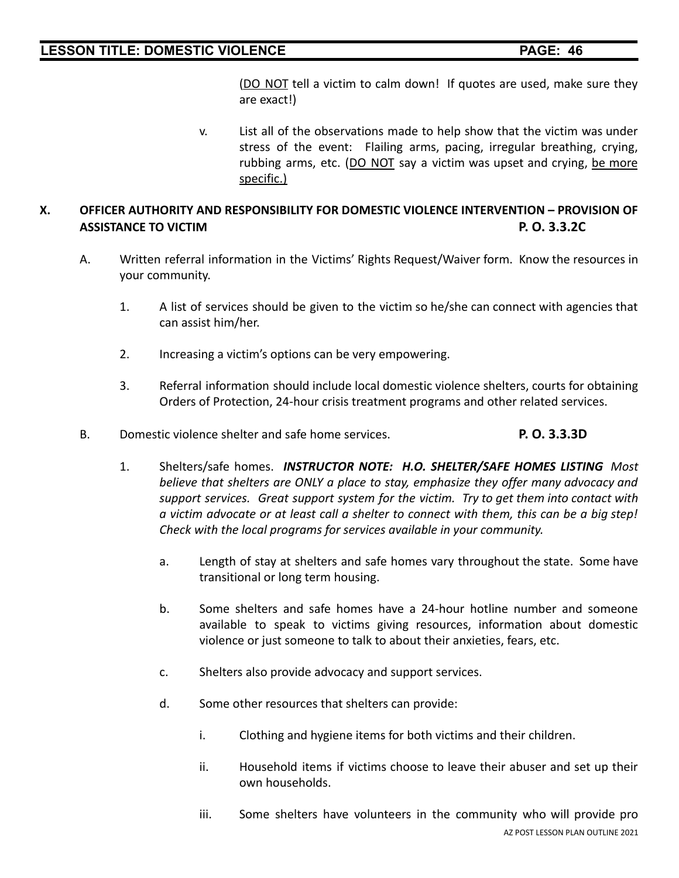(<u>DO NOT</u> tell a victim to calm down! If quotes are used, make sure they are exact!)

v. List all of the observations made to help show that the victim was under stress of the event: Flailing arms, pacing, irregular breathing, crying, rubbing arms, etc. (<u>DO NOT</u> say a victim was upset and crying, <u>be more specific.)</u>

## X. OFFICER AUTHORITY AND RESPONSIBILITY FOR DOMESTIC VIOLENCE INTERVENTION – PROVISION OF ASSISTANCE TO VICTIM **P. O. 3.3.2C**

A. Written referral information in the Victims' Rights Request/Waiver form. Know the resources in your community.

1. A list of services should be given to the victim so he/she can connect with agencies that can assist him/her.

2. Increasing a victim's options can be very empowering.

3. Referral information should include local domestic violence shelters, courts for obtaining Orders of Protection, 24-hour crisis treatment programs and other related services.

B. Domestic violence shelter and safe home services. **P. O. 3.3.3D**

1. Shelters/safe homes. ***INSTRUCTOR NOTE: H.O. SHELTER/SAFE HOMES LISTING*** *Most believe that shelters are ONLY a place to stay, emphasize they offer many advocacy and support services. Great support system for the victim. Try to get them into contact with a victim advocate or at least call a shelter to connect with them, this can be a big step! Check with the local programs for services available in your community.*

   a. Length of stay at shelters and safe homes vary throughout the state. Some have transitional or long term housing.

   b. Some shelters and safe homes have a 24-hour hotline number and someone available to speak to victims giving resources, information about domestic violence or just someone to talk to about their anxieties, fears, etc.

   c. Shelters also provide advocacy and support services.

   d. Some other resources that shelters can provide:

      i. Clothing and hygiene items for both victims and their children.

      ii. Household items if victims choose to leave their abuser and set up their own households.

      iii. Some shelters have volunteers in the community who will provide pro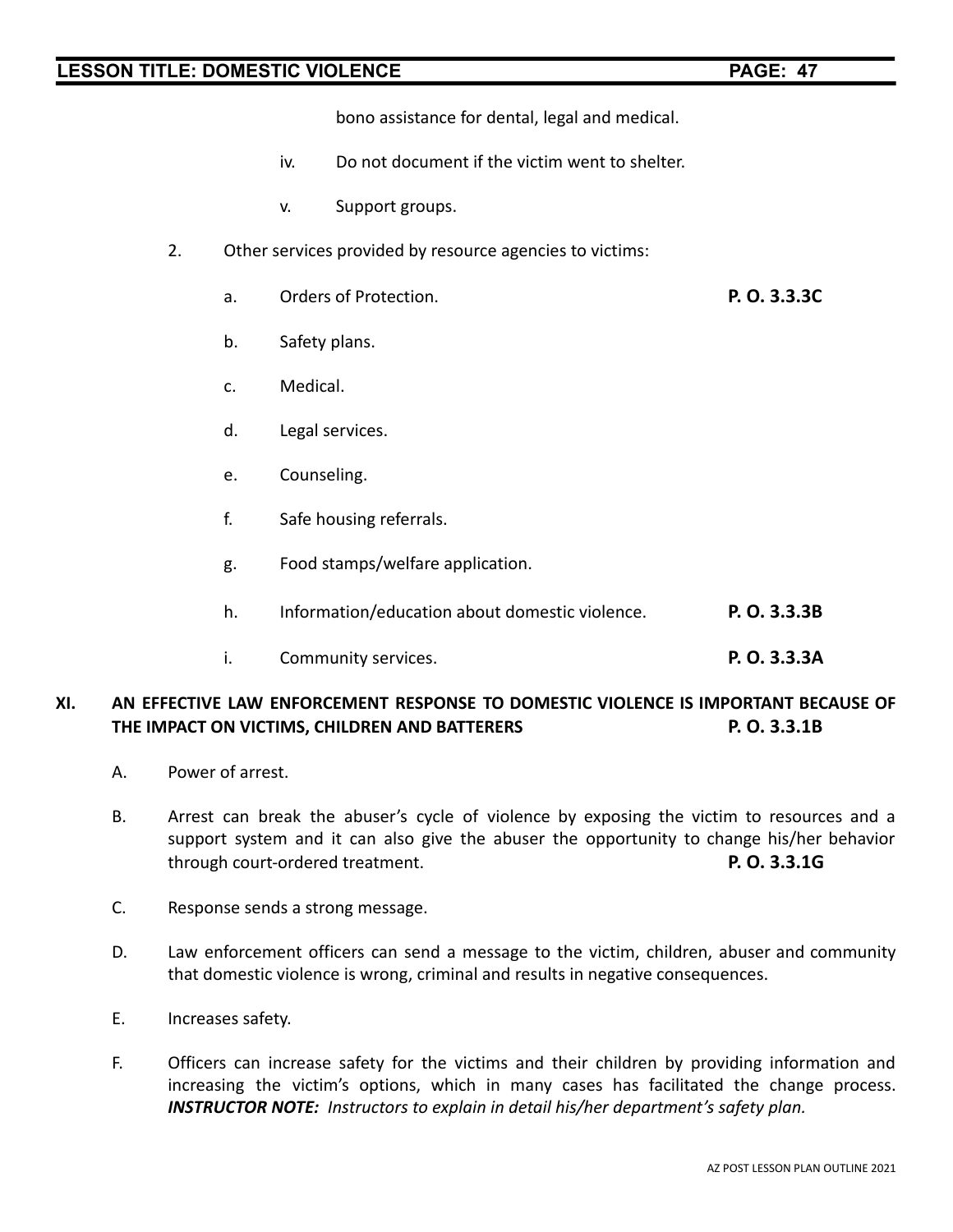bono assistance for dental, legal and medical.

iv. Do not document if the victim went to shelter.

v. Support groups.

2. Other services provided by resource agencies to victims:

   a. Orders of Protection. **P. O. 3.3.3C**

   b. Safety plans.

   c. Medical.

   d. Legal services.

   e. Counseling.

   f. Safe housing referrals.

   g. Food stamps/welfare application.

   h. Information/education about domestic violence. **P. O. 3.3.3B**

   i. Community services. **P. O. 3.3.3A**

## XI. AN EFFECTIVE LAW ENFORCEMENT RESPONSE TO DOMESTIC VIOLENCE IS IMPORTANT BECAUSE OF THE IMPACT ON VICTIMS, CHILDREN AND BATTERERS **P. O. 3.3.1B**

A. Power of arrest.

B. Arrest can break the abuser's cycle of violence by exposing the victim to resources and a support system and it can also give the abuser the opportunity to change his/her behavior through court-ordered treatment. **P. O. 3.3.1G**

C. Response sends a strong message.

D. Law enforcement officers can send a message to the victim, children, abuser and community that domestic violence is wrong, criminal and results in negative consequences.

E. Increases safety.

F. Officers can increase safety for the victims and their children by providing information and increasing the victim's options, which in many cases has facilitated the change process. ***INSTRUCTOR NOTE:*** *Instructors to explain in detail his/her department's safety plan.*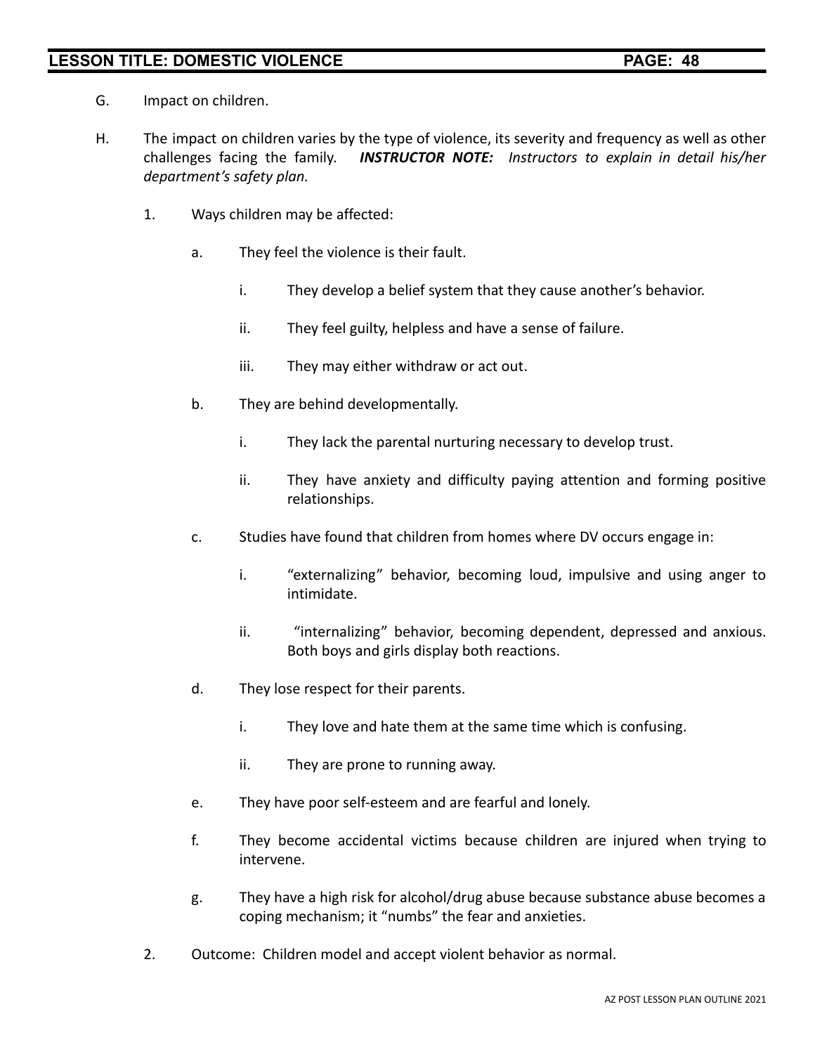G. Impact on children.

H. The impact on children varies by the type of violence, its severity and frequency as well as other challenges facing the family. ***INSTRUCTOR NOTE:*** *Instructors to explain in detail his/her department's safety plan.*

1. Ways children may be affected:

   a. They feel the violence is their fault.

      i. They develop a belief system that they cause another's behavior.

      ii. They feel guilty, helpless and have a sense of failure.

      iii. They may either withdraw or act out.

   b. They are behind developmentally.

      i. They lack the parental nurturing necessary to develop trust.

      ii. They have anxiety and difficulty paying attention and forming positive relationships.

   c. Studies have found that children from homes where DV occurs engage in:

      i. "externalizing" behavior, becoming loud, impulsive and using anger to intimidate.

      ii. "internalizing" behavior, becoming dependent, depressed and anxious. Both boys and girls display both reactions.

   d. They lose respect for their parents.

      i. They love and hate them at the same time which is confusing.

      ii. They are prone to running away.

   e. They have poor self-esteem and are fearful and lonely.

   f. They become accidental victims because children are injured when trying to intervene.

   g. They have a high risk for alcohol/drug abuse because substance abuse becomes a coping mechanism; it "numbs" the fear and anxieties.

2. Outcome: Children model and accept violent behavior as normal.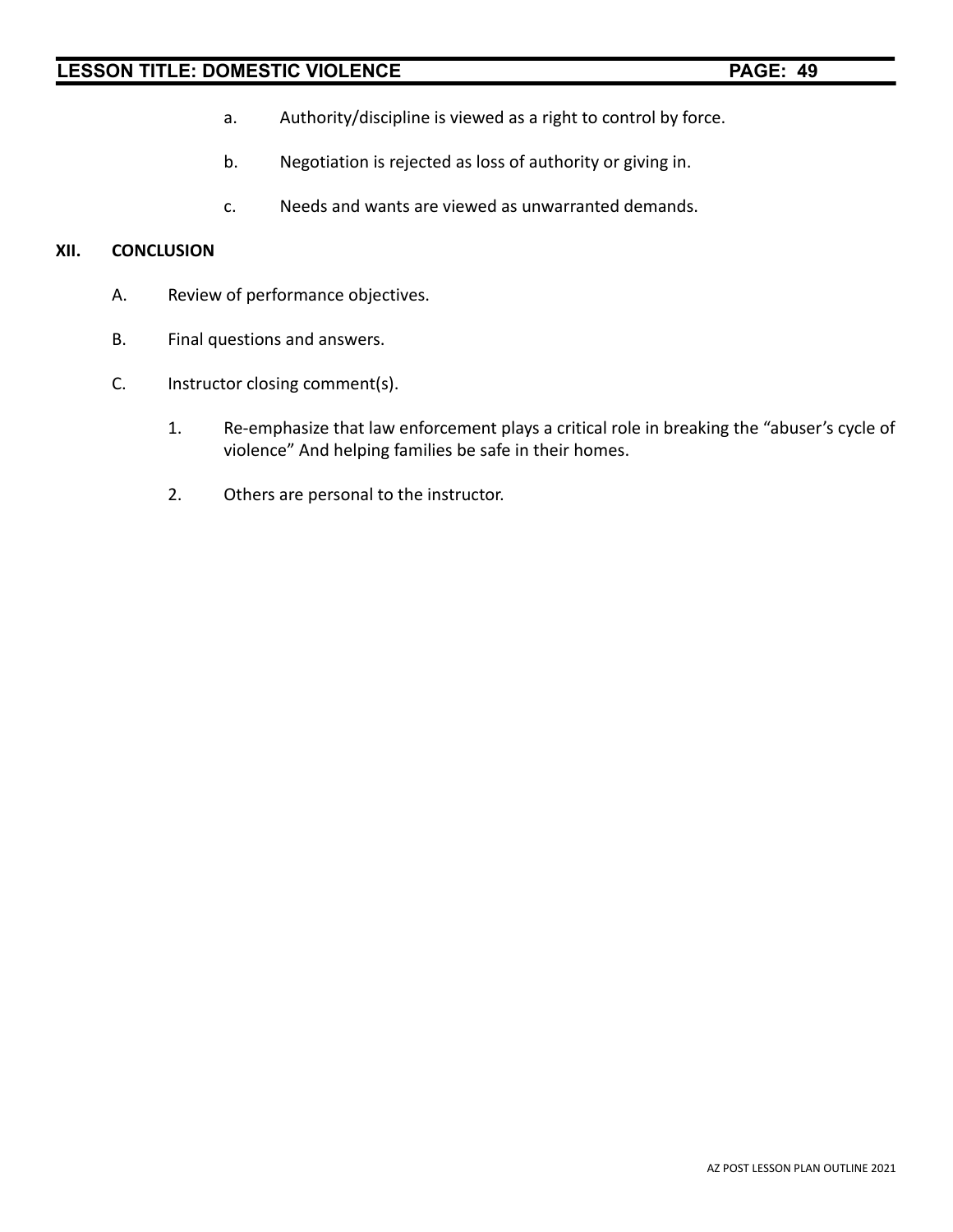a. Authority/discipline is viewed as a right to control by force.

b. Negotiation is rejected as loss of authority or giving in.

c. Needs and wants are viewed as unwarranted demands.

## XII. CONCLUSION

A. Review of performance objectives.

B. Final questions and answers.

C. Instructor closing comment(s).

1. Re-emphasize that law enforcement plays a critical role in breaking the "abuser's cycle of violence" And helping families be safe in their homes.

2. Others are personal to the instructor.